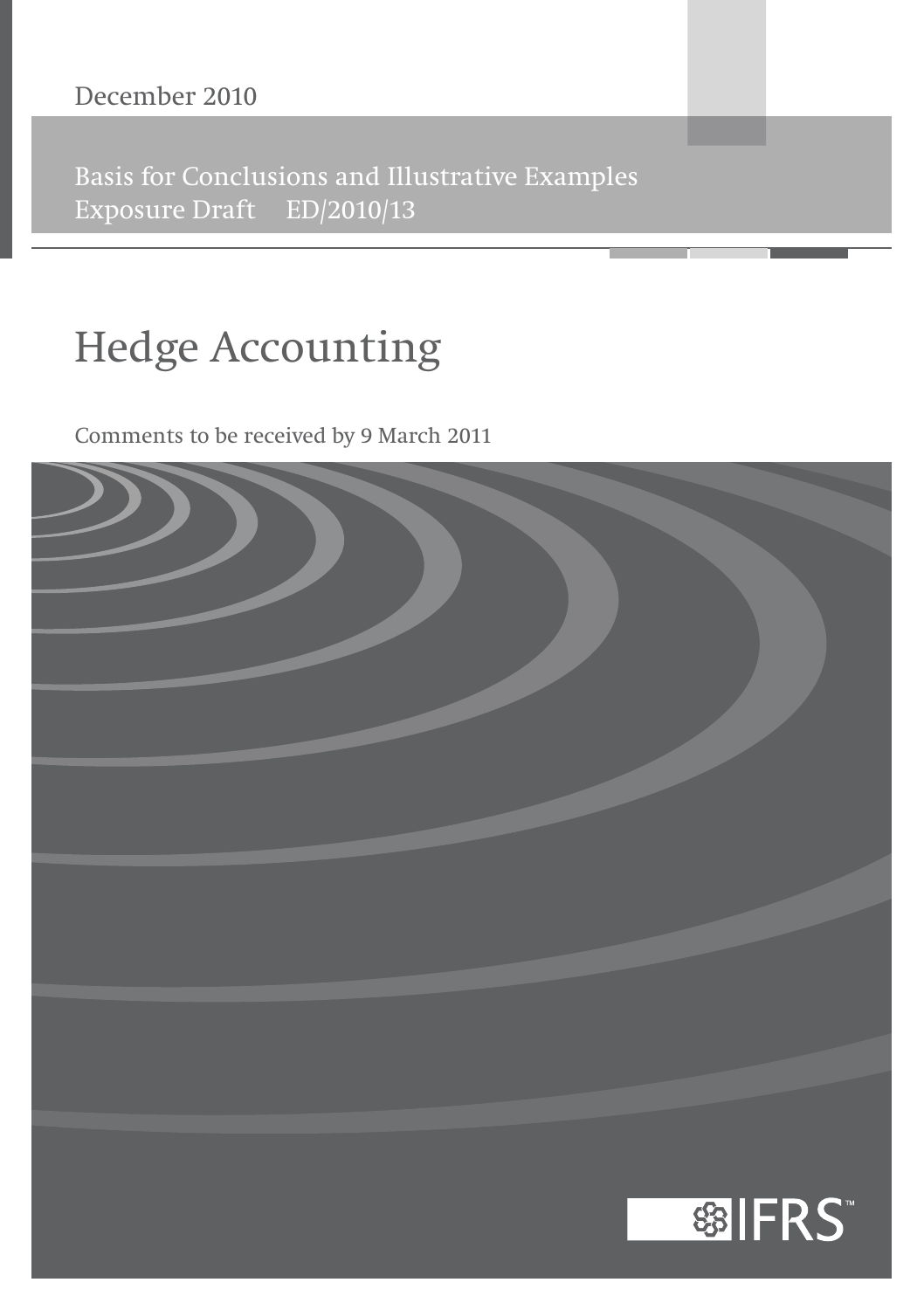December 2010

Basis for Conclusions and Illustrative Examples
Exposure Draft ED/2010/13

# Hedge Accounting

Comments to be received by 9 March 2011

IFRS™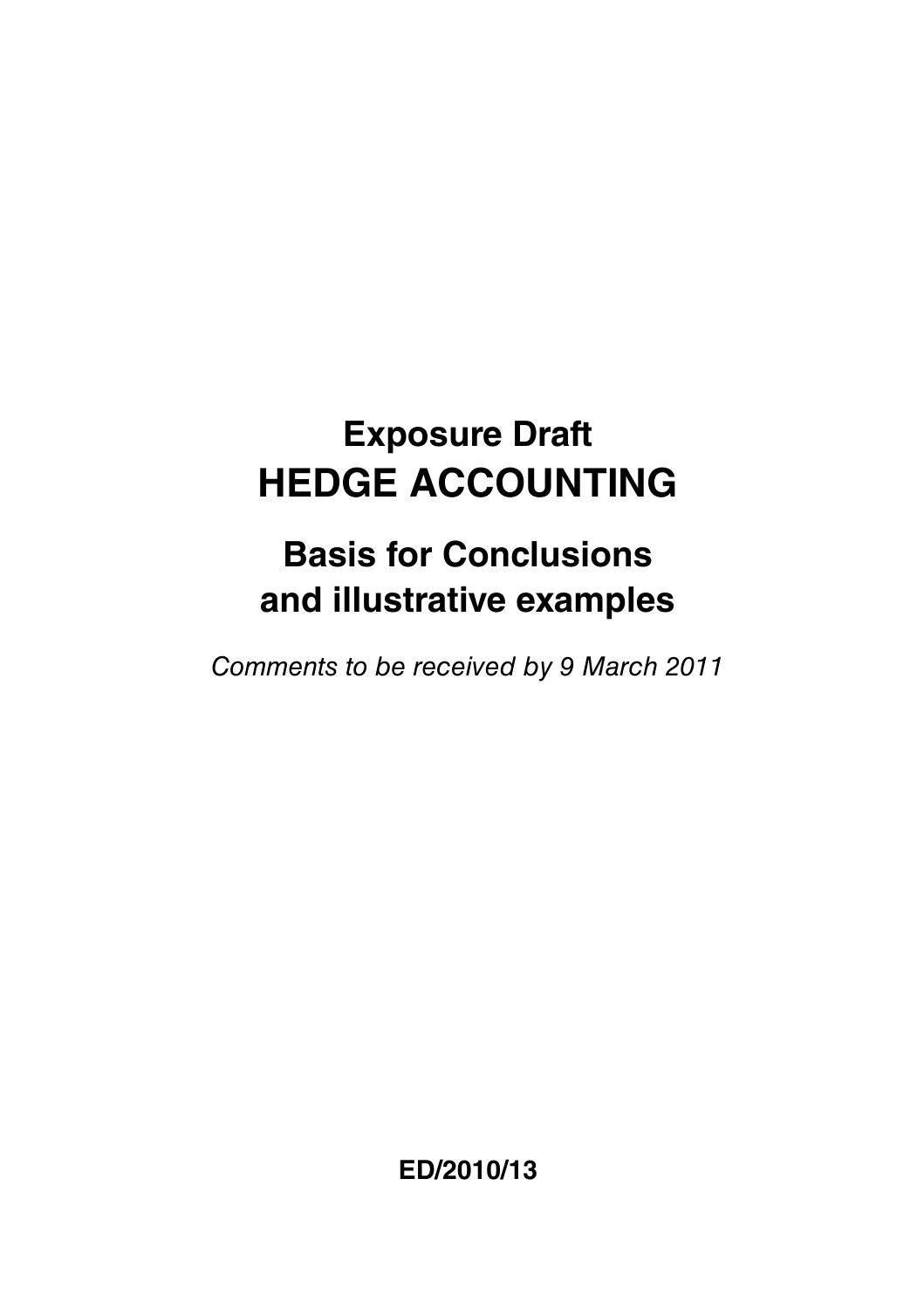# Exposure Draft
# HEDGE ACCOUNTING

## Basis for Conclusions and illustrative examples

*Comments to be received by 9 March 2011*

**ED/2010/13**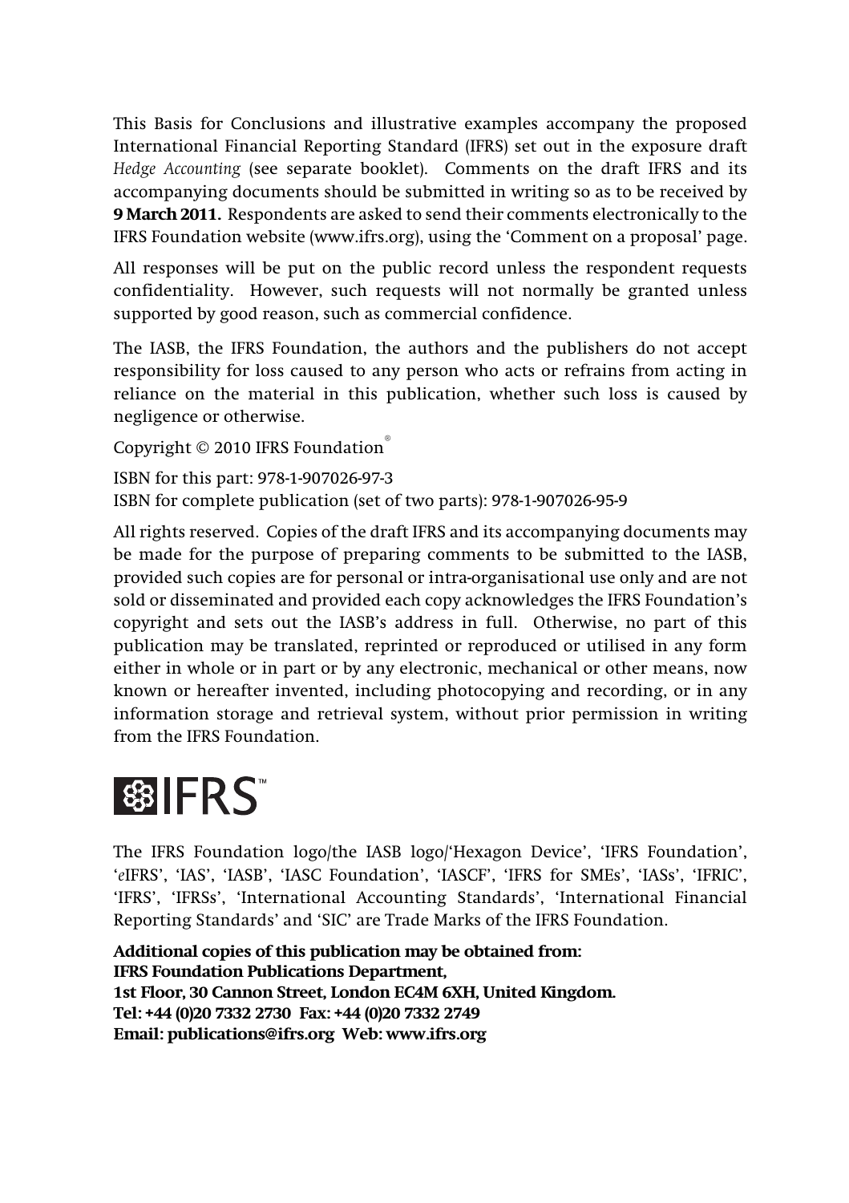This Basis for Conclusions and illustrative examples accompany the proposed International Financial Reporting Standard (IFRS) set out in the exposure draft *Hedge Accounting* (see separate booklet). Comments on the draft IFRS and its accompanying documents should be submitted in writing so as to be received by **9 March 2011.** Respondents are asked to send their comments electronically to the IFRS Foundation website (www.ifrs.org), using the 'Comment on a proposal' page.

All responses will be put on the public record unless the respondent requests confidentiality. However, such requests will not normally be granted unless supported by good reason, such as commercial confidence.

The IASB, the IFRS Foundation, the authors and the publishers do not accept responsibility for loss caused to any person who acts or refrains from acting in reliance on the material in this publication, whether such loss is caused by negligence or otherwise.

Copyright © 2010 IFRS Foundation®

ISBN for this part: 978-1-907026-97-3
ISBN for complete publication (set of two parts): 978-1-907026-95-9

All rights reserved. Copies of the draft IFRS and its accompanying documents may be made for the purpose of preparing comments to be submitted to the IASB, provided such copies are for personal or intra-organisational use only and are not sold or disseminated and provided each copy acknowledges the IFRS Foundation's copyright and sets out the IASB's address in full. Otherwise, no part of this publication may be translated, reprinted or reproduced or utilised in any form either in whole or in part or by any electronic, mechanical or other means, now known or hereafter invented, including photocopying and recording, or in any information storage and retrieval system, without prior permission in writing from the IFRS Foundation.

IFRS™

The IFRS Foundation logo/the IASB logo/'Hexagon Device', 'IFRS Foundation', '*e*IFRS', 'IAS', 'IASB', 'IASC Foundation', 'IASCF', 'IFRS for SMEs', 'IASs', 'IFRIC', 'IFRS', 'IFRSs', 'International Accounting Standards', 'International Financial Reporting Standards' and 'SIC' are Trade Marks of the IFRS Foundation.

**Additional copies of this publication may be obtained from:**
**IFRS Foundation Publications Department,**
**1st Floor, 30 Cannon Street, London EC4M 6XH, United Kingdom.**
**Tel: +44 (0)20 7332 2730 Fax: +44 (0)20 7332 2749**
**Email: publications@ifrs.org Web: www.ifrs.org**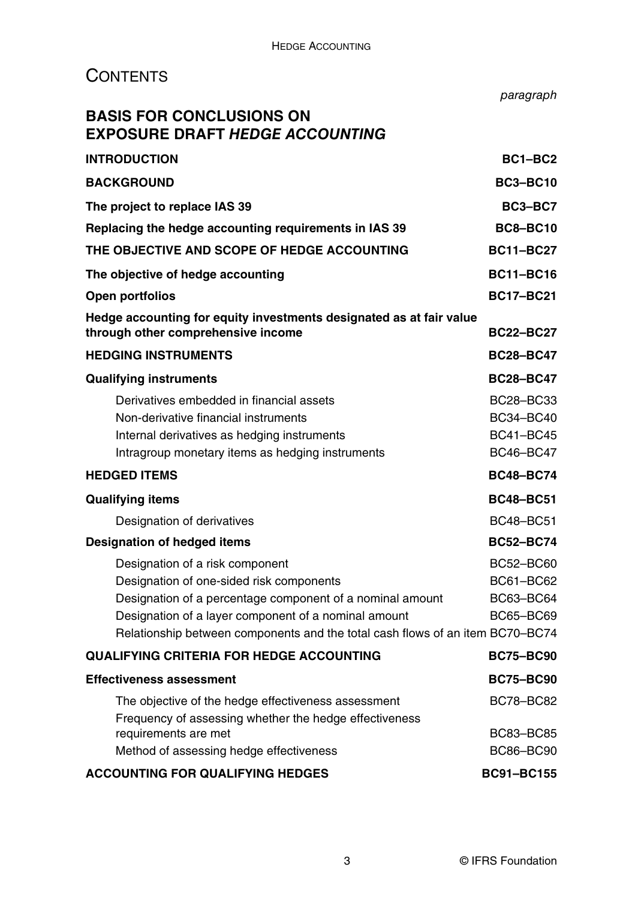# CONTENTS

| | paragraph |
|---|---|
| **BASIS FOR CONCLUSIONS ON EXPOSURE DRAFT *HEDGE ACCOUNTING*** | |
| **INTRODUCTION** | **BC1–BC2** |
| **BACKGROUND** | **BC3–BC10** |
| **The project to replace IAS 39** | **BC3–BC7** |
| **Replacing the hedge accounting requirements in IAS 39** | **BC8–BC10** |
| **THE OBJECTIVE AND SCOPE OF HEDGE ACCOUNTING** | **BC11–BC27** |
| **The objective of hedge accounting** | **BC11–BC16** |
| **Open portfolios** | **BC17–BC21** |
| **Hedge accounting for equity investments designated as at fair value through other comprehensive income** | **BC22–BC27** |
| **HEDGING INSTRUMENTS** | **BC28–BC47** |
| **Qualifying instruments** | **BC28–BC47** |
| Derivatives embedded in financial assets | BC28–BC33 |
| Non-derivative financial instruments | BC34–BC40 |
| Internal derivatives as hedging instruments | BC41–BC45 |
| Intragroup monetary items as hedging instruments | BC46–BC47 |
| **HEDGED ITEMS** | **BC48–BC74** |
| **Qualifying items** | **BC48–BC51** |
| Designation of derivatives | BC48–BC51 |
| **Designation of hedged items** | **BC52–BC74** |
| Designation of a risk component | BC52–BC60 |
| Designation of one-sided risk components | BC61–BC62 |
| Designation of a percentage component of a nominal amount | BC63–BC64 |
| Designation of a layer component of a nominal amount | BC65–BC69 |
| Relationship between components and the total cash flows of an item | BC70–BC74 |
| **QUALIFYING CRITERIA FOR HEDGE ACCOUNTING** | **BC75–BC90** |
| **Effectiveness assessment** | **BC75–BC90** |
| The objective of the hedge effectiveness assessment | BC78–BC82 |
| Frequency of assessing whether the hedge effectiveness requirements are met | BC83–BC85 |
| Method of assessing hedge effectiveness | BC86–BC90 |
| **ACCOUNTING FOR QUALIFYING HEDGES** | **BC91–BC155** |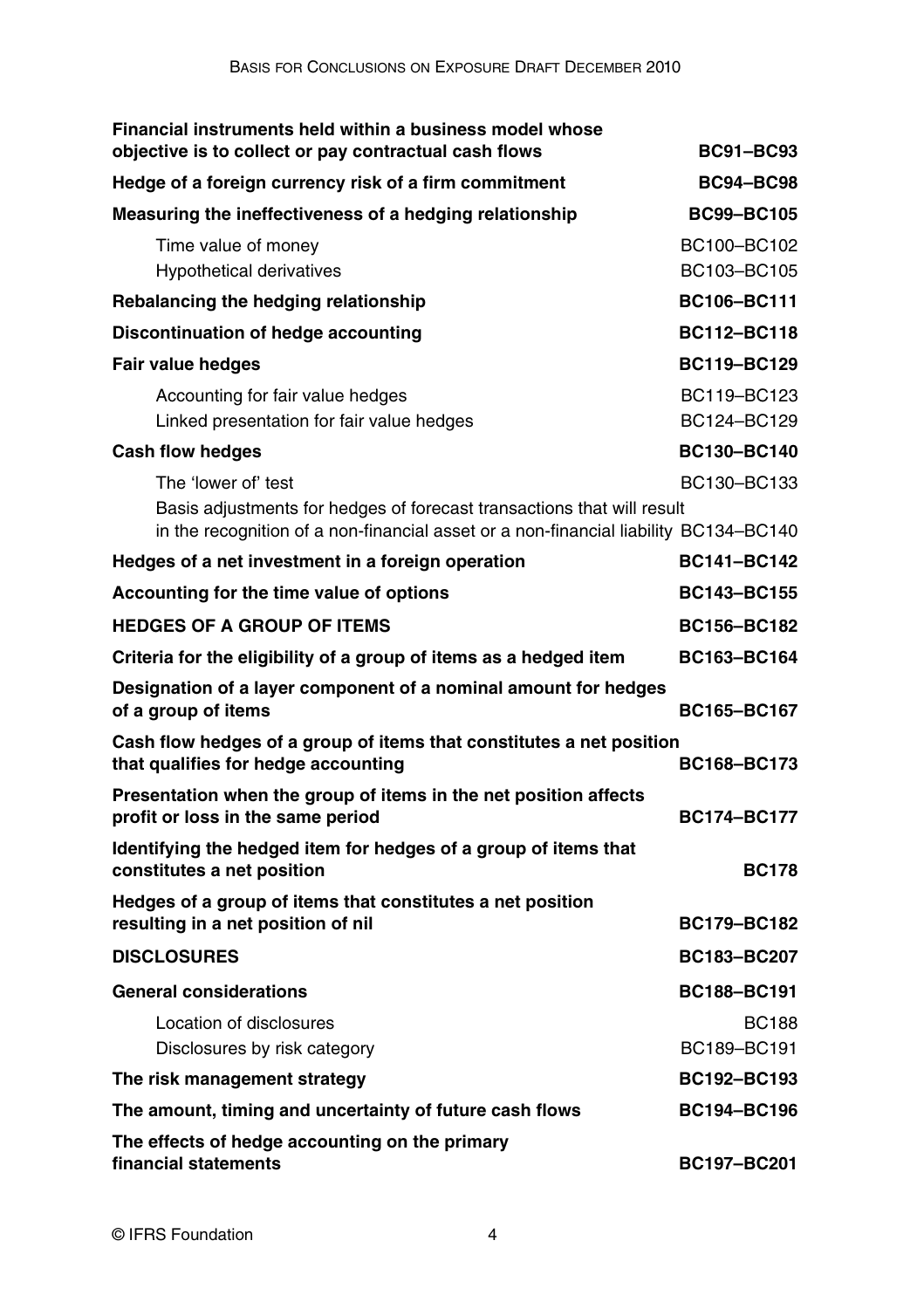| | |
|---|---|
| **Financial instruments held within a business model whose objective is to collect or pay contractual cash flows** | **BC91–BC93** |
| **Hedge of a foreign currency risk of a firm commitment** | **BC94–BC98** |
| **Measuring the ineffectiveness of a hedging relationship** | **BC99–BC105** |
| Time value of money | BC100–BC102 |
| Hypothetical derivatives | BC103–BC105 |
| **Rebalancing the hedging relationship** | **BC106–BC111** |
| **Discontinuation of hedge accounting** | **BC112–BC118** |
| **Fair value hedges** | **BC119–BC129** |
| Accounting for fair value hedges | BC119–BC123 |
| Linked presentation for fair value hedges | BC124–BC129 |
| **Cash flow hedges** | **BC130–BC140** |
| The 'lower of' test | BC130–BC133 |
| Basis adjustments for hedges of forecast transactions that will result in the recognition of a non-financial asset or a non-financial liability | BC134–BC140 |
| **Hedges of a net investment in a foreign operation** | **BC141–BC142** |
| **Accounting for the time value of options** | **BC143–BC155** |
| **HEDGES OF A GROUP OF ITEMS** | **BC156–BC182** |
| **Criteria for the eligibility of a group of items as a hedged item** | **BC163–BC164** |
| **Designation of a layer component of a nominal amount for hedges of a group of items** | **BC165–BC167** |
| **Cash flow hedges of a group of items that constitutes a net position that qualifies for hedge accounting** | **BC168–BC173** |
| **Presentation when the group of items in the net position affects profit or loss in the same period** | **BC174–BC177** |
| **Identifying the hedged item for hedges of a group of items that constitutes a net position** | **BC178** |
| **Hedges of a group of items that constitutes a net position resulting in a net position of nil** | **BC179–BC182** |
| **DISCLOSURES** | **BC183–BC207** |
| **General considerations** | **BC188–BC191** |
| Location of disclosures | BC188 |
| Disclosures by risk category | BC189–BC191 |
| **The risk management strategy** | **BC192–BC193** |
| **The amount, timing and uncertainty of future cash flows** | **BC194–BC196** |
| **The effects of hedge accounting on the primary financial statements** | **BC197–BC201** |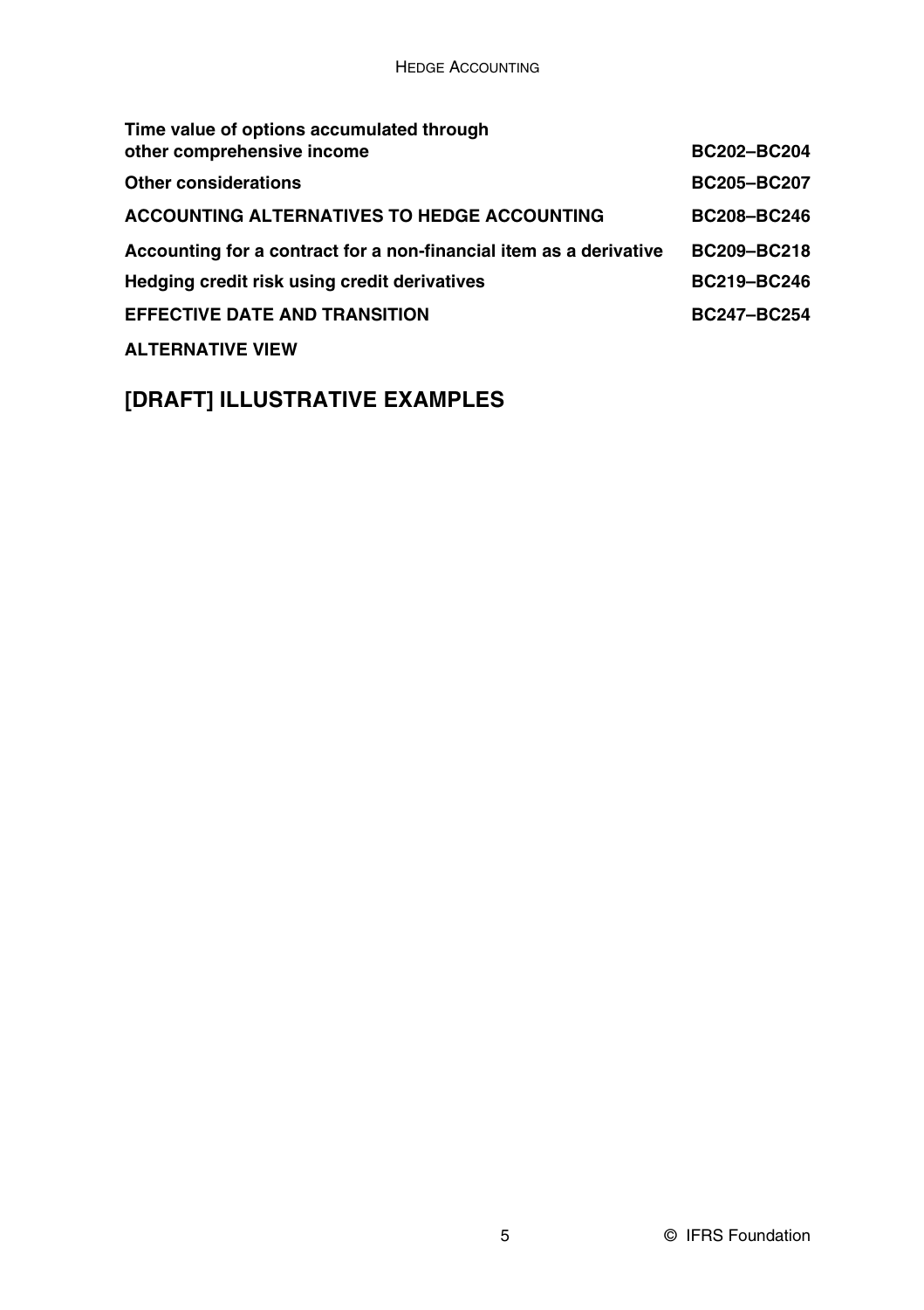| | |
|---|---|
| **Time value of options accumulated through other comprehensive income** | **BC202–BC204** |
| **Other considerations** | **BC205–BC207** |
| **ACCOUNTING ALTERNATIVES TO HEDGE ACCOUNTING** | **BC208–BC246** |
| **Accounting for a contract for a non-financial item as a derivative** | **BC209–BC218** |
| **Hedging credit risk using credit derivatives** | **BC219–BC246** |
| **EFFECTIVE DATE AND TRANSITION** | **BC247–BC254** |
| **ALTERNATIVE VIEW** | |

## [DRAFT] ILLUSTRATIVE EXAMPLES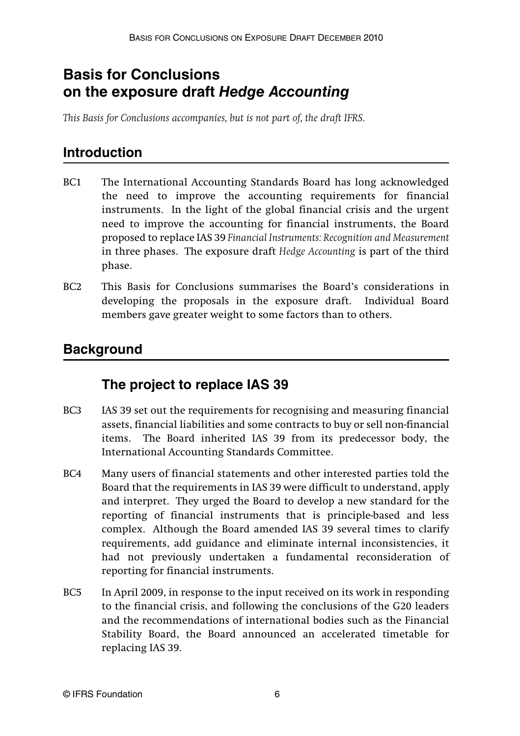# Basis for Conclusions on the exposure draft *Hedge Accounting*

*This Basis for Conclusions accompanies, but is not part of, the draft IFRS.*

## Introduction

BC1 The International Accounting Standards Board has long acknowledged the need to improve the accounting requirements for financial instruments. In the light of the global financial crisis and the urgent need to improve the accounting for financial instruments, the Board proposed to replace IAS 39 *Financial Instruments: Recognition and Measurement* in three phases. The exposure draft *Hedge Accounting* is part of the third phase.

BC2 This Basis for Conclusions summarises the Board's considerations in developing the proposals in the exposure draft. Individual Board members gave greater weight to some factors than to others.

## Background

### The project to replace IAS 39

BC3 IAS 39 set out the requirements for recognising and measuring financial assets, financial liabilities and some contracts to buy or sell non-financial items. The Board inherited IAS 39 from its predecessor body, the International Accounting Standards Committee.

BC4 Many users of financial statements and other interested parties told the Board that the requirements in IAS 39 were difficult to understand, apply and interpret. They urged the Board to develop a new standard for the reporting of financial instruments that is principle-based and less complex. Although the Board amended IAS 39 several times to clarify requirements, add guidance and eliminate internal inconsistencies, it had not previously undertaken a fundamental reconsideration of reporting for financial instruments.

BC5 In April 2009, in response to the input received on its work in responding to the financial crisis, and following the conclusions of the G20 leaders and the recommendations of international bodies such as the Financial Stability Board, the Board announced an accelerated timetable for replacing IAS 39.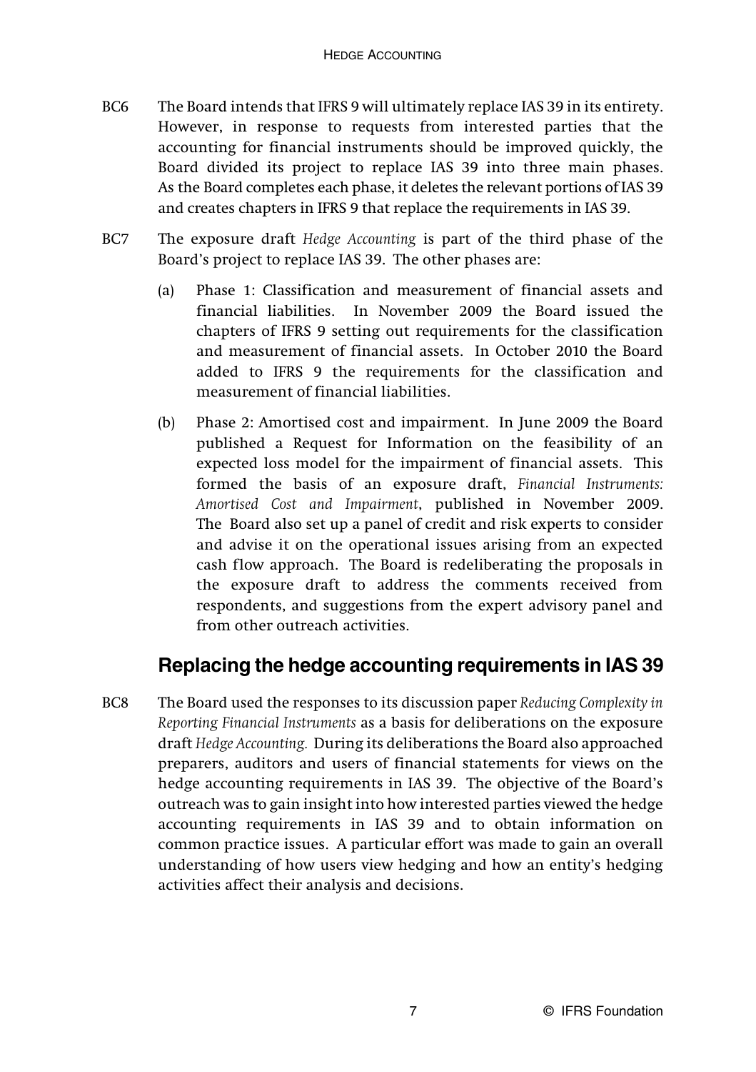BC6 The Board intends that IFRS 9 will ultimately replace IAS 39 in its entirety. However, in response to requests from interested parties that the accounting for financial instruments should be improved quickly, the Board divided its project to replace IAS 39 into three main phases. As the Board completes each phase, it deletes the relevant portions of IAS 39 and creates chapters in IFRS 9 that replace the requirements in IAS 39.

BC7 The exposure draft *Hedge Accounting* is part of the third phase of the Board's project to replace IAS 39. The other phases are:

(a) Phase 1: Classification and measurement of financial assets and financial liabilities. In November 2009 the Board issued the chapters of IFRS 9 setting out requirements for the classification and measurement of financial assets. In October 2010 the Board added to IFRS 9 the requirements for the classification and measurement of financial liabilities.

(b) Phase 2: Amortised cost and impairment. In June 2009 the Board published a Request for Information on the feasibility of an expected loss model for the impairment of financial assets. This formed the basis of an exposure draft, *Financial Instruments: Amortised Cost and Impairment*, published in November 2009. The Board also set up a panel of credit and risk experts to consider and advise it on the operational issues arising from an expected cash flow approach. The Board is redeliberating the proposals in the exposure draft to address the comments received from respondents, and suggestions from the expert advisory panel and from other outreach activities.

## Replacing the hedge accounting requirements in IAS 39

BC8 The Board used the responses to its discussion paper *Reducing Complexity in Reporting Financial Instruments* as a basis for deliberations on the exposure draft *Hedge Accounting.* During its deliberations the Board also approached preparers, auditors and users of financial statements for views on the hedge accounting requirements in IAS 39. The objective of the Board's outreach was to gain insight into how interested parties viewed the hedge accounting requirements in IAS 39 and to obtain information on common practice issues. A particular effort was made to gain an overall understanding of how users view hedging and how an entity's hedging activities affect their analysis and decisions.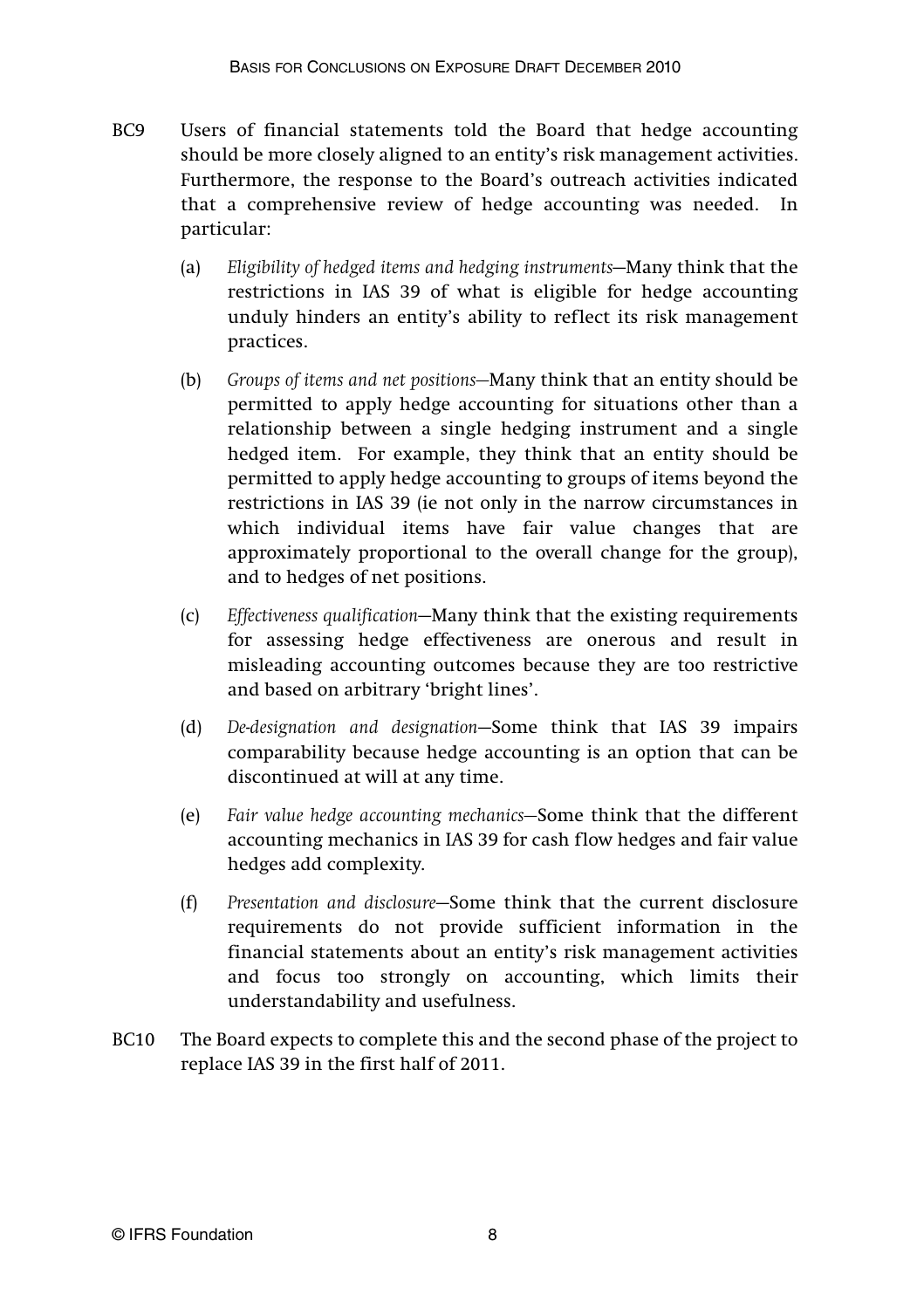BC9 Users of financial statements told the Board that hedge accounting should be more closely aligned to an entity's risk management activities. Furthermore, the response to the Board's outreach activities indicated that a comprehensive review of hedge accounting was needed. In particular:

(a) *Eligibility of hedged items and hedging instruments*—Many think that the restrictions in IAS 39 of what is eligible for hedge accounting unduly hinders an entity's ability to reflect its risk management practices.

(b) *Groups of items and net positions*—Many think that an entity should be permitted to apply hedge accounting for situations other than a relationship between a single hedging instrument and a single hedged item. For example, they think that an entity should be permitted to apply hedge accounting to groups of items beyond the restrictions in IAS 39 (ie not only in the narrow circumstances in which individual items have fair value changes that are approximately proportional to the overall change for the group), and to hedges of net positions.

(c) *Effectiveness qualification*—Many think that the existing requirements for assessing hedge effectiveness are onerous and result in misleading accounting outcomes because they are too restrictive and based on arbitrary 'bright lines'.

(d) *De-designation and designation*—Some think that IAS 39 impairs comparability because hedge accounting is an option that can be discontinued at will at any time.

(e) *Fair value hedge accounting mechanics*—Some think that the different accounting mechanics in IAS 39 for cash flow hedges and fair value hedges add complexity.

(f) *Presentation and disclosure*—Some think that the current disclosure requirements do not provide sufficient information in the financial statements about an entity's risk management activities and focus too strongly on accounting, which limits their understandability and usefulness.

BC10 The Board expects to complete this and the second phase of the project to replace IAS 39 in the first half of 2011.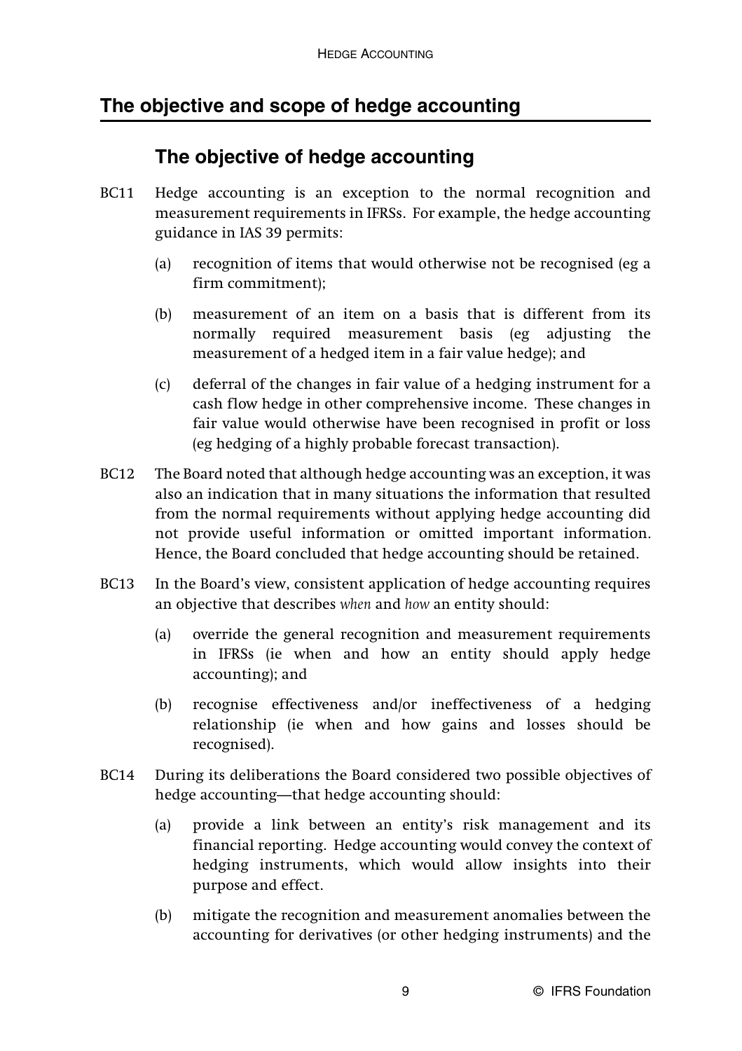## The objective and scope of hedge accounting

### The objective of hedge accounting

BC11 Hedge accounting is an exception to the normal recognition and measurement requirements in IFRSs. For example, the hedge accounting guidance in IAS 39 permits:

(a) recognition of items that would otherwise not be recognised (eg a firm commitment);

(b) measurement of an item on a basis that is different from its normally required measurement basis (eg adjusting the measurement of a hedged item in a fair value hedge); and

(c) deferral of the changes in fair value of a hedging instrument for a cash flow hedge in other comprehensive income. These changes in fair value would otherwise have been recognised in profit or loss (eg hedging of a highly probable forecast transaction).

BC12 The Board noted that although hedge accounting was an exception, it was also an indication that in many situations the information that resulted from the normal requirements without applying hedge accounting did not provide useful information or omitted important information. Hence, the Board concluded that hedge accounting should be retained.

BC13 In the Board's view, consistent application of hedge accounting requires an objective that describes *when* and *how* an entity should:

(a) override the general recognition and measurement requirements in IFRSs (ie when and how an entity should apply hedge accounting); and

(b) recognise effectiveness and/or ineffectiveness of a hedging relationship (ie when and how gains and losses should be recognised).

BC14 During its deliberations the Board considered two possible objectives of hedge accounting—that hedge accounting should:

(a) provide a link between an entity's risk management and its financial reporting. Hedge accounting would convey the context of hedging instruments, which would allow insights into their purpose and effect.

(b) mitigate the recognition and measurement anomalies between the accounting for derivatives (or other hedging instruments) and the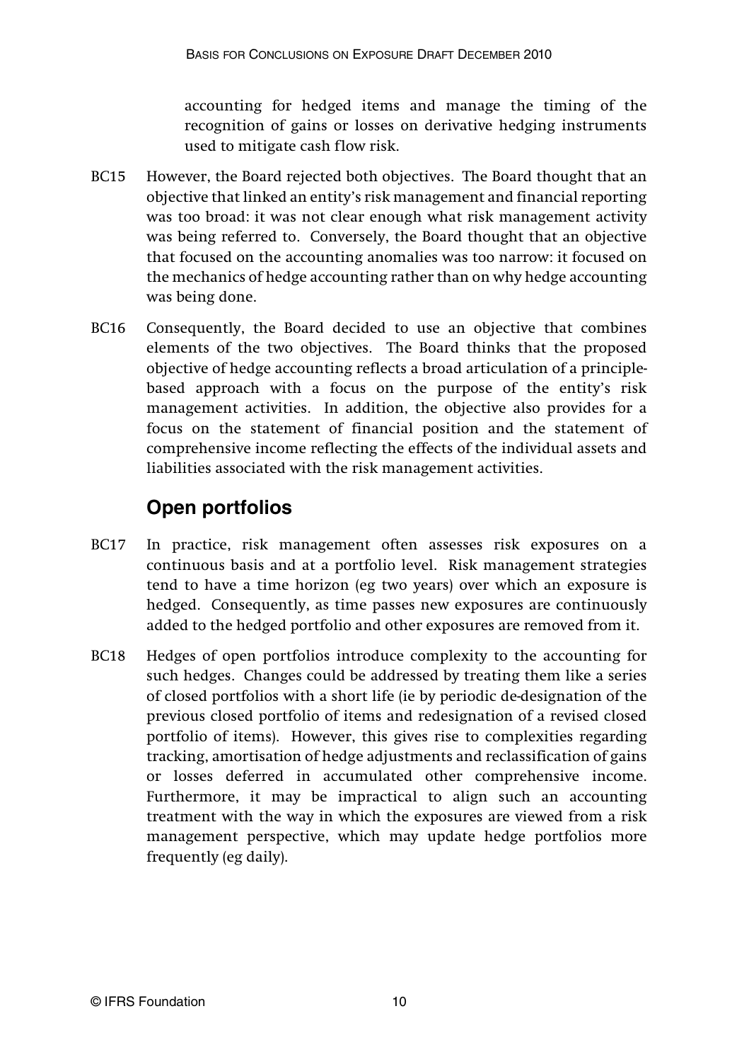accounting for hedged items and manage the timing of the recognition of gains or losses on derivative hedging instruments used to mitigate cash flow risk.

BC15 However, the Board rejected both objectives. The Board thought that an objective that linked an entity's risk management and financial reporting was too broad: it was not clear enough what risk management activity was being referred to. Conversely, the Board thought that an objective that focused on the accounting anomalies was too narrow: it focused on the mechanics of hedge accounting rather than on why hedge accounting was being done.

BC16 Consequently, the Board decided to use an objective that combines elements of the two objectives. The Board thinks that the proposed objective of hedge accounting reflects a broad articulation of a principle-based approach with a focus on the purpose of the entity's risk management activities. In addition, the objective also provides for a focus on the statement of financial position and the statement of comprehensive income reflecting the effects of the individual assets and liabilities associated with the risk management activities.

## Open portfolios

BC17 In practice, risk management often assesses risk exposures on a continuous basis and at a portfolio level. Risk management strategies tend to have a time horizon (eg two years) over which an exposure is hedged. Consequently, as time passes new exposures are continuously added to the hedged portfolio and other exposures are removed from it.

BC18 Hedges of open portfolios introduce complexity to the accounting for such hedges. Changes could be addressed by treating them like a series of closed portfolios with a short life (ie by periodic de-designation of the previous closed portfolio of items and redesignation of a revised closed portfolio of items). However, this gives rise to complexities regarding tracking, amortisation of hedge adjustments and reclassification of gains or losses deferred in accumulated other comprehensive income. Furthermore, it may be impractical to align such an accounting treatment with the way in which the exposures are viewed from a risk management perspective, which may update hedge portfolios more frequently (eg daily).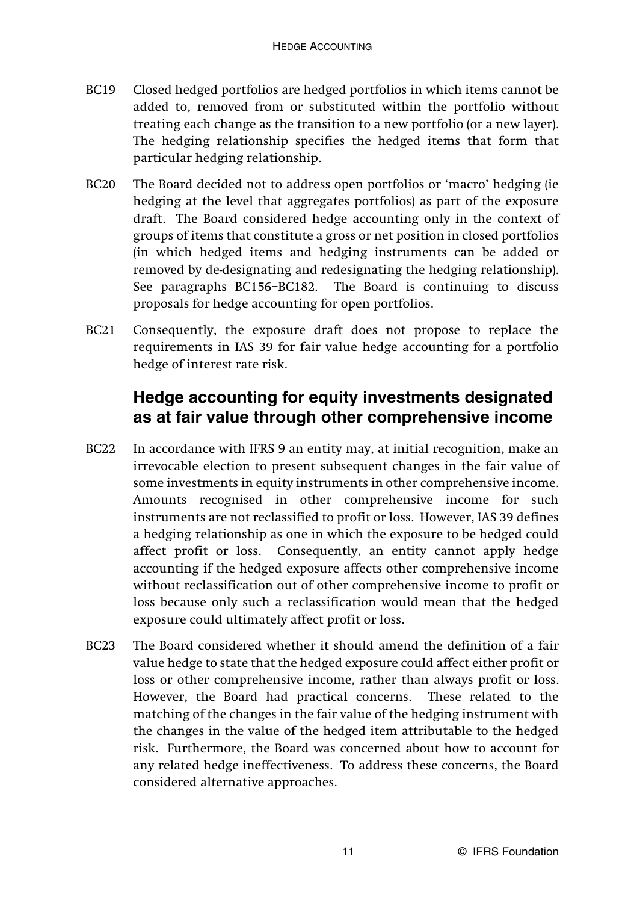BC19 Closed hedged portfolios are hedged portfolios in which items cannot be added to, removed from or substituted within the portfolio without treating each change as the transition to a new portfolio (or a new layer). The hedging relationship specifies the hedged items that form that particular hedging relationship.

BC20 The Board decided not to address open portfolios or 'macro' hedging (ie hedging at the level that aggregates portfolios) as part of the exposure draft. The Board considered hedge accounting only in the context of groups of items that constitute a gross or net position in closed portfolios (in which hedged items and hedging instruments can be added or removed by de-designating and redesignating the hedging relationship). See paragraphs BC156–BC182. The Board is continuing to discuss proposals for hedge accounting for open portfolios.

BC21 Consequently, the exposure draft does not propose to replace the requirements in IAS 39 for fair value hedge accounting for a portfolio hedge of interest rate risk.

## Hedge accounting for equity investments designated as at fair value through other comprehensive income

BC22 In accordance with IFRS 9 an entity may, at initial recognition, make an irrevocable election to present subsequent changes in the fair value of some investments in equity instruments in other comprehensive income. Amounts recognised in other comprehensive income for such instruments are not reclassified to profit or loss. However, IAS 39 defines a hedging relationship as one in which the exposure to be hedged could affect profit or loss. Consequently, an entity cannot apply hedge accounting if the hedged exposure affects other comprehensive income without reclassification out of other comprehensive income to profit or loss because only such a reclassification would mean that the hedged exposure could ultimately affect profit or loss.

BC23 The Board considered whether it should amend the definition of a fair value hedge to state that the hedged exposure could affect either profit or loss or other comprehensive income, rather than always profit or loss. However, the Board had practical concerns. These related to the matching of the changes in the fair value of the hedging instrument with the changes in the value of the hedged item attributable to the hedged risk. Furthermore, the Board was concerned about how to account for any related hedge ineffectiveness. To address these concerns, the Board considered alternative approaches.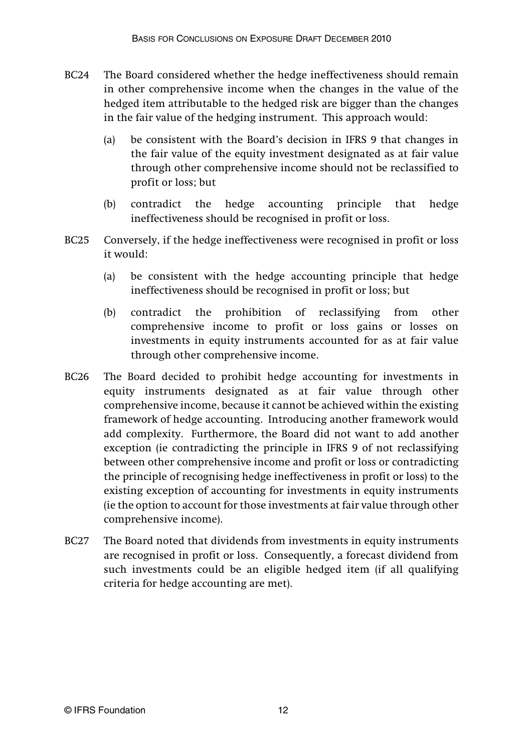BC24 The Board considered whether the hedge ineffectiveness should remain in other comprehensive income when the changes in the value of the hedged item attributable to the hedged risk are bigger than the changes in the fair value of the hedging instrument. This approach would:

(a) be consistent with the Board's decision in IFRS 9 that changes in the fair value of the equity investment designated as at fair value through other comprehensive income should not be reclassified to profit or loss; but

(b) contradict the hedge accounting principle that hedge ineffectiveness should be recognised in profit or loss.

BC25 Conversely, if the hedge ineffectiveness were recognised in profit or loss it would:

(a) be consistent with the hedge accounting principle that hedge ineffectiveness should be recognised in profit or loss; but

(b) contradict the prohibition of reclassifying from other comprehensive income to profit or loss gains or losses on investments in equity instruments accounted for as at fair value through other comprehensive income.

BC26 The Board decided to prohibit hedge accounting for investments in equity instruments designated as at fair value through other comprehensive income, because it cannot be achieved within the existing framework of hedge accounting. Introducing another framework would add complexity. Furthermore, the Board did not want to add another exception (ie contradicting the principle in IFRS 9 of not reclassifying between other comprehensive income and profit or loss or contradicting the principle of recognising hedge ineffectiveness in profit or loss) to the existing exception of accounting for investments in equity instruments (ie the option to account for those investments at fair value through other comprehensive income).

BC27 The Board noted that dividends from investments in equity instruments are recognised in profit or loss. Consequently, a forecast dividend from such investments could be an eligible hedged item (if all qualifying criteria for hedge accounting are met).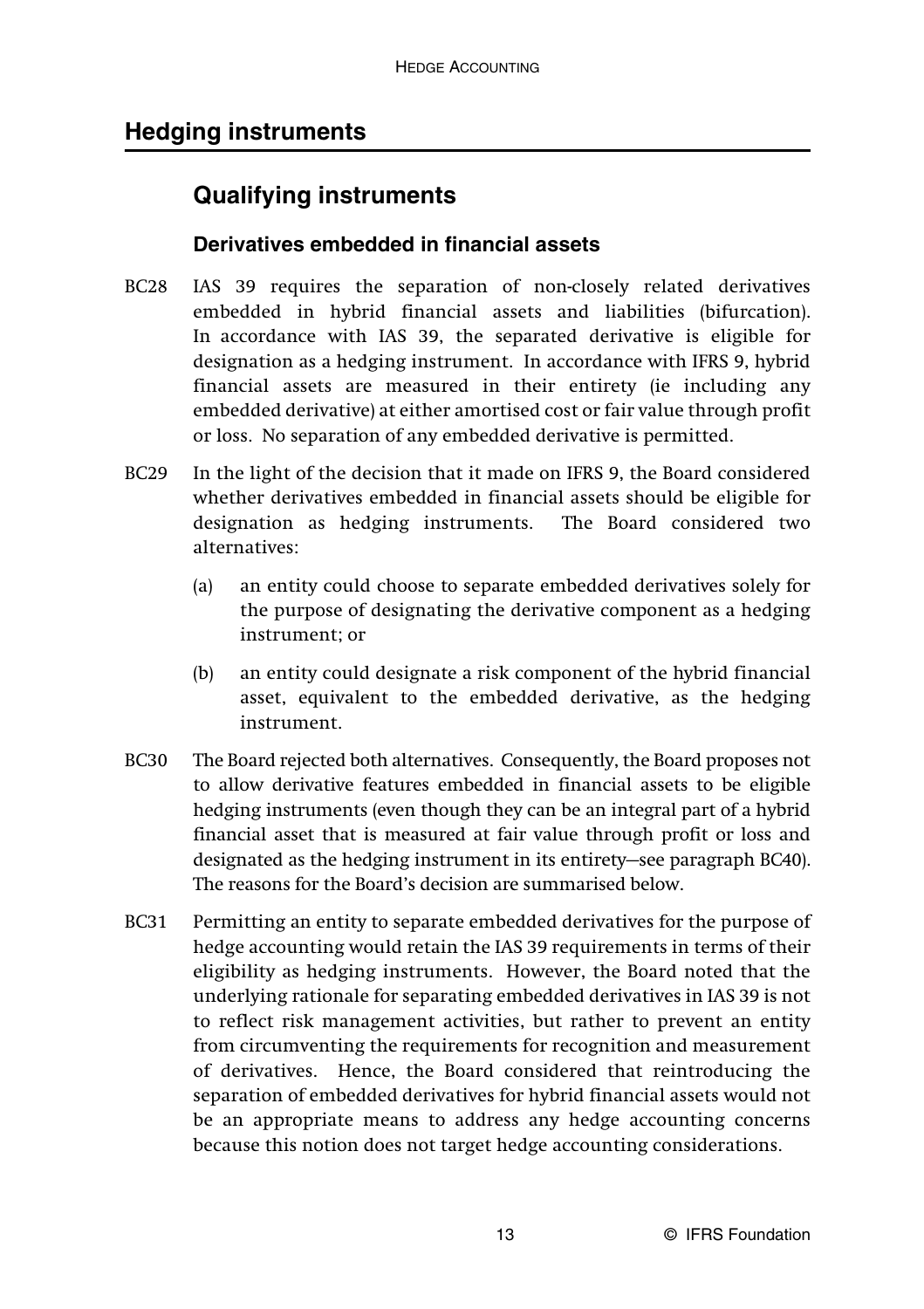## Hedging instruments

### Qualifying instruments

#### Derivatives embedded in financial assets

BC28 IAS 39 requires the separation of non-closely related derivatives embedded in hybrid financial assets and liabilities (bifurcation). In accordance with IAS 39, the separated derivative is eligible for designation as a hedging instrument. In accordance with IFRS 9, hybrid financial assets are measured in their entirety (ie including any embedded derivative) at either amortised cost or fair value through profit or loss. No separation of any embedded derivative is permitted.

BC29 In the light of the decision that it made on IFRS 9, the Board considered whether derivatives embedded in financial assets should be eligible for designation as hedging instruments. The Board considered two alternatives:

(a) an entity could choose to separate embedded derivatives solely for the purpose of designating the derivative component as a hedging instrument; or

(b) an entity could designate a risk component of the hybrid financial asset, equivalent to the embedded derivative, as the hedging instrument.

BC30 The Board rejected both alternatives. Consequently, the Board proposes not to allow derivative features embedded in financial assets to be eligible hedging instruments (even though they can be an integral part of a hybrid financial asset that is measured at fair value through profit or loss and designated as the hedging instrument in its entirety—see paragraph BC40). The reasons for the Board's decision are summarised below.

BC31 Permitting an entity to separate embedded derivatives for the purpose of hedge accounting would retain the IAS 39 requirements in terms of their eligibility as hedging instruments. However, the Board noted that the underlying rationale for separating embedded derivatives in IAS 39 is not to reflect risk management activities, but rather to prevent an entity from circumventing the requirements for recognition and measurement of derivatives. Hence, the Board considered that reintroducing the separation of embedded derivatives for hybrid financial assets would not be an appropriate means to address any hedge accounting concerns because this notion does not target hedge accounting considerations.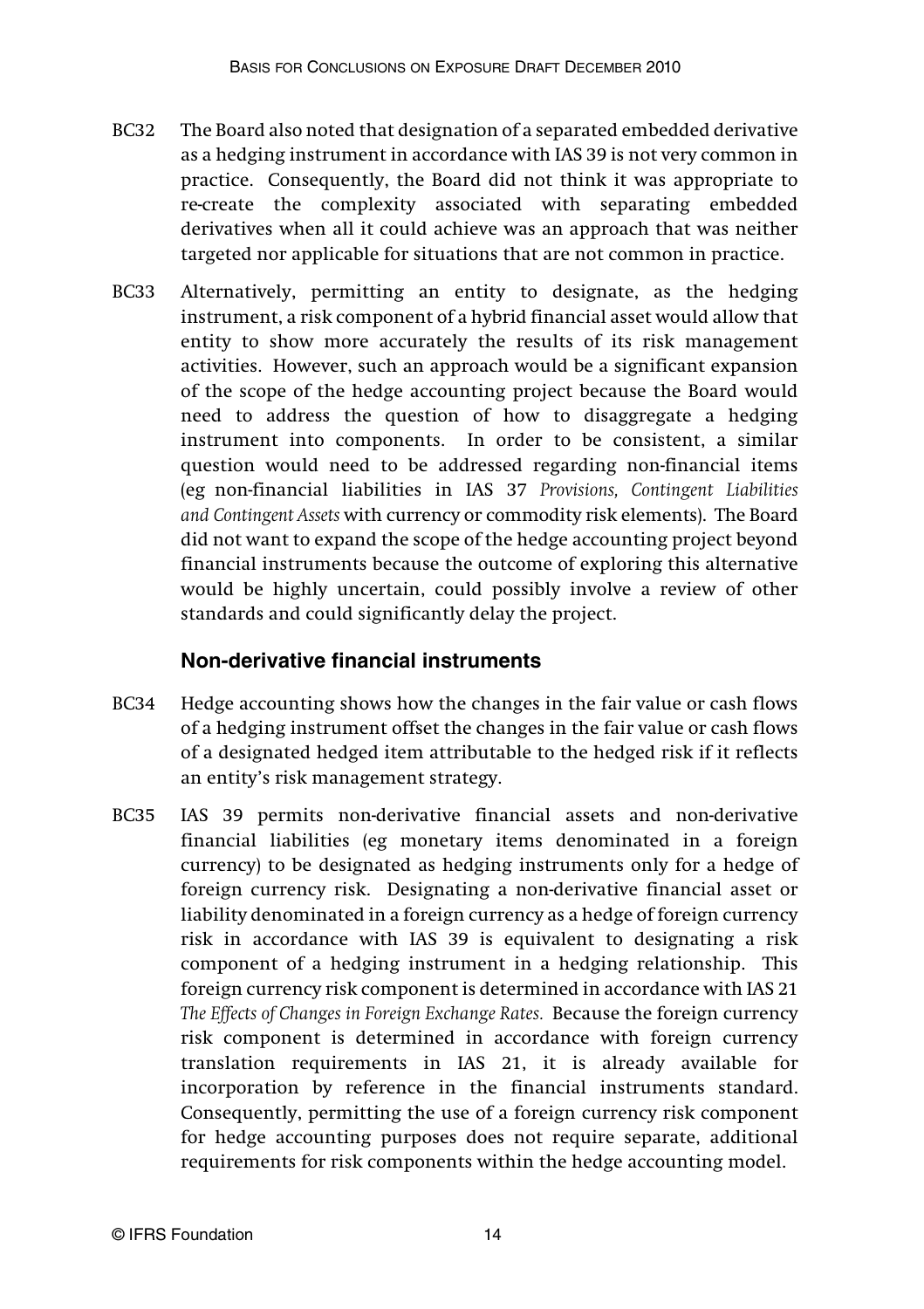BC32 The Board also noted that designation of a separated embedded derivative as a hedging instrument in accordance with IAS 39 is not very common in practice. Consequently, the Board did not think it was appropriate to re-create the complexity associated with separating embedded derivatives when all it could achieve was an approach that was neither targeted nor applicable for situations that are not common in practice.

BC33 Alternatively, permitting an entity to designate, as the hedging instrument, a risk component of a hybrid financial asset would allow that entity to show more accurately the results of its risk management activities. However, such an approach would be a significant expansion of the scope of the hedge accounting project because the Board would need to address the question of how to disaggregate a hedging instrument into components. In order to be consistent, a similar question would need to be addressed regarding non-financial items (eg non-financial liabilities in IAS 37 *Provisions, Contingent Liabilities and Contingent Assets* with currency or commodity risk elements). The Board did not want to expand the scope of the hedge accounting project beyond financial instruments because the outcome of exploring this alternative would be highly uncertain, could possibly involve a review of other standards and could significantly delay the project.

### Non-derivative financial instruments

BC34 Hedge accounting shows how the changes in the fair value or cash flows of a hedging instrument offset the changes in the fair value or cash flows of a designated hedged item attributable to the hedged risk if it reflects an entity's risk management strategy.

BC35 IAS 39 permits non-derivative financial assets and non-derivative financial liabilities (eg monetary items denominated in a foreign currency) to be designated as hedging instruments only for a hedge of foreign currency risk. Designating a non-derivative financial asset or liability denominated in a foreign currency as a hedge of foreign currency risk in accordance with IAS 39 is equivalent to designating a risk component of a hedging instrument in a hedging relationship. This foreign currency risk component is determined in accordance with IAS 21 *The Effects of Changes in Foreign Exchange Rates.* Because the foreign currency risk component is determined in accordance with foreign currency translation requirements in IAS 21, it is already available for incorporation by reference in the financial instruments standard. Consequently, permitting the use of a foreign currency risk component for hedge accounting purposes does not require separate, additional requirements for risk components within the hedge accounting model.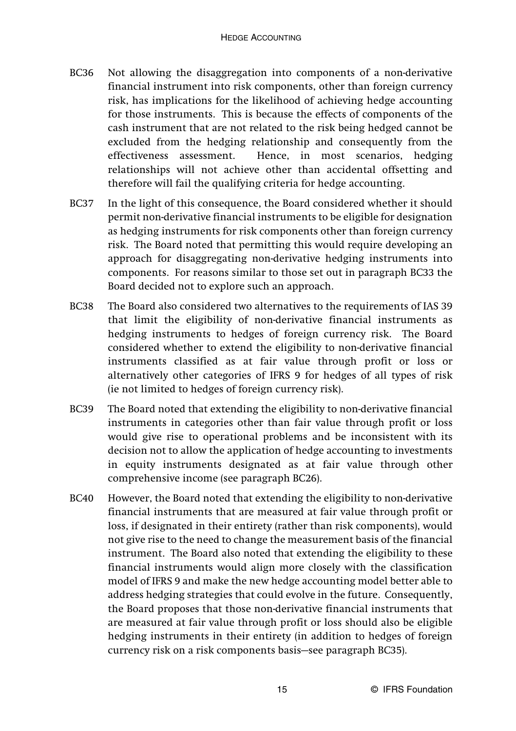BC36 Not allowing the disaggregation into components of a non-derivative financial instrument into risk components, other than foreign currency risk, has implications for the likelihood of achieving hedge accounting for those instruments. This is because the effects of components of the cash instrument that are not related to the risk being hedged cannot be excluded from the hedging relationship and consequently from the effectiveness assessment. Hence, in most scenarios, hedging relationships will not achieve other than accidental offsetting and therefore will fail the qualifying criteria for hedge accounting.

BC37 In the light of this consequence, the Board considered whether it should permit non-derivative financial instruments to be eligible for designation as hedging instruments for risk components other than foreign currency risk. The Board noted that permitting this would require developing an approach for disaggregating non-derivative hedging instruments into components. For reasons similar to those set out in paragraph BC33 the Board decided not to explore such an approach.

BC38 The Board also considered two alternatives to the requirements of IAS 39 that limit the eligibility of non-derivative financial instruments as hedging instruments to hedges of foreign currency risk. The Board considered whether to extend the eligibility to non-derivative financial instruments classified as at fair value through profit or loss or alternatively other categories of IFRS 9 for hedges of all types of risk (ie not limited to hedges of foreign currency risk).

BC39 The Board noted that extending the eligibility to non-derivative financial instruments in categories other than fair value through profit or loss would give rise to operational problems and be inconsistent with its decision not to allow the application of hedge accounting to investments in equity instruments designated as at fair value through other comprehensive income (see paragraph BC26).

BC40 However, the Board noted that extending the eligibility to non-derivative financial instruments that are measured at fair value through profit or loss, if designated in their entirety (rather than risk components), would not give rise to the need to change the measurement basis of the financial instrument. The Board also noted that extending the eligibility to these financial instruments would align more closely with the classification model of IFRS 9 and make the new hedge accounting model better able to address hedging strategies that could evolve in the future. Consequently, the Board proposes that those non-derivative financial instruments that are measured at fair value through profit or loss should also be eligible hedging instruments in their entirety (in addition to hedges of foreign currency risk on a risk components basis—see paragraph BC35).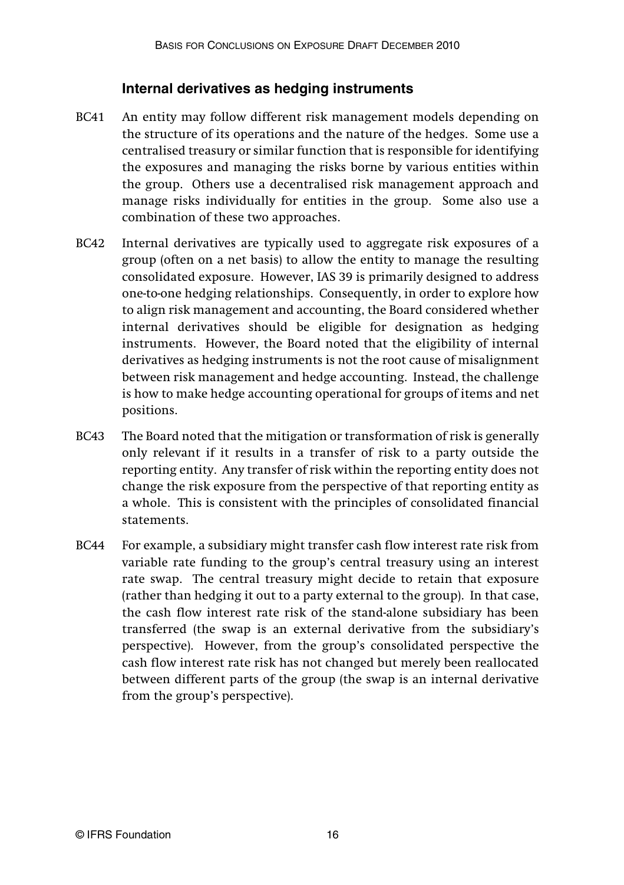### Internal derivatives as hedging instruments

BC41 An entity may follow different risk management models depending on the structure of its operations and the nature of the hedges. Some use a centralised treasury or similar function that is responsible for identifying the exposures and managing the risks borne by various entities within the group. Others use a decentralised risk management approach and manage risks individually for entities in the group. Some also use a combination of these two approaches.

BC42 Internal derivatives are typically used to aggregate risk exposures of a group (often on a net basis) to allow the entity to manage the resulting consolidated exposure. However, IAS 39 is primarily designed to address one-to-one hedging relationships. Consequently, in order to explore how to align risk management and accounting, the Board considered whether internal derivatives should be eligible for designation as hedging instruments. However, the Board noted that the eligibility of internal derivatives as hedging instruments is not the root cause of misalignment between risk management and hedge accounting. Instead, the challenge is how to make hedge accounting operational for groups of items and net positions.

BC43 The Board noted that the mitigation or transformation of risk is generally only relevant if it results in a transfer of risk to a party outside the reporting entity. Any transfer of risk within the reporting entity does not change the risk exposure from the perspective of that reporting entity as a whole. This is consistent with the principles of consolidated financial statements.

BC44 For example, a subsidiary might transfer cash flow interest rate risk from variable rate funding to the group's central treasury using an interest rate swap. The central treasury might decide to retain that exposure (rather than hedging it out to a party external to the group). In that case, the cash flow interest rate risk of the stand-alone subsidiary has been transferred (the swap is an external derivative from the subsidiary's perspective). However, from the group's consolidated perspective the cash flow interest rate risk has not changed but merely been reallocated between different parts of the group (the swap is an internal derivative from the group's perspective).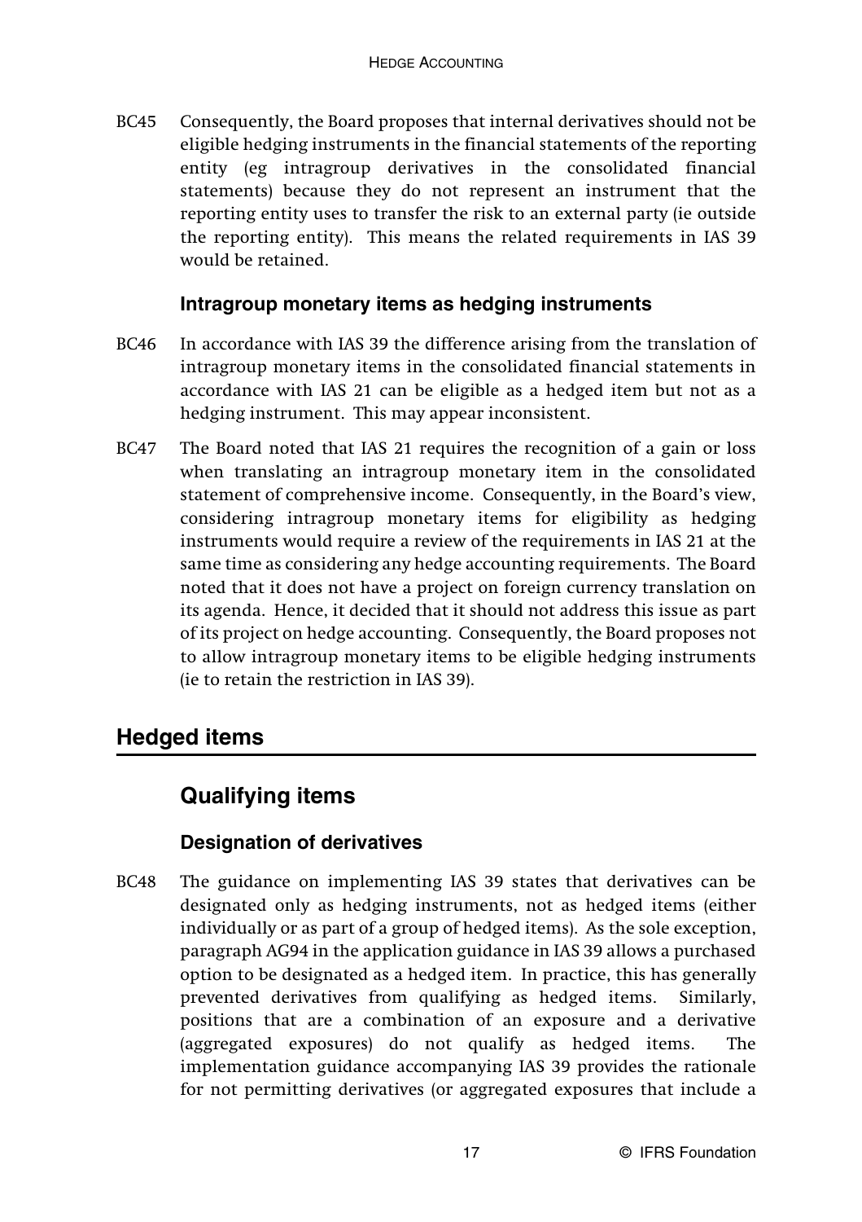BC45 Consequently, the Board proposes that internal derivatives should not be eligible hedging instruments in the financial statements of the reporting entity (eg intragroup derivatives in the consolidated financial statements) because they do not represent an instrument that the reporting entity uses to transfer the risk to an external party (ie outside the reporting entity). This means the related requirements in IAS 39 would be retained.

### Intragroup monetary items as hedging instruments

BC46 In accordance with IAS 39 the difference arising from the translation of intragroup monetary items in the consolidated financial statements in accordance with IAS 21 can be eligible as a hedged item but not as a hedging instrument. This may appear inconsistent.

BC47 The Board noted that IAS 21 requires the recognition of a gain or loss when translating an intragroup monetary item in the consolidated statement of comprehensive income. Consequently, in the Board's view, considering intragroup monetary items for eligibility as hedging instruments would require a review of the requirements in IAS 21 at the same time as considering any hedge accounting requirements. The Board noted that it does not have a project on foreign currency translation on its agenda. Hence, it decided that it should not address this issue as part of its project on hedge accounting. Consequently, the Board proposes not to allow intragroup monetary items to be eligible hedging instruments (ie to retain the restriction in IAS 39).

# Hedged items

## Qualifying items

### Designation of derivatives

BC48 The guidance on implementing IAS 39 states that derivatives can be designated only as hedging instruments, not as hedged items (either individually or as part of a group of hedged items). As the sole exception, paragraph AG94 in the application guidance in IAS 39 allows a purchased option to be designated as a hedged item. In practice, this has generally prevented derivatives from qualifying as hedged items. Similarly, positions that are a combination of an exposure and a derivative (aggregated exposures) do not qualify as hedged items. The implementation guidance accompanying IAS 39 provides the rationale for not permitting derivatives (or aggregated exposures that include a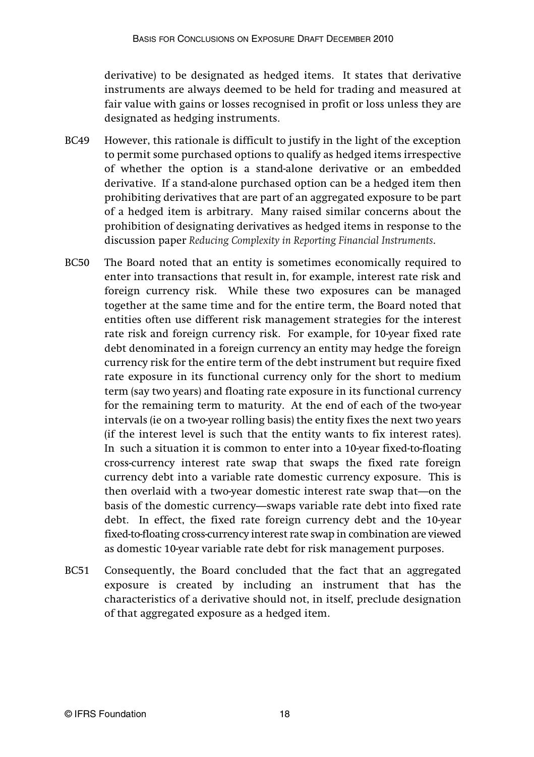derivative) to be designated as hedged items. It states that derivative instruments are always deemed to be held for trading and measured at fair value with gains or losses recognised in profit or loss unless they are designated as hedging instruments.

BC49 However, this rationale is difficult to justify in the light of the exception to permit some purchased options to qualify as hedged items irrespective of whether the option is a stand-alone derivative or an embedded derivative. If a stand-alone purchased option can be a hedged item then prohibiting derivatives that are part of an aggregated exposure to be part of a hedged item is arbitrary. Many raised similar concerns about the prohibition of designating derivatives as hedged items in response to the discussion paper *Reducing Complexity in Reporting Financial Instruments*.

BC50 The Board noted that an entity is sometimes economically required to enter into transactions that result in, for example, interest rate risk and foreign currency risk. While these two exposures can be managed together at the same time and for the entire term, the Board noted that entities often use different risk management strategies for the interest rate risk and foreign currency risk. For example, for 10-year fixed rate debt denominated in a foreign currency an entity may hedge the foreign currency risk for the entire term of the debt instrument but require fixed rate exposure in its functional currency only for the short to medium term (say two years) and floating rate exposure in its functional currency for the remaining term to maturity. At the end of each of the two-year intervals (ie on a two-year rolling basis) the entity fixes the next two years (if the interest level is such that the entity wants to fix interest rates). In such a situation it is common to enter into a 10-year fixed-to-floating cross-currency interest rate swap that swaps the fixed rate foreign currency debt into a variable rate domestic currency exposure. This is then overlaid with a two-year domestic interest rate swap that—on the basis of the domestic currency—swaps variable rate debt into fixed rate debt. In effect, the fixed rate foreign currency debt and the 10-year fixed-to-floating cross-currency interest rate swap in combination are viewed as domestic 10-year variable rate debt for risk management purposes.

BC51 Consequently, the Board concluded that the fact that an aggregated exposure is created by including an instrument that has the characteristics of a derivative should not, in itself, preclude designation of that aggregated exposure as a hedged item.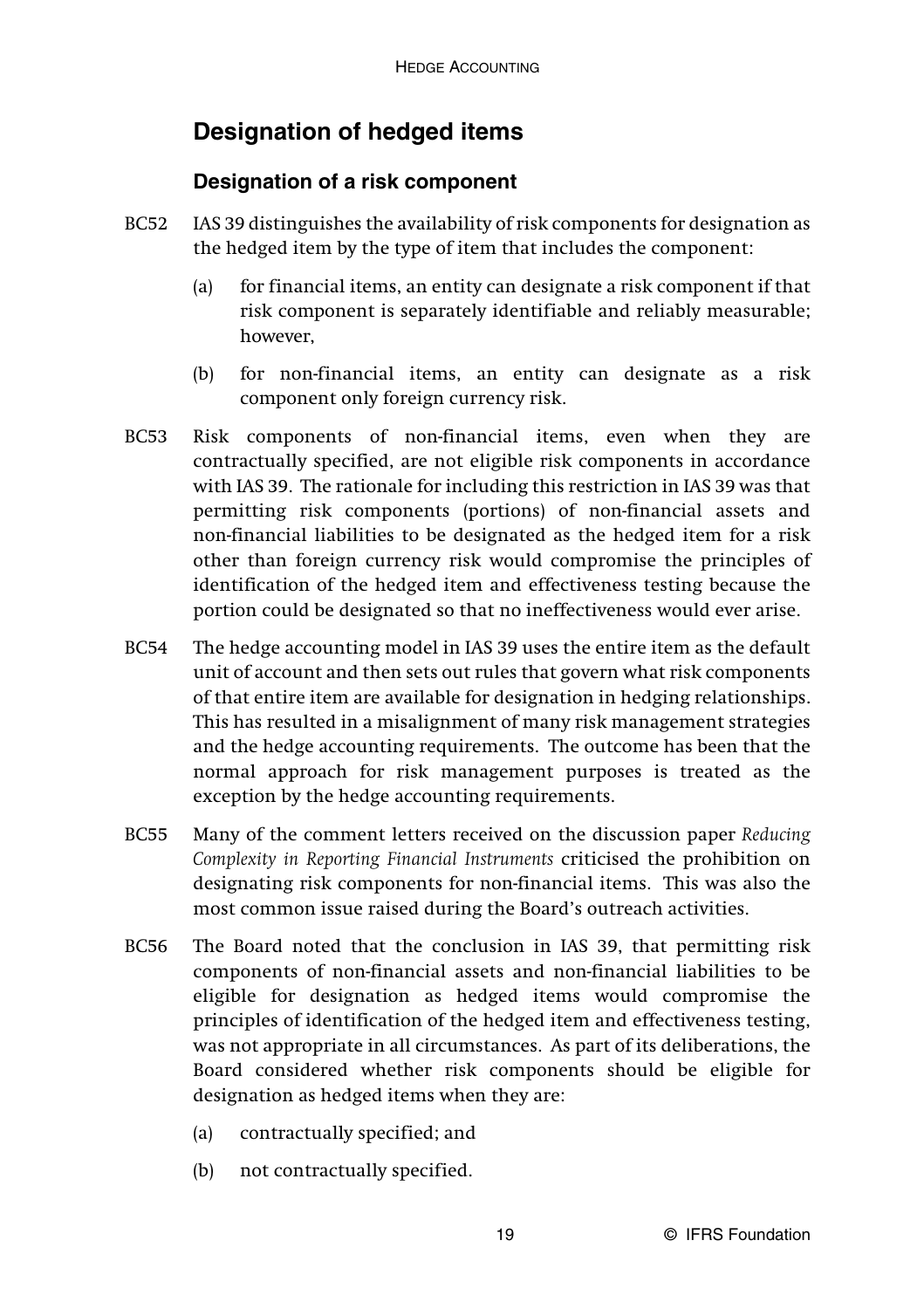## Designation of hedged items

### Designation of a risk component

BC52 IAS 39 distinguishes the availability of risk components for designation as the hedged item by the type of item that includes the component:

(a) for financial items, an entity can designate a risk component if that risk component is separately identifiable and reliably measurable; however,

(b) for non-financial items, an entity can designate as a risk component only foreign currency risk.

BC53 Risk components of non-financial items, even when they are contractually specified, are not eligible risk components in accordance with IAS 39. The rationale for including this restriction in IAS 39 was that permitting risk components (portions) of non-financial assets and non-financial liabilities to be designated as the hedged item for a risk other than foreign currency risk would compromise the principles of identification of the hedged item and effectiveness testing because the portion could be designated so that no ineffectiveness would ever arise.

BC54 The hedge accounting model in IAS 39 uses the entire item as the default unit of account and then sets out rules that govern what risk components of that entire item are available for designation in hedging relationships. This has resulted in a misalignment of many risk management strategies and the hedge accounting requirements. The outcome has been that the normal approach for risk management purposes is treated as the exception by the hedge accounting requirements.

BC55 Many of the comment letters received on the discussion paper *Reducing Complexity in Reporting Financial Instruments* criticised the prohibition on designating risk components for non-financial items. This was also the most common issue raised during the Board's outreach activities.

BC56 The Board noted that the conclusion in IAS 39, that permitting risk components of non-financial assets and non-financial liabilities to be eligible for designation as hedged items would compromise the principles of identification of the hedged item and effectiveness testing, was not appropriate in all circumstances. As part of its deliberations, the Board considered whether risk components should be eligible for designation as hedged items when they are:

(a) contractually specified; and

(b) not contractually specified.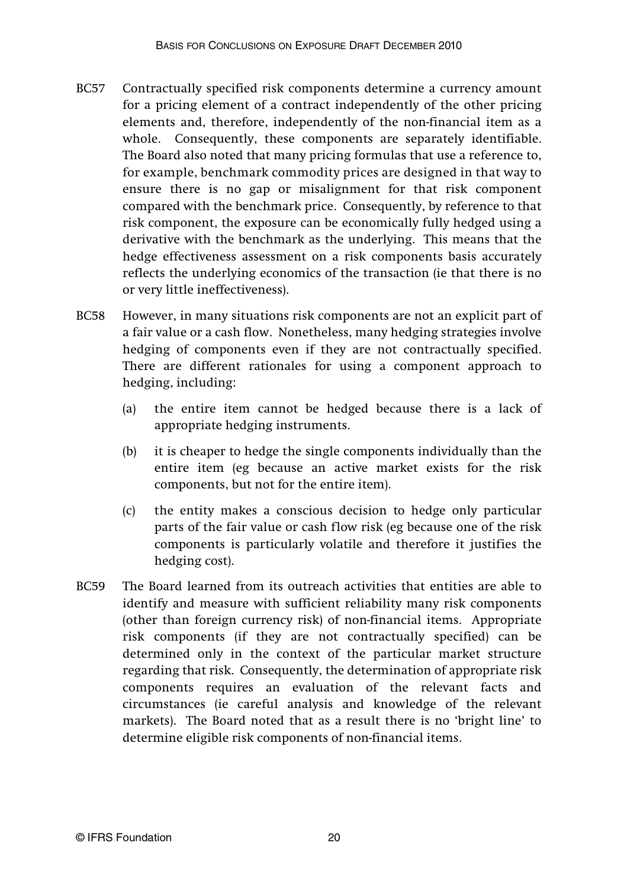BC57 Contractually specified risk components determine a currency amount for a pricing element of a contract independently of the other pricing elements and, therefore, independently of the non-financial item as a whole. Consequently, these components are separately identifiable. The Board also noted that many pricing formulas that use a reference to, for example, benchmark commodity prices are designed in that way to ensure there is no gap or misalignment for that risk component compared with the benchmark price. Consequently, by reference to that risk component, the exposure can be economically fully hedged using a derivative with the benchmark as the underlying. This means that the hedge effectiveness assessment on a risk components basis accurately reflects the underlying economics of the transaction (ie that there is no or very little ineffectiveness).

BC58 However, in many situations risk components are not an explicit part of a fair value or a cash flow. Nonetheless, many hedging strategies involve hedging of components even if they are not contractually specified. There are different rationales for using a component approach to hedging, including:

(a) the entire item cannot be hedged because there is a lack of appropriate hedging instruments.

(b) it is cheaper to hedge the single components individually than the entire item (eg because an active market exists for the risk components, but not for the entire item).

(c) the entity makes a conscious decision to hedge only particular parts of the fair value or cash flow risk (eg because one of the risk components is particularly volatile and therefore it justifies the hedging cost).

BC59 The Board learned from its outreach activities that entities are able to identify and measure with sufficient reliability many risk components (other than foreign currency risk) of non-financial items. Appropriate risk components (if they are not contractually specified) can be determined only in the context of the particular market structure regarding that risk. Consequently, the determination of appropriate risk components requires an evaluation of the relevant facts and circumstances (ie careful analysis and knowledge of the relevant markets). The Board noted that as a result there is no 'bright line' to determine eligible risk components of non-financial items.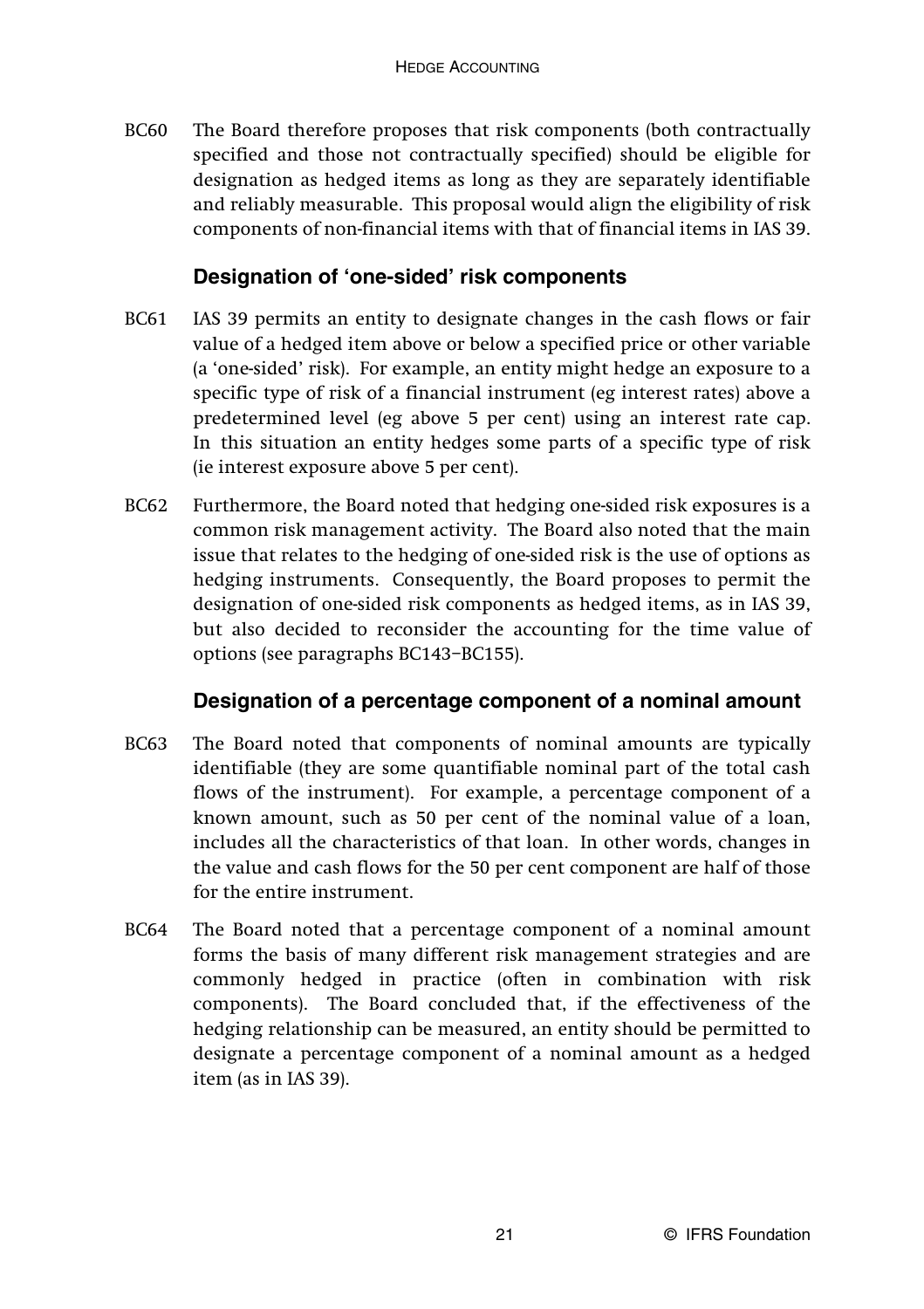BC60 The Board therefore proposes that risk components (both contractually specified and those not contractually specified) should be eligible for designation as hedged items as long as they are separately identifiable and reliably measurable. This proposal would align the eligibility of risk components of non-financial items with that of financial items in IAS 39.

### Designation of 'one-sided' risk components

BC61 IAS 39 permits an entity to designate changes in the cash flows or fair value of a hedged item above or below a specified price or other variable (a 'one-sided' risk). For example, an entity might hedge an exposure to a specific type of risk of a financial instrument (eg interest rates) above a predetermined level (eg above 5 per cent) using an interest rate cap. In this situation an entity hedges some parts of a specific type of risk (ie interest exposure above 5 per cent).

BC62 Furthermore, the Board noted that hedging one-sided risk exposures is a common risk management activity. The Board also noted that the main issue that relates to the hedging of one-sided risk is the use of options as hedging instruments. Consequently, the Board proposes to permit the designation of one-sided risk components as hedged items, as in IAS 39, but also decided to reconsider the accounting for the time value of options (see paragraphs BC143–BC155).

### Designation of a percentage component of a nominal amount

BC63 The Board noted that components of nominal amounts are typically identifiable (they are some quantifiable nominal part of the total cash flows of the instrument). For example, a percentage component of a known amount, such as 50 per cent of the nominal value of a loan, includes all the characteristics of that loan. In other words, changes in the value and cash flows for the 50 per cent component are half of those for the entire instrument.

BC64 The Board noted that a percentage component of a nominal amount forms the basis of many different risk management strategies and are commonly hedged in practice (often in combination with risk components). The Board concluded that, if the effectiveness of the hedging relationship can be measured, an entity should be permitted to designate a percentage component of a nominal amount as a hedged item (as in IAS 39).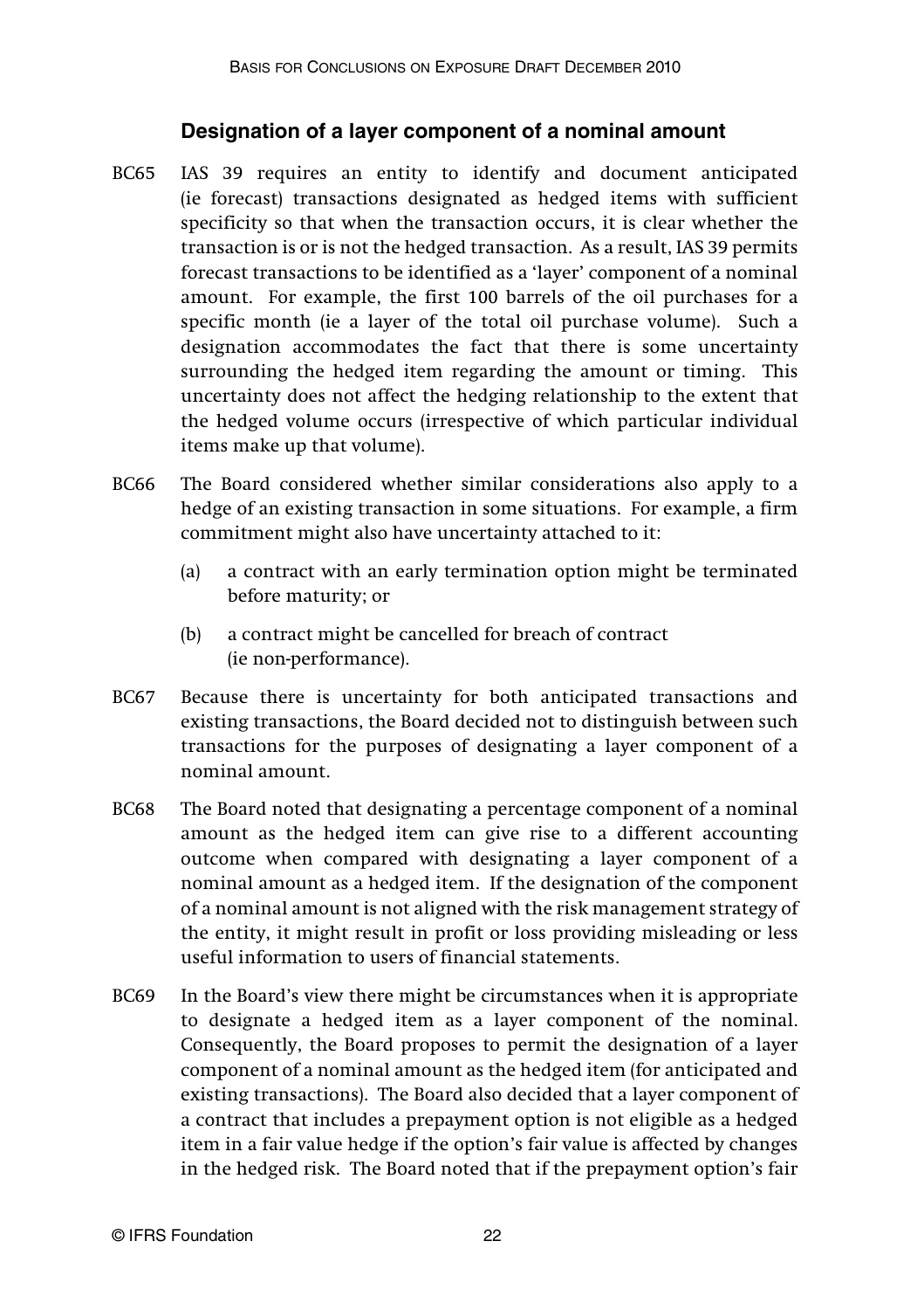## Designation of a layer component of a nominal amount

BC65 IAS 39 requires an entity to identify and document anticipated (ie forecast) transactions designated as hedged items with sufficient specificity so that when the transaction occurs, it is clear whether the transaction is or is not the hedged transaction. As a result, IAS 39 permits forecast transactions to be identified as a 'layer' component of a nominal amount. For example, the first 100 barrels of the oil purchases for a specific month (ie a layer of the total oil purchase volume). Such a designation accommodates the fact that there is some uncertainty surrounding the hedged item regarding the amount or timing. This uncertainty does not affect the hedging relationship to the extent that the hedged volume occurs (irrespective of which particular individual items make up that volume).

BC66 The Board considered whether similar considerations also apply to a hedge of an existing transaction in some situations. For example, a firm commitment might also have uncertainty attached to it:

- (a) a contract with an early termination option might be terminated before maturity; or
- (b) a contract might be cancelled for breach of contract (ie non-performance).

BC67 Because there is uncertainty for both anticipated transactions and existing transactions, the Board decided not to distinguish between such transactions for the purposes of designating a layer component of a nominal amount.

BC68 The Board noted that designating a percentage component of a nominal amount as the hedged item can give rise to a different accounting outcome when compared with designating a layer component of a nominal amount as a hedged item. If the designation of the component of a nominal amount is not aligned with the risk management strategy of the entity, it might result in profit or loss providing misleading or less useful information to users of financial statements.

BC69 In the Board's view there might be circumstances when it is appropriate to designate a hedged item as a layer component of the nominal. Consequently, the Board proposes to permit the designation of a layer component of a nominal amount as the hedged item (for anticipated and existing transactions). The Board also decided that a layer component of a contract that includes a prepayment option is not eligible as a hedged item in a fair value hedge if the option's fair value is affected by changes in the hedged risk. The Board noted that if the prepayment option's fair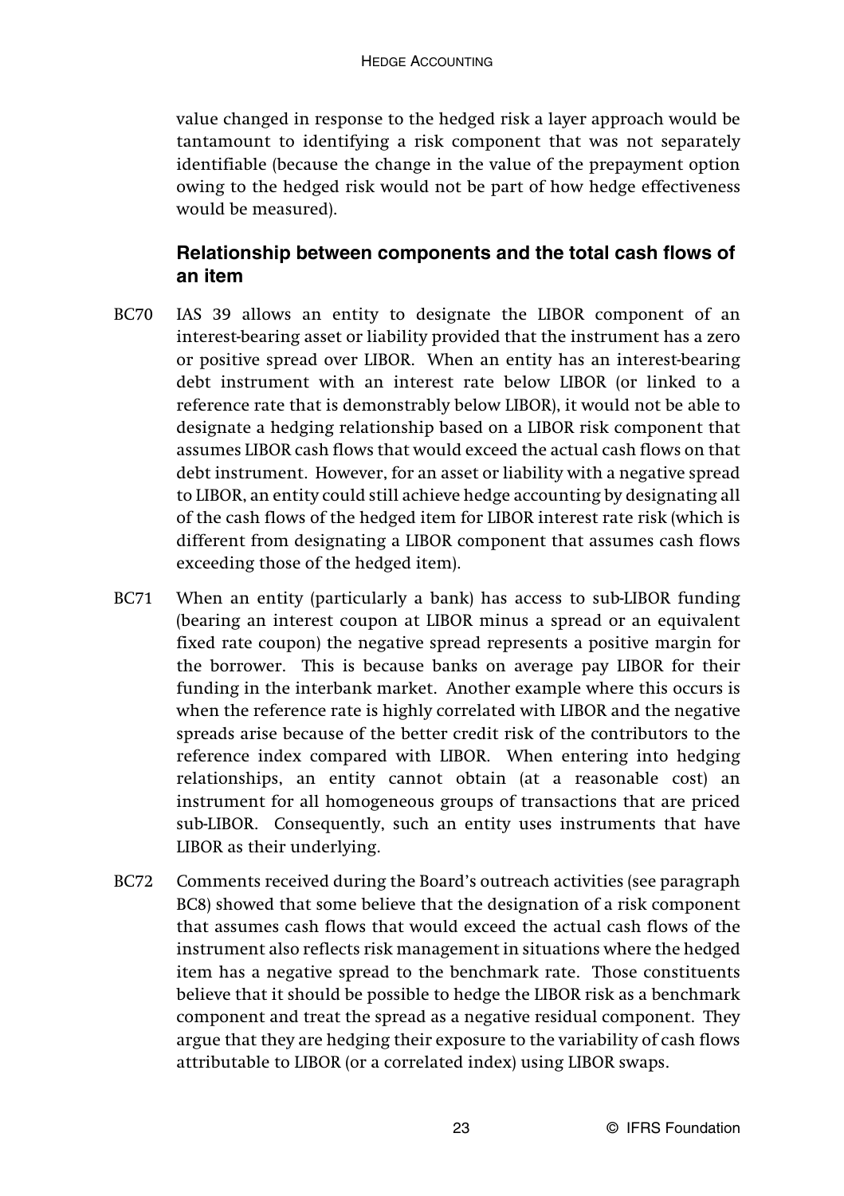value changed in response to the hedged risk a layer approach would be tantamount to identifying a risk component that was not separately identifiable (because the change in the value of the prepayment option owing to the hedged risk would not be part of how hedge effectiveness would be measured).

### Relationship between components and the total cash flows of an item

BC70 IAS 39 allows an entity to designate the LIBOR component of an interest-bearing asset or liability provided that the instrument has a zero or positive spread over LIBOR. When an entity has an interest-bearing debt instrument with an interest rate below LIBOR (or linked to a reference rate that is demonstrably below LIBOR), it would not be able to designate a hedging relationship based on a LIBOR risk component that assumes LIBOR cash flows that would exceed the actual cash flows on that debt instrument. However, for an asset or liability with a negative spread to LIBOR, an entity could still achieve hedge accounting by designating all of the cash flows of the hedged item for LIBOR interest rate risk (which is different from designating a LIBOR component that assumes cash flows exceeding those of the hedged item).

BC71 When an entity (particularly a bank) has access to sub-LIBOR funding (bearing an interest coupon at LIBOR minus a spread or an equivalent fixed rate coupon) the negative spread represents a positive margin for the borrower. This is because banks on average pay LIBOR for their funding in the interbank market. Another example where this occurs is when the reference rate is highly correlated with LIBOR and the negative spreads arise because of the better credit risk of the contributors to the reference index compared with LIBOR. When entering into hedging relationships, an entity cannot obtain (at a reasonable cost) an instrument for all homogeneous groups of transactions that are priced sub-LIBOR. Consequently, such an entity uses instruments that have LIBOR as their underlying.

BC72 Comments received during the Board's outreach activities (see paragraph BC8) showed that some believe that the designation of a risk component that assumes cash flows that would exceed the actual cash flows of the instrument also reflects risk management in situations where the hedged item has a negative spread to the benchmark rate. Those constituents believe that it should be possible to hedge the LIBOR risk as a benchmark component and treat the spread as a negative residual component. They argue that they are hedging their exposure to the variability of cash flows attributable to LIBOR (or a correlated index) using LIBOR swaps.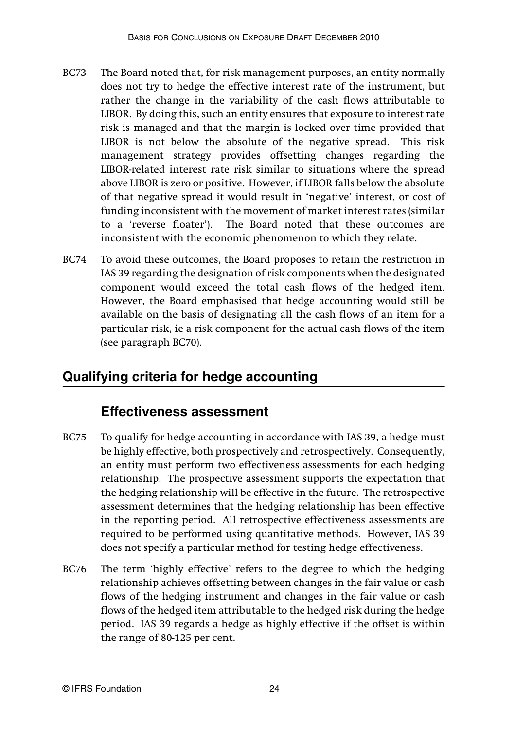BC73 The Board noted that, for risk management purposes, an entity normally does not try to hedge the effective interest rate of the instrument, but rather the change in the variability of the cash flows attributable to LIBOR. By doing this, such an entity ensures that exposure to interest rate risk is managed and that the margin is locked over time provided that LIBOR is not below the absolute of the negative spread. This risk management strategy provides offsetting changes regarding the LIBOR-related interest rate risk similar to situations where the spread above LIBOR is zero or positive. However, if LIBOR falls below the absolute of that negative spread it would result in 'negative' interest, or cost of funding inconsistent with the movement of market interest rates (similar to a 'reverse floater'). The Board noted that these outcomes are inconsistent with the economic phenomenon to which they relate.

BC74 To avoid these outcomes, the Board proposes to retain the restriction in IAS 39 regarding the designation of risk components when the designated component would exceed the total cash flows of the hedged item. However, the Board emphasised that hedge accounting would still be available on the basis of designating all the cash flows of an item for a particular risk, ie a risk component for the actual cash flows of the item (see paragraph BC70).

## Qualifying criteria for hedge accounting

### Effectiveness assessment

BC75 To qualify for hedge accounting in accordance with IAS 39, a hedge must be highly effective, both prospectively and retrospectively. Consequently, an entity must perform two effectiveness assessments for each hedging relationship. The prospective assessment supports the expectation that the hedging relationship will be effective in the future. The retrospective assessment determines that the hedging relationship has been effective in the reporting period. All retrospective effectiveness assessments are required to be performed using quantitative methods. However, IAS 39 does not specify a particular method for testing hedge effectiveness.

BC76 The term 'highly effective' refers to the degree to which the hedging relationship achieves offsetting between changes in the fair value or cash flows of the hedging instrument and changes in the fair value or cash flows of the hedged item attributable to the hedged risk during the hedge period. IAS 39 regards a hedge as highly effective if the offset is within the range of 80-125 per cent.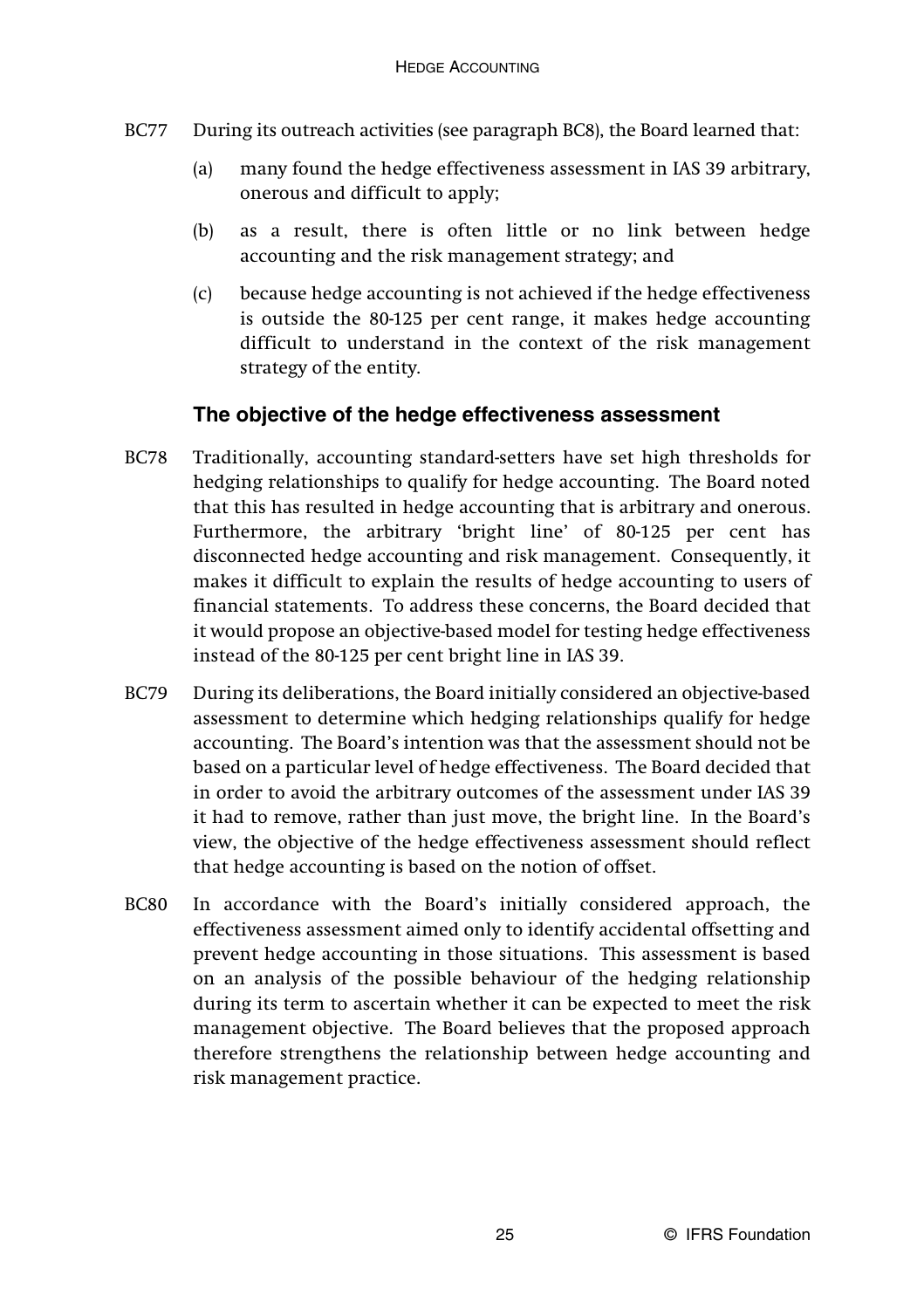BC77 During its outreach activities (see paragraph BC8), the Board learned that:

(a) many found the hedge effectiveness assessment in IAS 39 arbitrary, onerous and difficult to apply;

(b) as a result, there is often little or no link between hedge accounting and the risk management strategy; and

(c) because hedge accounting is not achieved if the hedge effectiveness is outside the 80-125 per cent range, it makes hedge accounting difficult to understand in the context of the risk management strategy of the entity.

### The objective of the hedge effectiveness assessment

BC78 Traditionally, accounting standard-setters have set high thresholds for hedging relationships to qualify for hedge accounting. The Board noted that this has resulted in hedge accounting that is arbitrary and onerous. Furthermore, the arbitrary 'bright line' of 80-125 per cent has disconnected hedge accounting and risk management. Consequently, it makes it difficult to explain the results of hedge accounting to users of financial statements. To address these concerns, the Board decided that it would propose an objective-based model for testing hedge effectiveness instead of the 80-125 per cent bright line in IAS 39.

BC79 During its deliberations, the Board initially considered an objective-based assessment to determine which hedging relationships qualify for hedge accounting. The Board's intention was that the assessment should not be based on a particular level of hedge effectiveness. The Board decided that in order to avoid the arbitrary outcomes of the assessment under IAS 39 it had to remove, rather than just move, the bright line. In the Board's view, the objective of the hedge effectiveness assessment should reflect that hedge accounting is based on the notion of offset.

BC80 In accordance with the Board's initially considered approach, the effectiveness assessment aimed only to identify accidental offsetting and prevent hedge accounting in those situations. This assessment is based on an analysis of the possible behaviour of the hedging relationship during its term to ascertain whether it can be expected to meet the risk management objective. The Board believes that the proposed approach therefore strengthens the relationship between hedge accounting and risk management practice.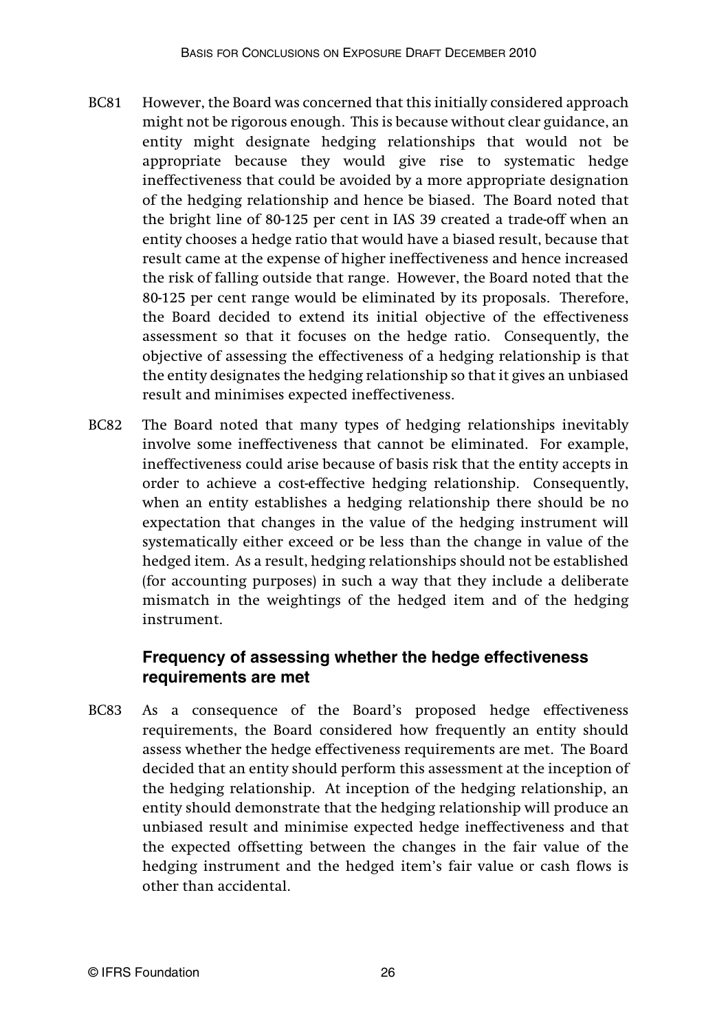BC81 However, the Board was concerned that this initially considered approach might not be rigorous enough. This is because without clear guidance, an entity might designate hedging relationships that would not be appropriate because they would give rise to systematic hedge ineffectiveness that could be avoided by a more appropriate designation of the hedging relationship and hence be biased. The Board noted that the bright line of 80-125 per cent in IAS 39 created a trade-off when an entity chooses a hedge ratio that would have a biased result, because that result came at the expense of higher ineffectiveness and hence increased the risk of falling outside that range. However, the Board noted that the 80-125 per cent range would be eliminated by its proposals. Therefore, the Board decided to extend its initial objective of the effectiveness assessment so that it focuses on the hedge ratio. Consequently, the objective of assessing the effectiveness of a hedging relationship is that the entity designates the hedging relationship so that it gives an unbiased result and minimises expected ineffectiveness.

BC82 The Board noted that many types of hedging relationships inevitably involve some ineffectiveness that cannot be eliminated. For example, ineffectiveness could arise because of basis risk that the entity accepts in order to achieve a cost-effective hedging relationship. Consequently, when an entity establishes a hedging relationship there should be no expectation that changes in the value of the hedging instrument will systematically either exceed or be less than the change in value of the hedged item. As a result, hedging relationships should not be established (for accounting purposes) in such a way that they include a deliberate mismatch in the weightings of the hedged item and of the hedging instrument.

### Frequency of assessing whether the hedge effectiveness requirements are met

BC83 As a consequence of the Board's proposed hedge effectiveness requirements, the Board considered how frequently an entity should assess whether the hedge effectiveness requirements are met. The Board decided that an entity should perform this assessment at the inception of the hedging relationship. At inception of the hedging relationship, an entity should demonstrate that the hedging relationship will produce an unbiased result and minimise expected hedge ineffectiveness and that the expected offsetting between the changes in the fair value of the hedging instrument and the hedged item's fair value or cash flows is other than accidental.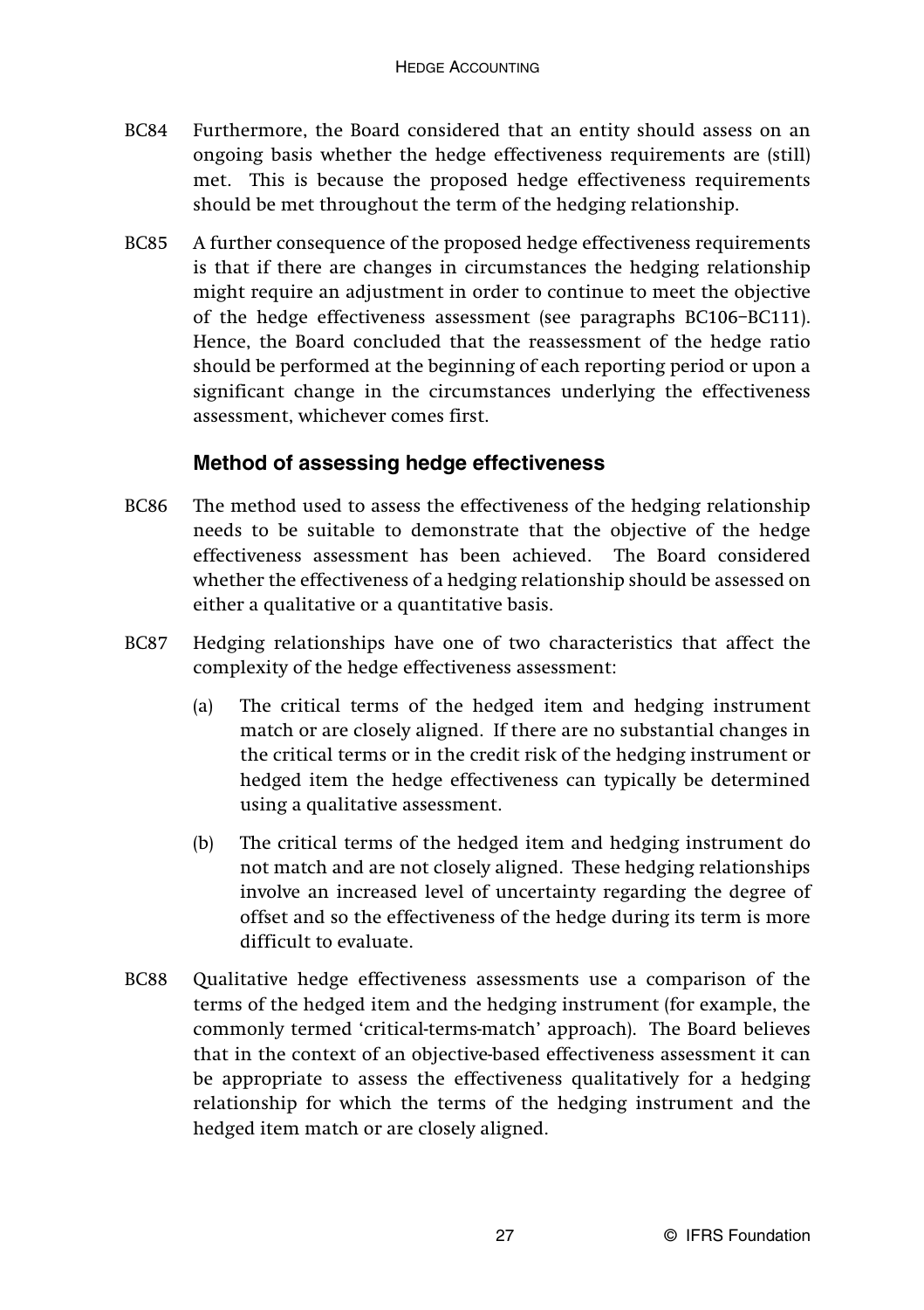BC84 Furthermore, the Board considered that an entity should assess on an ongoing basis whether the hedge effectiveness requirements are (still) met. This is because the proposed hedge effectiveness requirements should be met throughout the term of the hedging relationship.

BC85 A further consequence of the proposed hedge effectiveness requirements is that if there are changes in circumstances the hedging relationship might require an adjustment in order to continue to meet the objective of the hedge effectiveness assessment (see paragraphs BC106–BC111). Hence, the Board concluded that the reassessment of the hedge ratio should be performed at the beginning of each reporting period or upon a significant change in the circumstances underlying the effectiveness assessment, whichever comes first.

### Method of assessing hedge effectiveness

BC86 The method used to assess the effectiveness of the hedging relationship needs to be suitable to demonstrate that the objective of the hedge effectiveness assessment has been achieved. The Board considered whether the effectiveness of a hedging relationship should be assessed on either a qualitative or a quantitative basis.

BC87 Hedging relationships have one of two characteristics that affect the complexity of the hedge effectiveness assessment:

(a) The critical terms of the hedged item and hedging instrument match or are closely aligned. If there are no substantial changes in the critical terms or in the credit risk of the hedging instrument or hedged item the hedge effectiveness can typically be determined using a qualitative assessment.

(b) The critical terms of the hedged item and hedging instrument do not match and are not closely aligned. These hedging relationships involve an increased level of uncertainty regarding the degree of offset and so the effectiveness of the hedge during its term is more difficult to evaluate.

BC88 Qualitative hedge effectiveness assessments use a comparison of the terms of the hedged item and the hedging instrument (for example, the commonly termed 'critical-terms-match' approach). The Board believes that in the context of an objective-based effectiveness assessment it can be appropriate to assess the effectiveness qualitatively for a hedging relationship for which the terms of the hedging instrument and the hedged item match or are closely aligned.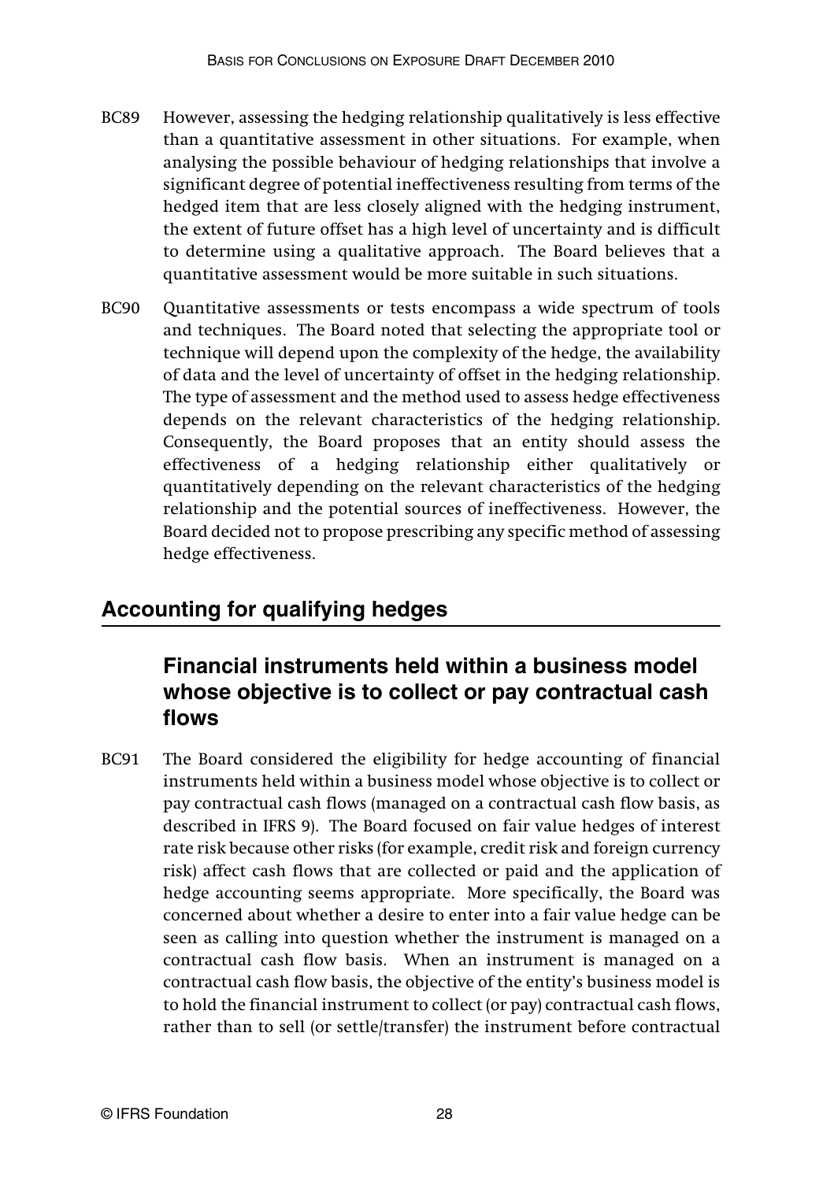BC89 However, assessing the hedging relationship qualitatively is less effective than a quantitative assessment in other situations. For example, when analysing the possible behaviour of hedging relationships that involve a significant degree of potential ineffectiveness resulting from terms of the hedged item that are less closely aligned with the hedging instrument, the extent of future offset has a high level of uncertainty and is difficult to determine using a qualitative approach. The Board believes that a quantitative assessment would be more suitable in such situations.

BC90 Quantitative assessments or tests encompass a wide spectrum of tools and techniques. The Board noted that selecting the appropriate tool or technique will depend upon the complexity of the hedge, the availability of data and the level of uncertainty of offset in the hedging relationship. The type of assessment and the method used to assess hedge effectiveness depends on the relevant characteristics of the hedging relationship. Consequently, the Board proposes that an entity should assess the effectiveness of a hedging relationship either qualitatively or quantitatively depending on the relevant characteristics of the hedging relationship and the potential sources of ineffectiveness. However, the Board decided not to propose prescribing any specific method of assessing hedge effectiveness.

## Accounting for qualifying hedges

### Financial instruments held within a business model whose objective is to collect or pay contractual cash flows

BC91 The Board considered the eligibility for hedge accounting of financial instruments held within a business model whose objective is to collect or pay contractual cash flows (managed on a contractual cash flow basis, as described in IFRS 9). The Board focused on fair value hedges of interest rate risk because other risks (for example, credit risk and foreign currency risk) affect cash flows that are collected or paid and the application of hedge accounting seems appropriate. More specifically, the Board was concerned about whether a desire to enter into a fair value hedge can be seen as calling into question whether the instrument is managed on a contractual cash flow basis. When an instrument is managed on a contractual cash flow basis, the objective of the entity's business model is to hold the financial instrument to collect (or pay) contractual cash flows, rather than to sell (or settle/transfer) the instrument before contractual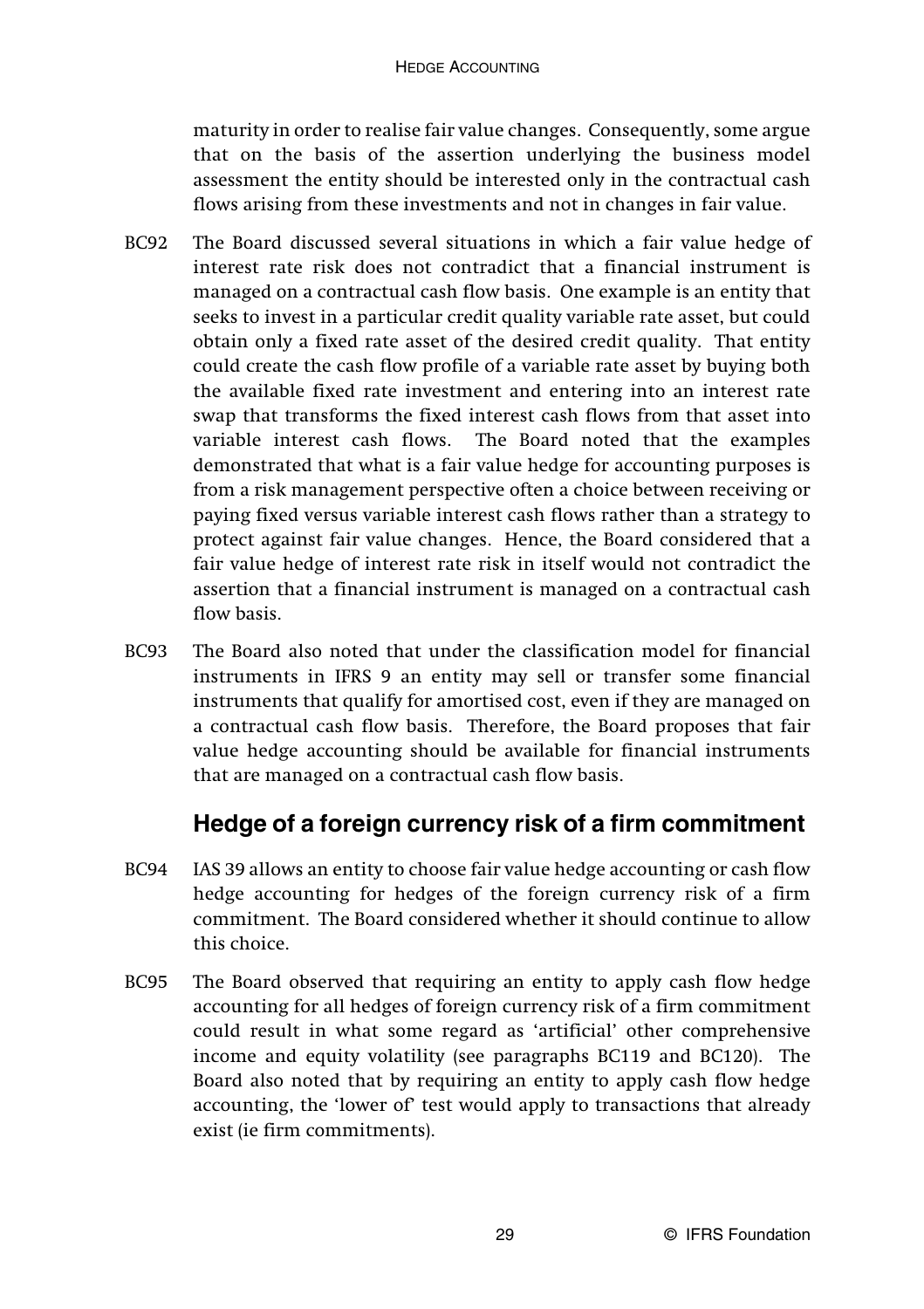maturity in order to realise fair value changes. Consequently, some argue that on the basis of the assertion underlying the business model assessment the entity should be interested only in the contractual cash flows arising from these investments and not in changes in fair value.

BC92 The Board discussed several situations in which a fair value hedge of interest rate risk does not contradict that a financial instrument is managed on a contractual cash flow basis. One example is an entity that seeks to invest in a particular credit quality variable rate asset, but could obtain only a fixed rate asset of the desired credit quality. That entity could create the cash flow profile of a variable rate asset by buying both the available fixed rate investment and entering into an interest rate swap that transforms the fixed interest cash flows from that asset into variable interest cash flows. The Board noted that the examples demonstrated that what is a fair value hedge for accounting purposes is from a risk management perspective often a choice between receiving or paying fixed versus variable interest cash flows rather than a strategy to protect against fair value changes. Hence, the Board considered that a fair value hedge of interest rate risk in itself would not contradict the assertion that a financial instrument is managed on a contractual cash flow basis.

BC93 The Board also noted that under the classification model for financial instruments in IFRS 9 an entity may sell or transfer some financial instruments that qualify for amortised cost, even if they are managed on a contractual cash flow basis. Therefore, the Board proposes that fair value hedge accounting should be available for financial instruments that are managed on a contractual cash flow basis.

## Hedge of a foreign currency risk of a firm commitment

BC94 IAS 39 allows an entity to choose fair value hedge accounting or cash flow hedge accounting for hedges of the foreign currency risk of a firm commitment. The Board considered whether it should continue to allow this choice.

BC95 The Board observed that requiring an entity to apply cash flow hedge accounting for all hedges of foreign currency risk of a firm commitment could result in what some regard as 'artificial' other comprehensive income and equity volatility (see paragraphs BC119 and BC120). The Board also noted that by requiring an entity to apply cash flow hedge accounting, the 'lower of' test would apply to transactions that already exist (ie firm commitments).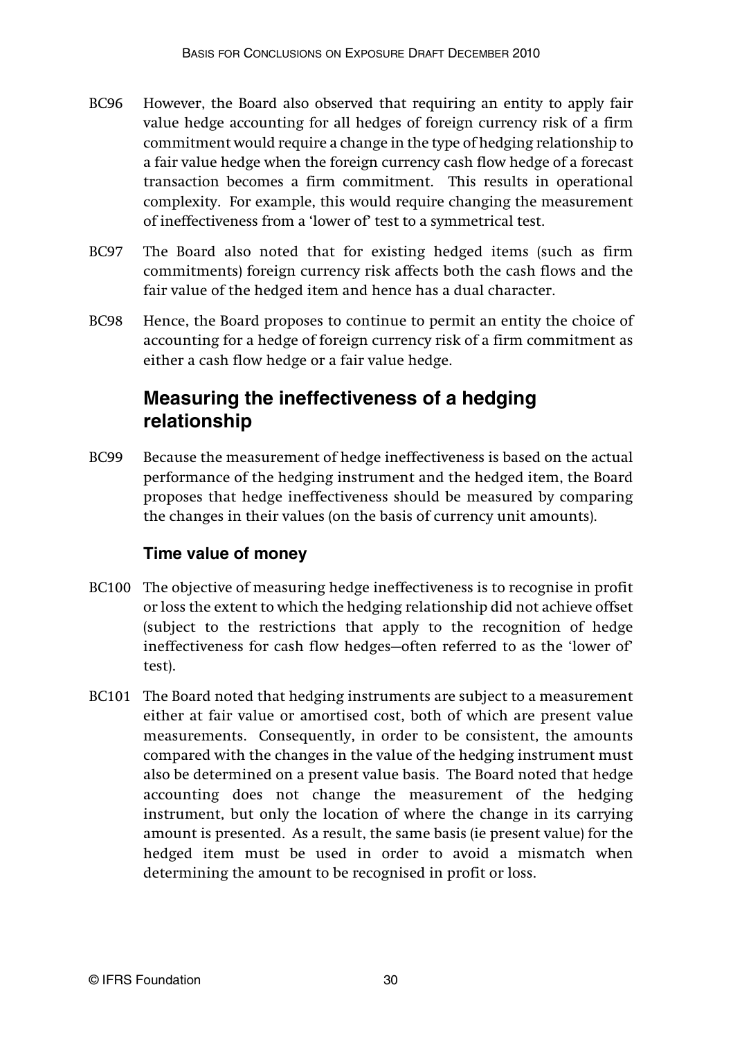BC96 However, the Board also observed that requiring an entity to apply fair value hedge accounting for all hedges of foreign currency risk of a firm commitment would require a change in the type of hedging relationship to a fair value hedge when the foreign currency cash flow hedge of a forecast transaction becomes a firm commitment. This results in operational complexity. For example, this would require changing the measurement of ineffectiveness from a 'lower of' test to a symmetrical test.

BC97 The Board also noted that for existing hedged items (such as firm commitments) foreign currency risk affects both the cash flows and the fair value of the hedged item and hence has a dual character.

BC98 Hence, the Board proposes to continue to permit an entity the choice of accounting for a hedge of foreign currency risk of a firm commitment as either a cash flow hedge or a fair value hedge.

## Measuring the ineffectiveness of a hedging relationship

BC99 Because the measurement of hedge ineffectiveness is based on the actual performance of the hedging instrument and the hedged item, the Board proposes that hedge ineffectiveness should be measured by comparing the changes in their values (on the basis of currency unit amounts).

### Time value of money

BC100 The objective of measuring hedge ineffectiveness is to recognise in profit or loss the extent to which the hedging relationship did not achieve offset (subject to the restrictions that apply to the recognition of hedge ineffectiveness for cash flow hedges—often referred to as the 'lower of' test).

BC101 The Board noted that hedging instruments are subject to a measurement either at fair value or amortised cost, both of which are present value measurements. Consequently, in order to be consistent, the amounts compared with the changes in the value of the hedging instrument must also be determined on a present value basis. The Board noted that hedge accounting does not change the measurement of the hedging instrument, but only the location of where the change in its carrying amount is presented. As a result, the same basis (ie present value) for the hedged item must be used in order to avoid a mismatch when determining the amount to be recognised in profit or loss.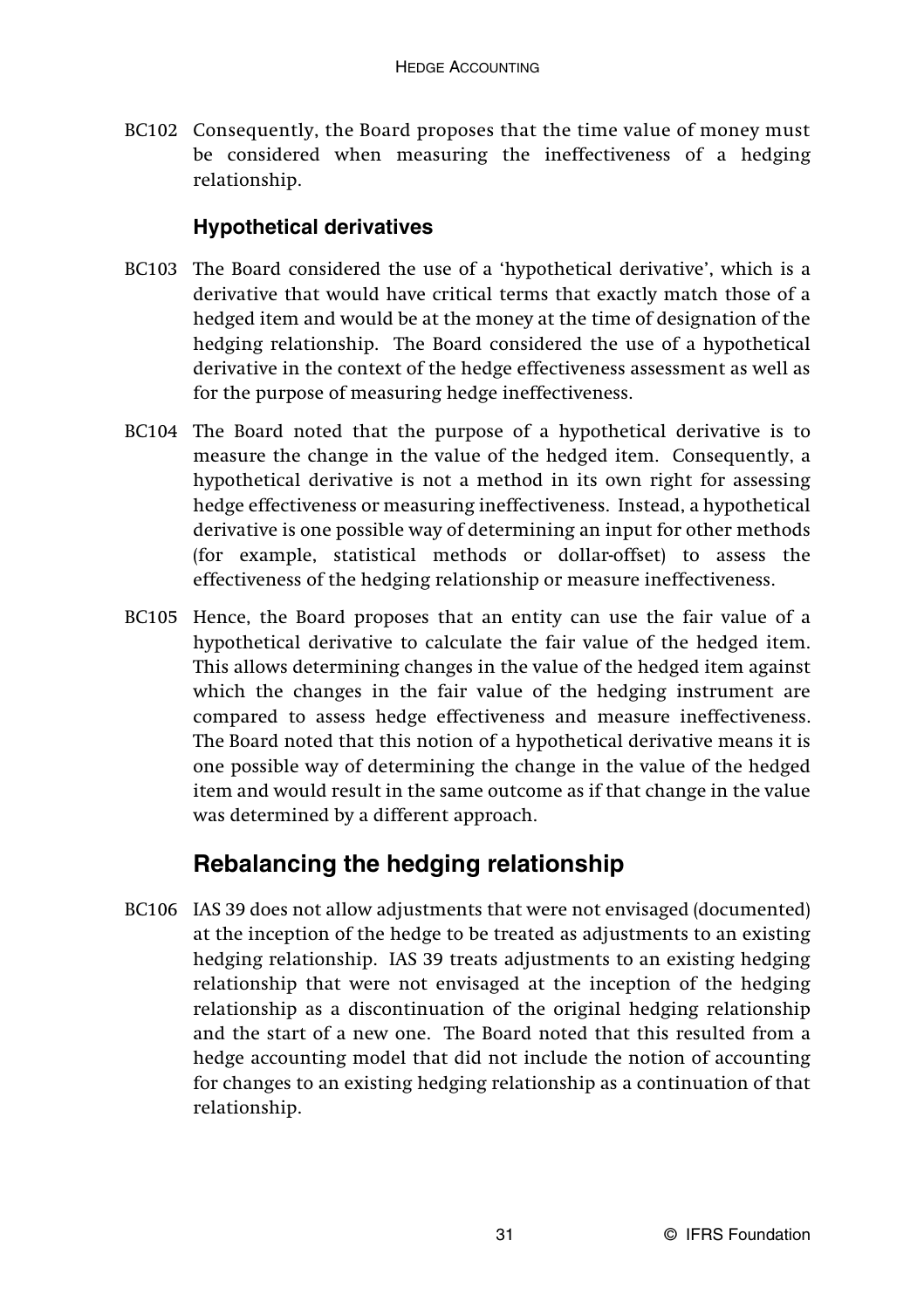BC102 Consequently, the Board proposes that the time value of money must be considered when measuring the ineffectiveness of a hedging relationship.

### Hypothetical derivatives

BC103 The Board considered the use of a 'hypothetical derivative', which is a derivative that would have critical terms that exactly match those of a hedged item and would be at the money at the time of designation of the hedging relationship. The Board considered the use of a hypothetical derivative in the context of the hedge effectiveness assessment as well as for the purpose of measuring hedge ineffectiveness.

BC104 The Board noted that the purpose of a hypothetical derivative is to measure the change in the value of the hedged item. Consequently, a hypothetical derivative is not a method in its own right for assessing hedge effectiveness or measuring ineffectiveness. Instead, a hypothetical derivative is one possible way of determining an input for other methods (for example, statistical methods or dollar-offset) to assess the effectiveness of the hedging relationship or measure ineffectiveness.

BC105 Hence, the Board proposes that an entity can use the fair value of a hypothetical derivative to calculate the fair value of the hedged item. This allows determining changes in the value of the hedged item against which the changes in the fair value of the hedging instrument are compared to assess hedge effectiveness and measure ineffectiveness. The Board noted that this notion of a hypothetical derivative means it is one possible way of determining the change in the value of the hedged item and would result in the same outcome as if that change in the value was determined by a different approach.

## Rebalancing the hedging relationship

BC106 IAS 39 does not allow adjustments that were not envisaged (documented) at the inception of the hedge to be treated as adjustments to an existing hedging relationship. IAS 39 treats adjustments to an existing hedging relationship that were not envisaged at the inception of the hedging relationship as a discontinuation of the original hedging relationship and the start of a new one. The Board noted that this resulted from a hedge accounting model that did not include the notion of accounting for changes to an existing hedging relationship as a continuation of that relationship.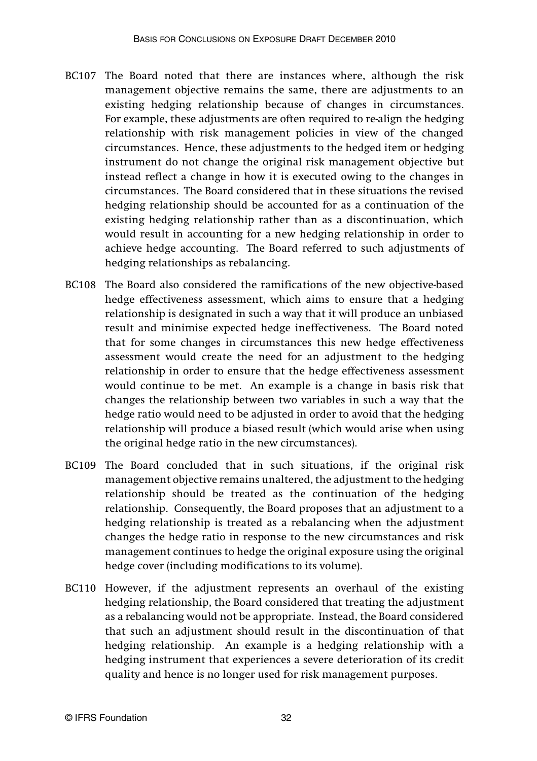BC107 The Board noted that there are instances where, although the risk management objective remains the same, there are adjustments to an existing hedging relationship because of changes in circumstances. For example, these adjustments are often required to re-align the hedging relationship with risk management policies in view of the changed circumstances. Hence, these adjustments to the hedged item or hedging instrument do not change the original risk management objective but instead reflect a change in how it is executed owing to the changes in circumstances. The Board considered that in these situations the revised hedging relationship should be accounted for as a continuation of the existing hedging relationship rather than as a discontinuation, which would result in accounting for a new hedging relationship in order to achieve hedge accounting. The Board referred to such adjustments of hedging relationships as rebalancing.

BC108 The Board also considered the ramifications of the new objective-based hedge effectiveness assessment, which aims to ensure that a hedging relationship is designated in such a way that it will produce an unbiased result and minimise expected hedge ineffectiveness. The Board noted that for some changes in circumstances this new hedge effectiveness assessment would create the need for an adjustment to the hedging relationship in order to ensure that the hedge effectiveness assessment would continue to be met. An example is a change in basis risk that changes the relationship between two variables in such a way that the hedge ratio would need to be adjusted in order to avoid that the hedging relationship will produce a biased result (which would arise when using the original hedge ratio in the new circumstances).

BC109 The Board concluded that in such situations, if the original risk management objective remains unaltered, the adjustment to the hedging relationship should be treated as the continuation of the hedging relationship. Consequently, the Board proposes that an adjustment to a hedging relationship is treated as a rebalancing when the adjustment changes the hedge ratio in response to the new circumstances and risk management continues to hedge the original exposure using the original hedge cover (including modifications to its volume).

BC110 However, if the adjustment represents an overhaul of the existing hedging relationship, the Board considered that treating the adjustment as a rebalancing would not be appropriate. Instead, the Board considered that such an adjustment should result in the discontinuation of that hedging relationship. An example is a hedging relationship with a hedging instrument that experiences a severe deterioration of its credit quality and hence is no longer used for risk management purposes.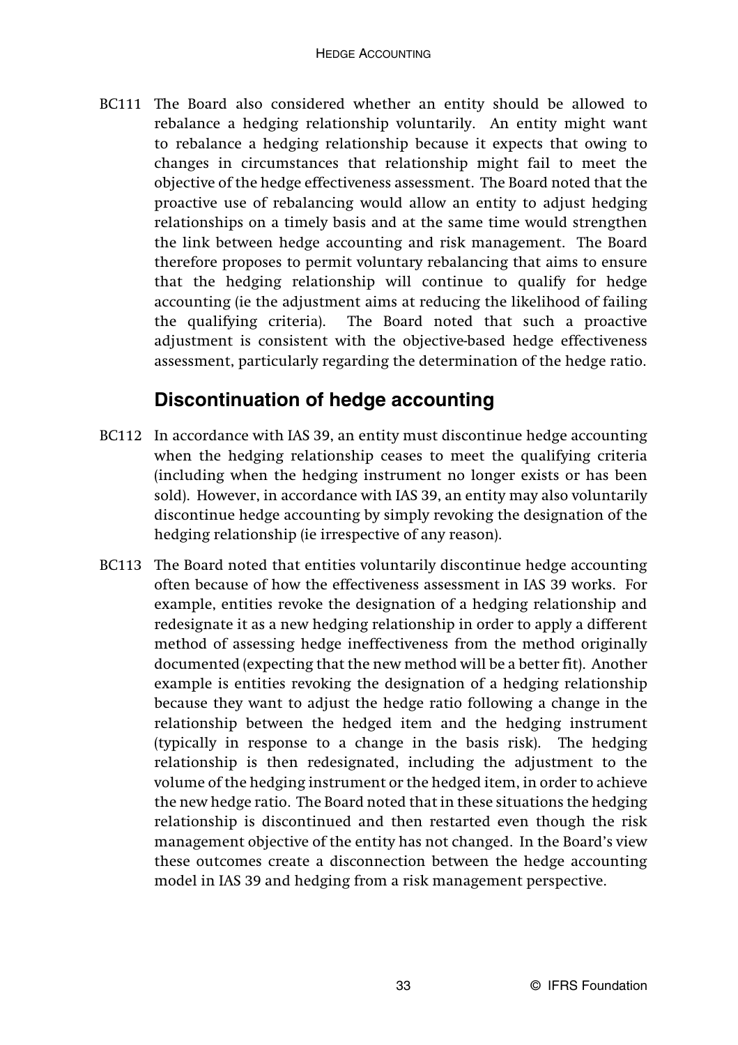BC111 The Board also considered whether an entity should be allowed to rebalance a hedging relationship voluntarily. An entity might want to rebalance a hedging relationship because it expects that owing to changes in circumstances that relationship might fail to meet the objective of the hedge effectiveness assessment. The Board noted that the proactive use of rebalancing would allow an entity to adjust hedging relationships on a timely basis and at the same time would strengthen the link between hedge accounting and risk management. The Board therefore proposes to permit voluntary rebalancing that aims to ensure that the hedging relationship will continue to qualify for hedge accounting (ie the adjustment aims at reducing the likelihood of failing the qualifying criteria). The Board noted that such a proactive adjustment is consistent with the objective-based hedge effectiveness assessment, particularly regarding the determination of the hedge ratio.

## Discontinuation of hedge accounting

BC112 In accordance with IAS 39, an entity must discontinue hedge accounting when the hedging relationship ceases to meet the qualifying criteria (including when the hedging instrument no longer exists or has been sold). However, in accordance with IAS 39, an entity may also voluntarily discontinue hedge accounting by simply revoking the designation of the hedging relationship (ie irrespective of any reason).

BC113 The Board noted that entities voluntarily discontinue hedge accounting often because of how the effectiveness assessment in IAS 39 works. For example, entities revoke the designation of a hedging relationship and redesignate it as a new hedging relationship in order to apply a different method of assessing hedge ineffectiveness from the method originally documented (expecting that the new method will be a better fit). Another example is entities revoking the designation of a hedging relationship because they want to adjust the hedge ratio following a change in the relationship between the hedged item and the hedging instrument (typically in response to a change in the basis risk). The hedging relationship is then redesignated, including the adjustment to the volume of the hedging instrument or the hedged item, in order to achieve the new hedge ratio. The Board noted that in these situations the hedging relationship is discontinued and then restarted even though the risk management objective of the entity has not changed. In the Board's view these outcomes create a disconnection between the hedge accounting model in IAS 39 and hedging from a risk management perspective.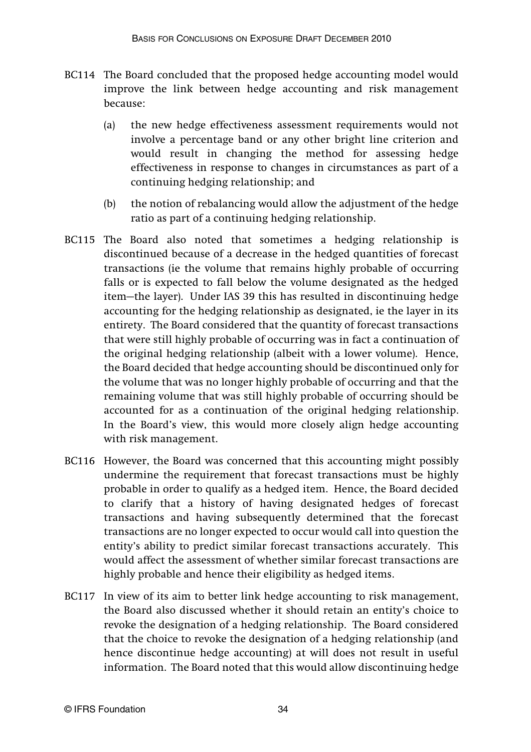BC114 The Board concluded that the proposed hedge accounting model would improve the link between hedge accounting and risk management because:

(a) the new hedge effectiveness assessment requirements would not involve a percentage band or any other bright line criterion and would result in changing the method for assessing hedge effectiveness in response to changes in circumstances as part of a continuing hedging relationship; and

(b) the notion of rebalancing would allow the adjustment of the hedge ratio as part of a continuing hedging relationship.

BC115 The Board also noted that sometimes a hedging relationship is discontinued because of a decrease in the hedged quantities of forecast transactions (ie the volume that remains highly probable of occurring falls or is expected to fall below the volume designated as the hedged item—the layer). Under IAS 39 this has resulted in discontinuing hedge accounting for the hedging relationship as designated, ie the layer in its entirety. The Board considered that the quantity of forecast transactions that were still highly probable of occurring was in fact a continuation of the original hedging relationship (albeit with a lower volume). Hence, the Board decided that hedge accounting should be discontinued only for the volume that was no longer highly probable of occurring and that the remaining volume that was still highly probable of occurring should be accounted for as a continuation of the original hedging relationship. In the Board's view, this would more closely align hedge accounting with risk management.

BC116 However, the Board was concerned that this accounting might possibly undermine the requirement that forecast transactions must be highly probable in order to qualify as a hedged item. Hence, the Board decided to clarify that a history of having designated hedges of forecast transactions and having subsequently determined that the forecast transactions are no longer expected to occur would call into question the entity's ability to predict similar forecast transactions accurately. This would affect the assessment of whether similar forecast transactions are highly probable and hence their eligibility as hedged items.

BC117 In view of its aim to better link hedge accounting to risk management, the Board also discussed whether it should retain an entity's choice to revoke the designation of a hedging relationship. The Board considered that the choice to revoke the designation of a hedging relationship (and hence discontinue hedge accounting) at will does not result in useful information. The Board noted that this would allow discontinuing hedge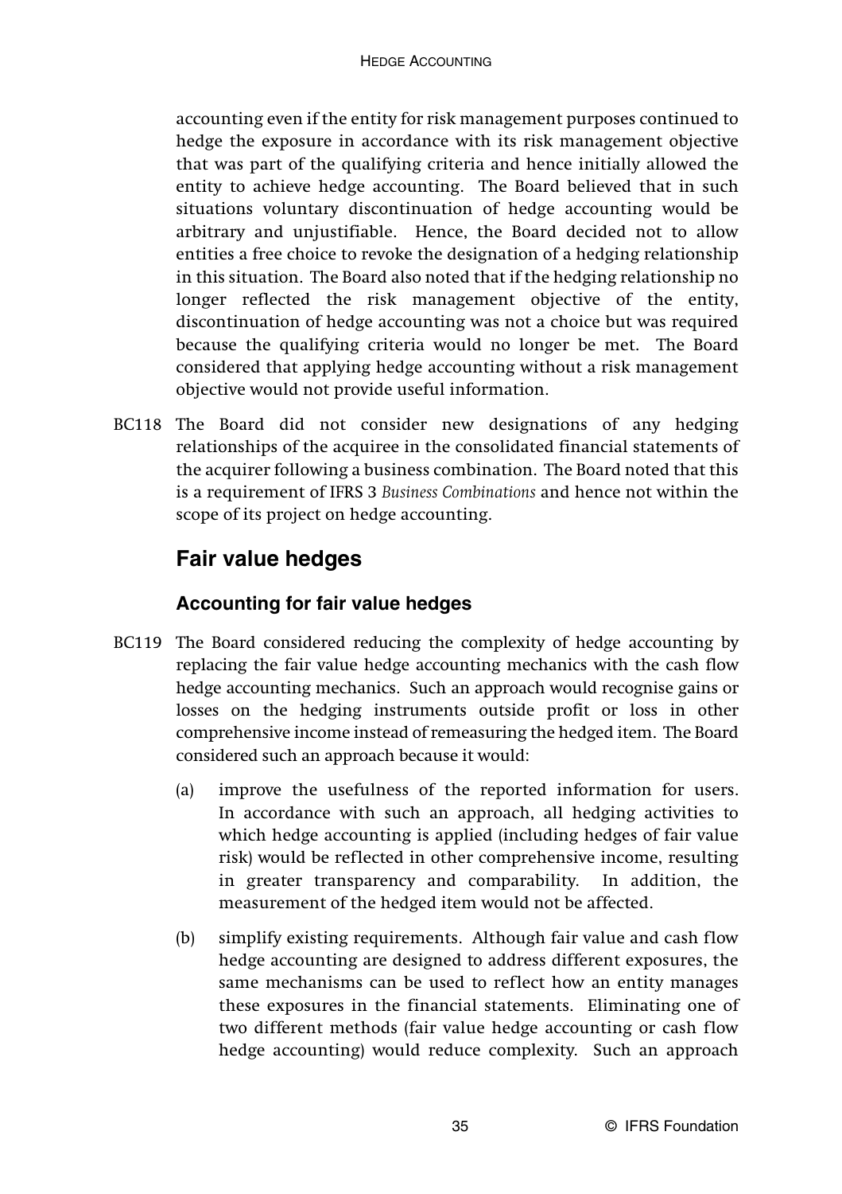accounting even if the entity for risk management purposes continued to hedge the exposure in accordance with its risk management objective that was part of the qualifying criteria and hence initially allowed the entity to achieve hedge accounting. The Board believed that in such situations voluntary discontinuation of hedge accounting would be arbitrary and unjustifiable. Hence, the Board decided not to allow entities a free choice to revoke the designation of a hedging relationship in this situation. The Board also noted that if the hedging relationship no longer reflected the risk management objective of the entity, discontinuation of hedge accounting was not a choice but was required because the qualifying criteria would no longer be met. The Board considered that applying hedge accounting without a risk management objective would not provide useful information.

BC118 The Board did not consider new designations of any hedging relationships of the acquiree in the consolidated financial statements of the acquirer following a business combination. The Board noted that this is a requirement of IFRS 3 *Business Combinations* and hence not within the scope of its project on hedge accounting.

## Fair value hedges

### Accounting for fair value hedges

BC119 The Board considered reducing the complexity of hedge accounting by replacing the fair value hedge accounting mechanics with the cash flow hedge accounting mechanics. Such an approach would recognise gains or losses on the hedging instruments outside profit or loss in other comprehensive income instead of remeasuring the hedged item. The Board considered such an approach because it would:

(a) improve the usefulness of the reported information for users. In accordance with such an approach, all hedging activities to which hedge accounting is applied (including hedges of fair value risk) would be reflected in other comprehensive income, resulting in greater transparency and comparability. In addition, the measurement of the hedged item would not be affected.

(b) simplify existing requirements. Although fair value and cash flow hedge accounting are designed to address different exposures, the same mechanisms can be used to reflect how an entity manages these exposures in the financial statements. Eliminating one of two different methods (fair value hedge accounting or cash flow hedge accounting) would reduce complexity. Such an approach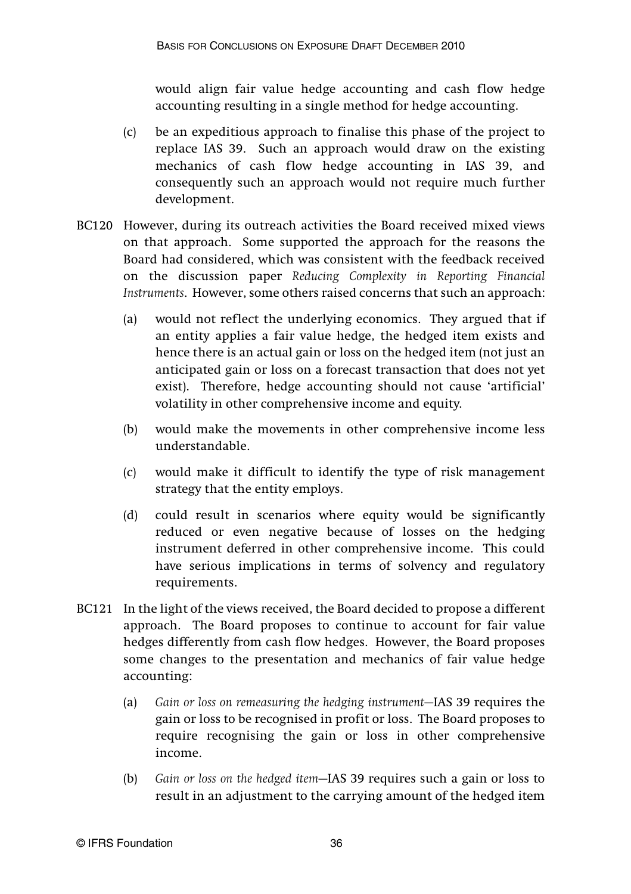would align fair value hedge accounting and cash flow hedge accounting resulting in a single method for hedge accounting.

(c) be an expeditious approach to finalise this phase of the project to replace IAS 39. Such an approach would draw on the existing mechanics of cash flow hedge accounting in IAS 39, and consequently such an approach would not require much further development.

BC120 However, during its outreach activities the Board received mixed views on that approach. Some supported the approach for the reasons the Board had considered, which was consistent with the feedback received on the discussion paper *Reducing Complexity in Reporting Financial Instruments*. However, some others raised concerns that such an approach:

(a) would not reflect the underlying economics. They argued that if an entity applies a fair value hedge, the hedged item exists and hence there is an actual gain or loss on the hedged item (not just an anticipated gain or loss on a forecast transaction that does not yet exist). Therefore, hedge accounting should not cause 'artificial' volatility in other comprehensive income and equity.

(b) would make the movements in other comprehensive income less understandable.

(c) would make it difficult to identify the type of risk management strategy that the entity employs.

(d) could result in scenarios where equity would be significantly reduced or even negative because of losses on the hedging instrument deferred in other comprehensive income. This could have serious implications in terms of solvency and regulatory requirements.

BC121 In the light of the views received, the Board decided to propose a different approach. The Board proposes to continue to account for fair value hedges differently from cash flow hedges. However, the Board proposes some changes to the presentation and mechanics of fair value hedge accounting:

(a) *Gain or loss on remeasuring the hedging instrument*—IAS 39 requires the gain or loss to be recognised in profit or loss. The Board proposes to require recognising the gain or loss in other comprehensive income.

(b) *Gain or loss on the hedged item*—IAS 39 requires such a gain or loss to result in an adjustment to the carrying amount of the hedged item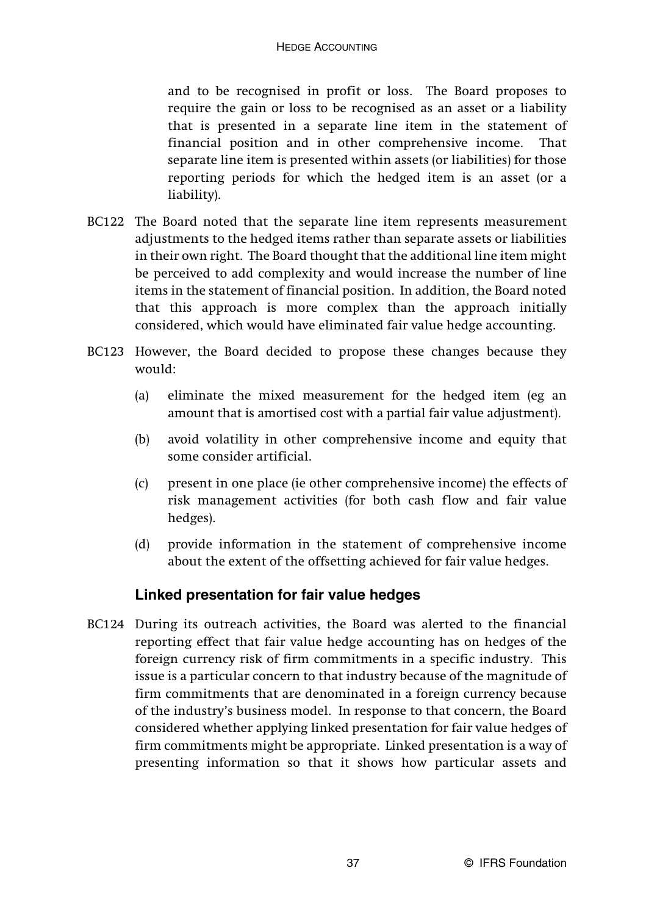and to be recognised in profit or loss. The Board proposes to require the gain or loss to be recognised as an asset or a liability that is presented in a separate line item in the statement of financial position and in other comprehensive income. That separate line item is presented within assets (or liabilities) for those reporting periods for which the hedged item is an asset (or a liability).

BC122 The Board noted that the separate line item represents measurement adjustments to the hedged items rather than separate assets or liabilities in their own right. The Board thought that the additional line item might be perceived to add complexity and would increase the number of line items in the statement of financial position. In addition, the Board noted that this approach is more complex than the approach initially considered, which would have eliminated fair value hedge accounting.

BC123 However, the Board decided to propose these changes because they would:

(a) eliminate the mixed measurement for the hedged item (eg an amount that is amortised cost with a partial fair value adjustment).

(b) avoid volatility in other comprehensive income and equity that some consider artificial.

(c) present in one place (ie other comprehensive income) the effects of risk management activities (for both cash flow and fair value hedges).

(d) provide information in the statement of comprehensive income about the extent of the offsetting achieved for fair value hedges.

### Linked presentation for fair value hedges

BC124 During its outreach activities, the Board was alerted to the financial reporting effect that fair value hedge accounting has on hedges of the foreign currency risk of firm commitments in a specific industry. This issue is a particular concern to that industry because of the magnitude of firm commitments that are denominated in a foreign currency because of the industry's business model. In response to that concern, the Board considered whether applying linked presentation for fair value hedges of firm commitments might be appropriate. Linked presentation is a way of presenting information so that it shows how particular assets and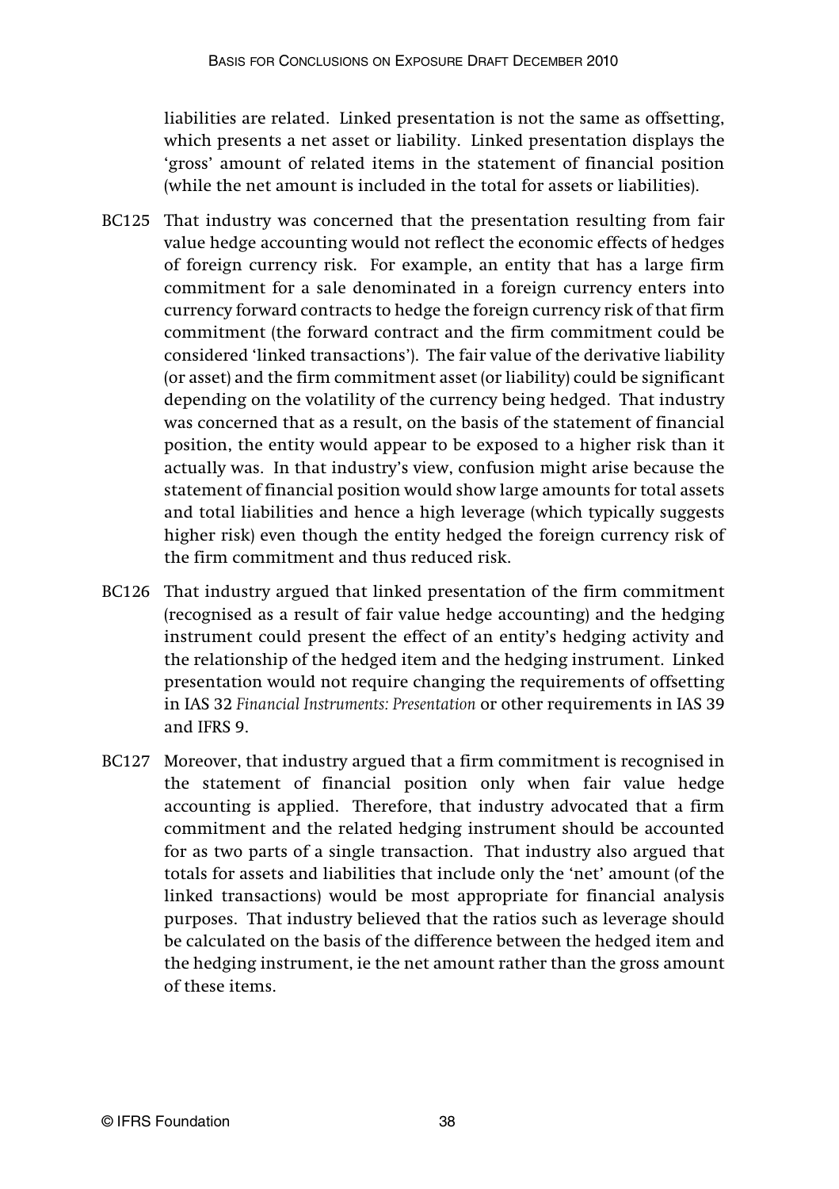liabilities are related. Linked presentation is not the same as offsetting, which presents a net asset or liability. Linked presentation displays the 'gross' amount of related items in the statement of financial position (while the net amount is included in the total for assets or liabilities).

BC125 That industry was concerned that the presentation resulting from fair value hedge accounting would not reflect the economic effects of hedges of foreign currency risk. For example, an entity that has a large firm commitment for a sale denominated in a foreign currency enters into currency forward contracts to hedge the foreign currency risk of that firm commitment (the forward contract and the firm commitment could be considered 'linked transactions'). The fair value of the derivative liability (or asset) and the firm commitment asset (or liability) could be significant depending on the volatility of the currency being hedged. That industry was concerned that as a result, on the basis of the statement of financial position, the entity would appear to be exposed to a higher risk than it actually was. In that industry's view, confusion might arise because the statement of financial position would show large amounts for total assets and total liabilities and hence a high leverage (which typically suggests higher risk) even though the entity hedged the foreign currency risk of the firm commitment and thus reduced risk.

BC126 That industry argued that linked presentation of the firm commitment (recognised as a result of fair value hedge accounting) and the hedging instrument could present the effect of an entity's hedging activity and the relationship of the hedged item and the hedging instrument. Linked presentation would not require changing the requirements of offsetting in IAS 32 *Financial Instruments: Presentation* or other requirements in IAS 39 and IFRS 9.

BC127 Moreover, that industry argued that a firm commitment is recognised in the statement of financial position only when fair value hedge accounting is applied. Therefore, that industry advocated that a firm commitment and the related hedging instrument should be accounted for as two parts of a single transaction. That industry also argued that totals for assets and liabilities that include only the 'net' amount (of the linked transactions) would be most appropriate for financial analysis purposes. That industry believed that the ratios such as leverage should be calculated on the basis of the difference between the hedged item and the hedging instrument, ie the net amount rather than the gross amount of these items.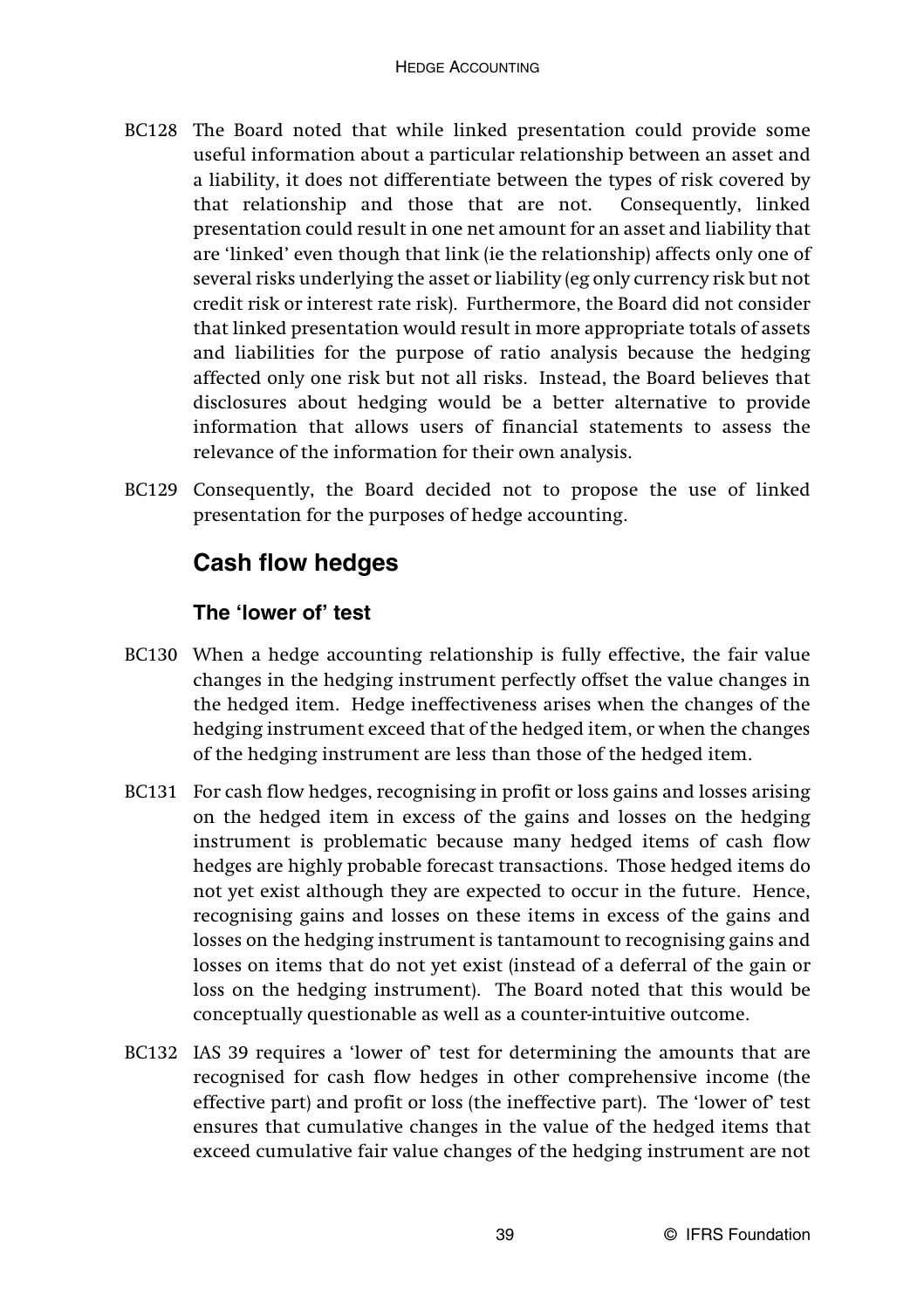BC128 The Board noted that while linked presentation could provide some useful information about a particular relationship between an asset and a liability, it does not differentiate between the types of risk covered by that relationship and those that are not. Consequently, linked presentation could result in one net amount for an asset and liability that are 'linked' even though that link (ie the relationship) affects only one of several risks underlying the asset or liability (eg only currency risk but not credit risk or interest rate risk). Furthermore, the Board did not consider that linked presentation would result in more appropriate totals of assets and liabilities for the purpose of ratio analysis because the hedging affected only one risk but not all risks. Instead, the Board believes that disclosures about hedging would be a better alternative to provide information that allows users of financial statements to assess the relevance of the information for their own analysis.

BC129 Consequently, the Board decided not to propose the use of linked presentation for the purposes of hedge accounting.

## Cash flow hedges

### The 'lower of' test

BC130 When a hedge accounting relationship is fully effective, the fair value changes in the hedging instrument perfectly offset the value changes in the hedged item. Hedge ineffectiveness arises when the changes of the hedging instrument exceed that of the hedged item, or when the changes of the hedging instrument are less than those of the hedged item.

BC131 For cash flow hedges, recognising in profit or loss gains and losses arising on the hedged item in excess of the gains and losses on the hedging instrument is problematic because many hedged items of cash flow hedges are highly probable forecast transactions. Those hedged items do not yet exist although they are expected to occur in the future. Hence, recognising gains and losses on these items in excess of the gains and losses on the hedging instrument is tantamount to recognising gains and losses on items that do not yet exist (instead of a deferral of the gain or loss on the hedging instrument). The Board noted that this would be conceptually questionable as well as a counter-intuitive outcome.

BC132 IAS 39 requires a 'lower of' test for determining the amounts that are recognised for cash flow hedges in other comprehensive income (the effective part) and profit or loss (the ineffective part). The 'lower of' test ensures that cumulative changes in the value of the hedged items that exceed cumulative fair value changes of the hedging instrument are not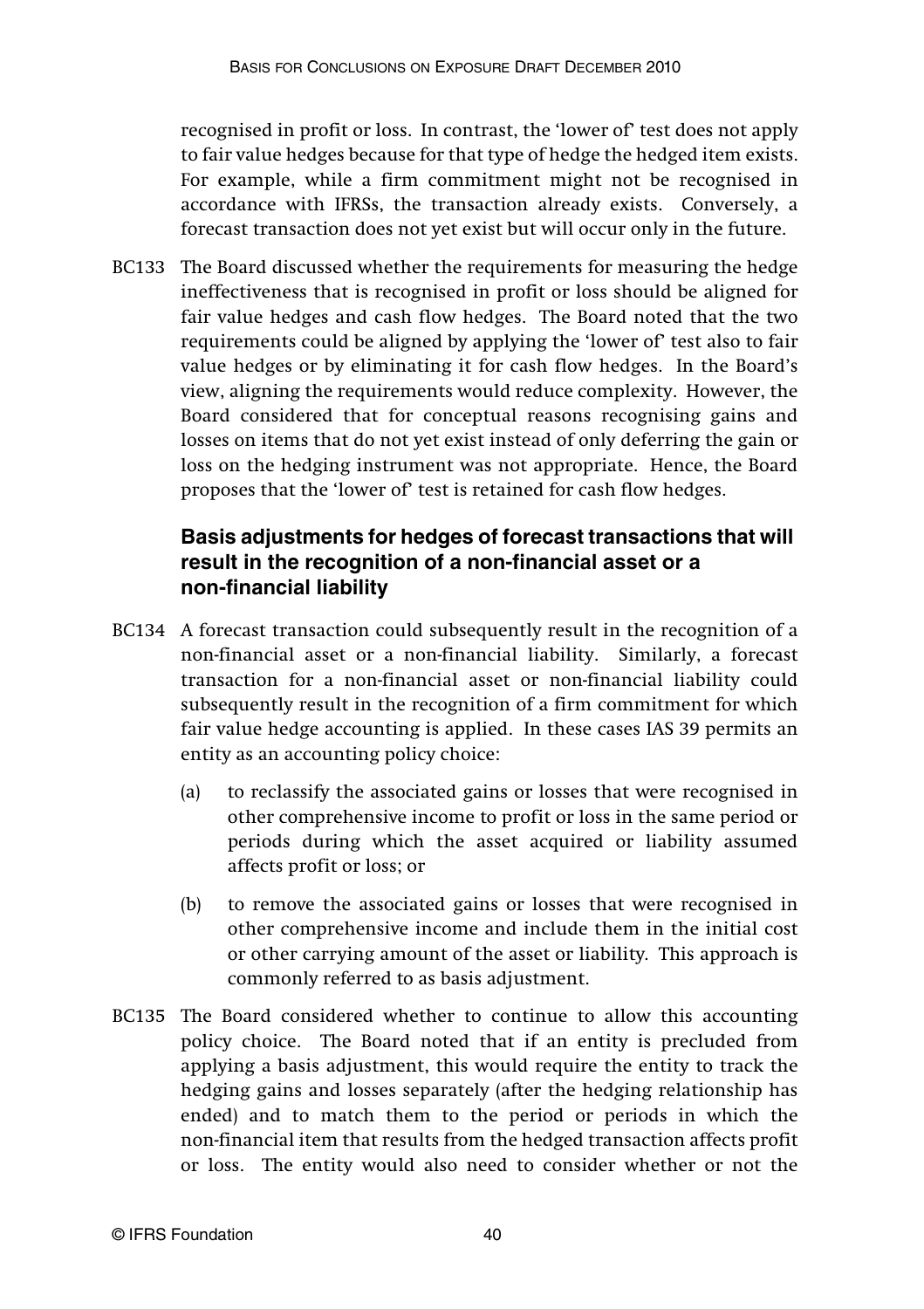recognised in profit or loss. In contrast, the 'lower of' test does not apply to fair value hedges because for that type of hedge the hedged item exists. For example, while a firm commitment might not be recognised in accordance with IFRSs, the transaction already exists. Conversely, a forecast transaction does not yet exist but will occur only in the future.

BC133 The Board discussed whether the requirements for measuring the hedge ineffectiveness that is recognised in profit or loss should be aligned for fair value hedges and cash flow hedges. The Board noted that the two requirements could be aligned by applying the 'lower of' test also to fair value hedges or by eliminating it for cash flow hedges. In the Board's view, aligning the requirements would reduce complexity. However, the Board considered that for conceptual reasons recognising gains and losses on items that do not yet exist instead of only deferring the gain or loss on the hedging instrument was not appropriate. Hence, the Board proposes that the 'lower of' test is retained for cash flow hedges.

### Basis adjustments for hedges of forecast transactions that will result in the recognition of a non-financial asset or a non-financial liability

BC134 A forecast transaction could subsequently result in the recognition of a non-financial asset or a non-financial liability. Similarly, a forecast transaction for a non-financial asset or non-financial liability could subsequently result in the recognition of a firm commitment for which fair value hedge accounting is applied. In these cases IAS 39 permits an entity as an accounting policy choice:

(a) to reclassify the associated gains or losses that were recognised in other comprehensive income to profit or loss in the same period or periods during which the asset acquired or liability assumed affects profit or loss; or

(b) to remove the associated gains or losses that were recognised in other comprehensive income and include them in the initial cost or other carrying amount of the asset or liability. This approach is commonly referred to as basis adjustment.

BC135 The Board considered whether to continue to allow this accounting policy choice. The Board noted that if an entity is precluded from applying a basis adjustment, this would require the entity to track the hedging gains and losses separately (after the hedging relationship has ended) and to match them to the period or periods in which the non-financial item that results from the hedged transaction affects profit or loss. The entity would also need to consider whether or not the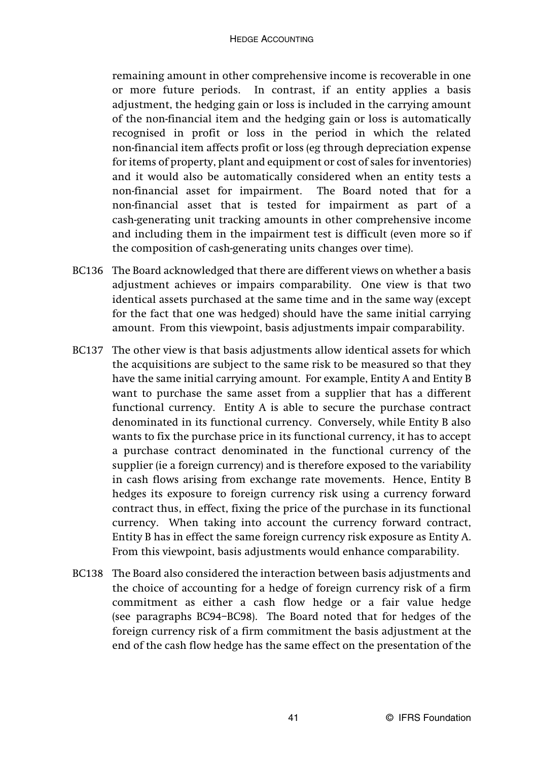remaining amount in other comprehensive income is recoverable in one or more future periods. In contrast, if an entity applies a basis adjustment, the hedging gain or loss is included in the carrying amount of the non-financial item and the hedging gain or loss is automatically recognised in profit or loss in the period in which the related non-financial item affects profit or loss (eg through depreciation expense for items of property, plant and equipment or cost of sales for inventories) and it would also be automatically considered when an entity tests a non-financial asset for impairment. The Board noted that for a non-financial asset that is tested for impairment as part of a cash-generating unit tracking amounts in other comprehensive income and including them in the impairment test is difficult (even more so if the composition of cash-generating units changes over time).

BC136 The Board acknowledged that there are different views on whether a basis adjustment achieves or impairs comparability. One view is that two identical assets purchased at the same time and in the same way (except for the fact that one was hedged) should have the same initial carrying amount. From this viewpoint, basis adjustments impair comparability.

BC137 The other view is that basis adjustments allow identical assets for which the acquisitions are subject to the same risk to be measured so that they have the same initial carrying amount. For example, Entity A and Entity B want to purchase the same asset from a supplier that has a different functional currency. Entity A is able to secure the purchase contract denominated in its functional currency. Conversely, while Entity B also wants to fix the purchase price in its functional currency, it has to accept a purchase contract denominated in the functional currency of the supplier (ie a foreign currency) and is therefore exposed to the variability in cash flows arising from exchange rate movements. Hence, Entity B hedges its exposure to foreign currency risk using a currency forward contract thus, in effect, fixing the price of the purchase in its functional currency. When taking into account the currency forward contract, Entity B has in effect the same foreign currency risk exposure as Entity A. From this viewpoint, basis adjustments would enhance comparability.

BC138 The Board also considered the interaction between basis adjustments and the choice of accounting for a hedge of foreign currency risk of a firm commitment as either a cash flow hedge or a fair value hedge (see paragraphs BC94–BC98). The Board noted that for hedges of the foreign currency risk of a firm commitment the basis adjustment at the end of the cash flow hedge has the same effect on the presentation of the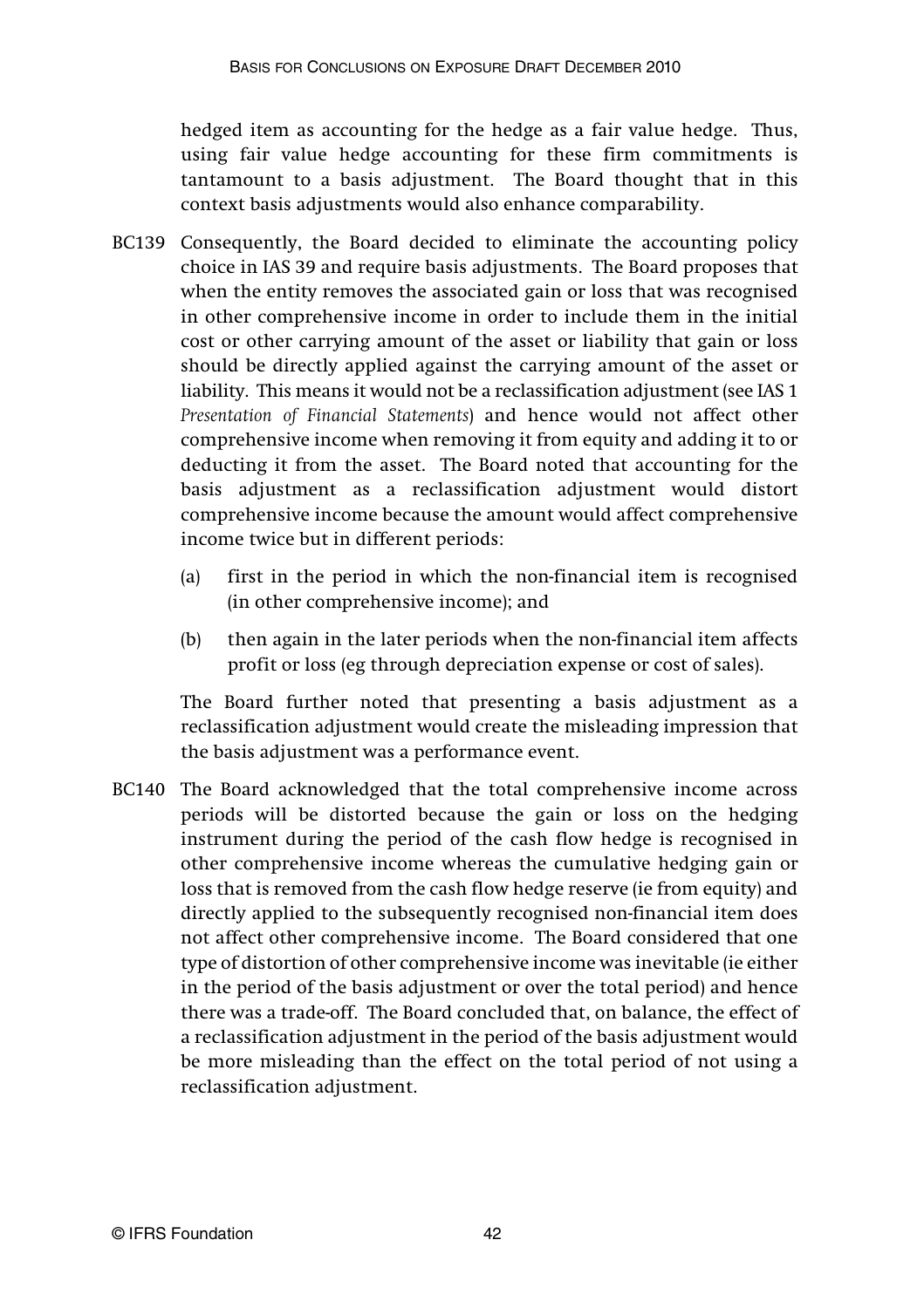hedged item as accounting for the hedge as a fair value hedge. Thus, using fair value hedge accounting for these firm commitments is tantamount to a basis adjustment. The Board thought that in this context basis adjustments would also enhance comparability.

BC139 Consequently, the Board decided to eliminate the accounting policy choice in IAS 39 and require basis adjustments. The Board proposes that when the entity removes the associated gain or loss that was recognised in other comprehensive income in order to include them in the initial cost or other carrying amount of the asset or liability that gain or loss should be directly applied against the carrying amount of the asset or liability. This means it would not be a reclassification adjustment (see IAS 1 *Presentation of Financial Statements*) and hence would not affect other comprehensive income when removing it from equity and adding it to or deducting it from the asset. The Board noted that accounting for the basis adjustment as a reclassification adjustment would distort comprehensive income because the amount would affect comprehensive income twice but in different periods:

(a) first in the period in which the non-financial item is recognised (in other comprehensive income); and

(b) then again in the later periods when the non-financial item affects profit or loss (eg through depreciation expense or cost of sales).

The Board further noted that presenting a basis adjustment as a reclassification adjustment would create the misleading impression that the basis adjustment was a performance event.

BC140 The Board acknowledged that the total comprehensive income across periods will be distorted because the gain or loss on the hedging instrument during the period of the cash flow hedge is recognised in other comprehensive income whereas the cumulative hedging gain or loss that is removed from the cash flow hedge reserve (ie from equity) and directly applied to the subsequently recognised non-financial item does not affect other comprehensive income. The Board considered that one type of distortion of other comprehensive income was inevitable (ie either in the period of the basis adjustment or over the total period) and hence there was a trade-off. The Board concluded that, on balance, the effect of a reclassification adjustment in the period of the basis adjustment would be more misleading than the effect on the total period of not using a reclassification adjustment.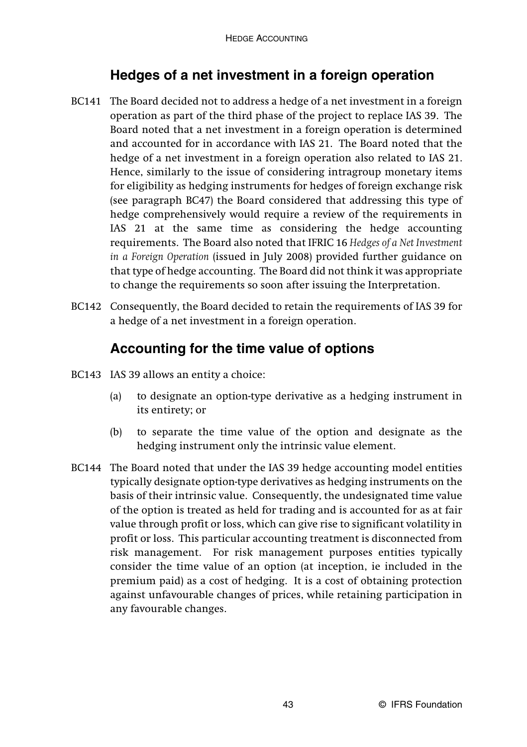## Hedges of a net investment in a foreign operation

BC141 The Board decided not to address a hedge of a net investment in a foreign operation as part of the third phase of the project to replace IAS 39. The Board noted that a net investment in a foreign operation is determined and accounted for in accordance with IAS 21. The Board noted that the hedge of a net investment in a foreign operation also related to IAS 21. Hence, similarly to the issue of considering intragroup monetary items for eligibility as hedging instruments for hedges of foreign exchange risk (see paragraph BC47) the Board considered that addressing this type of hedge comprehensively would require a review of the requirements in IAS 21 at the same time as considering the hedge accounting requirements. The Board also noted that IFRIC 16 *Hedges of a Net Investment in a Foreign Operation* (issued in July 2008) provided further guidance on that type of hedge accounting. The Board did not think it was appropriate to change the requirements so soon after issuing the Interpretation.

BC142 Consequently, the Board decided to retain the requirements of IAS 39 for a hedge of a net investment in a foreign operation.

## Accounting for the time value of options

BC143 IAS 39 allows an entity a choice:

(a) to designate an option-type derivative as a hedging instrument in its entirety; or

(b) to separate the time value of the option and designate as the hedging instrument only the intrinsic value element.

BC144 The Board noted that under the IAS 39 hedge accounting model entities typically designate option-type derivatives as hedging instruments on the basis of their intrinsic value. Consequently, the undesignated time value of the option is treated as held for trading and is accounted for as at fair value through profit or loss, which can give rise to significant volatility in profit or loss. This particular accounting treatment is disconnected from risk management. For risk management purposes entities typically consider the time value of an option (at inception, ie included in the premium paid) as a cost of hedging. It is a cost of obtaining protection against unfavourable changes of prices, while retaining participation in any favourable changes.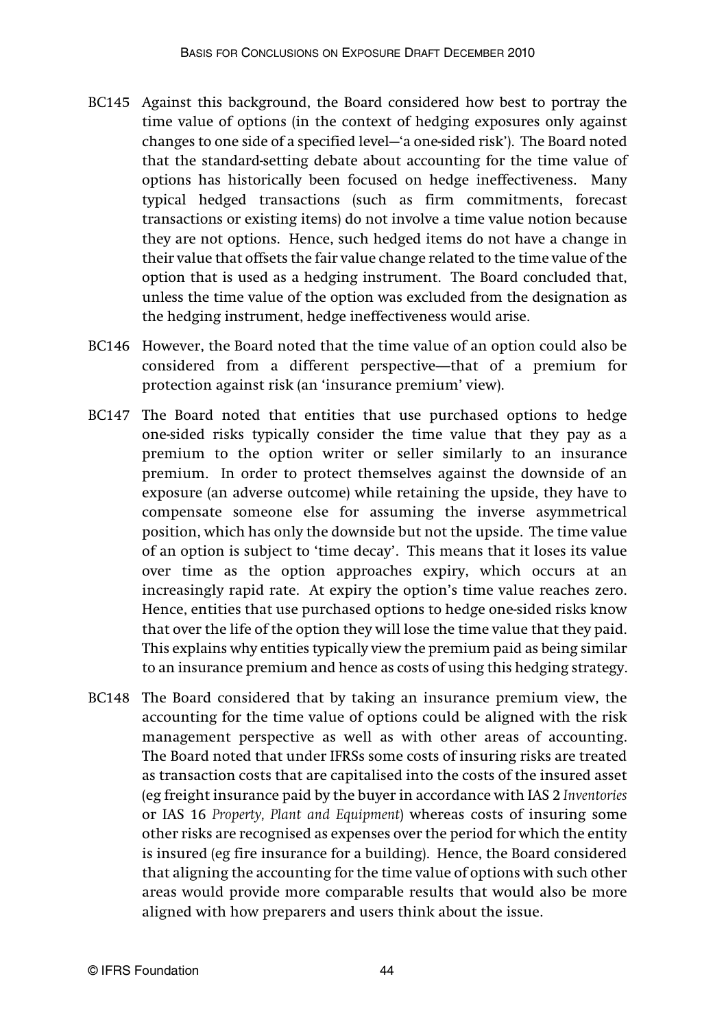BC145 Against this background, the Board considered how best to portray the time value of options (in the context of hedging exposures only against changes to one side of a specified level—'a one-sided risk'). The Board noted that the standard-setting debate about accounting for the time value of options has historically been focused on hedge ineffectiveness. Many typical hedged transactions (such as firm commitments, forecast transactions or existing items) do not involve a time value notion because they are not options. Hence, such hedged items do not have a change in their value that offsets the fair value change related to the time value of the option that is used as a hedging instrument. The Board concluded that, unless the time value of the option was excluded from the designation as the hedging instrument, hedge ineffectiveness would arise.

BC146 However, the Board noted that the time value of an option could also be considered from a different perspective—that of a premium for protection against risk (an 'insurance premium' view).

BC147 The Board noted that entities that use purchased options to hedge one-sided risks typically consider the time value that they pay as a premium to the option writer or seller similarly to an insurance premium. In order to protect themselves against the downside of an exposure (an adverse outcome) while retaining the upside, they have to compensate someone else for assuming the inverse asymmetrical position, which has only the downside but not the upside. The time value of an option is subject to 'time decay'. This means that it loses its value over time as the option approaches expiry, which occurs at an increasingly rapid rate. At expiry the option's time value reaches zero. Hence, entities that use purchased options to hedge one-sided risks know that over the life of the option they will lose the time value that they paid. This explains why entities typically view the premium paid as being similar to an insurance premium and hence as costs of using this hedging strategy.

BC148 The Board considered that by taking an insurance premium view, the accounting for the time value of options could be aligned with the risk management perspective as well as with other areas of accounting. The Board noted that under IFRSs some costs of insuring risks are treated as transaction costs that are capitalised into the costs of the insured asset (eg freight insurance paid by the buyer in accordance with IAS 2 *Inventories* or IAS 16 *Property, Plant and Equipment*) whereas costs of insuring some other risks are recognised as expenses over the period for which the entity is insured (eg fire insurance for a building). Hence, the Board considered that aligning the accounting for the time value of options with such other areas would provide more comparable results that would also be more aligned with how preparers and users think about the issue.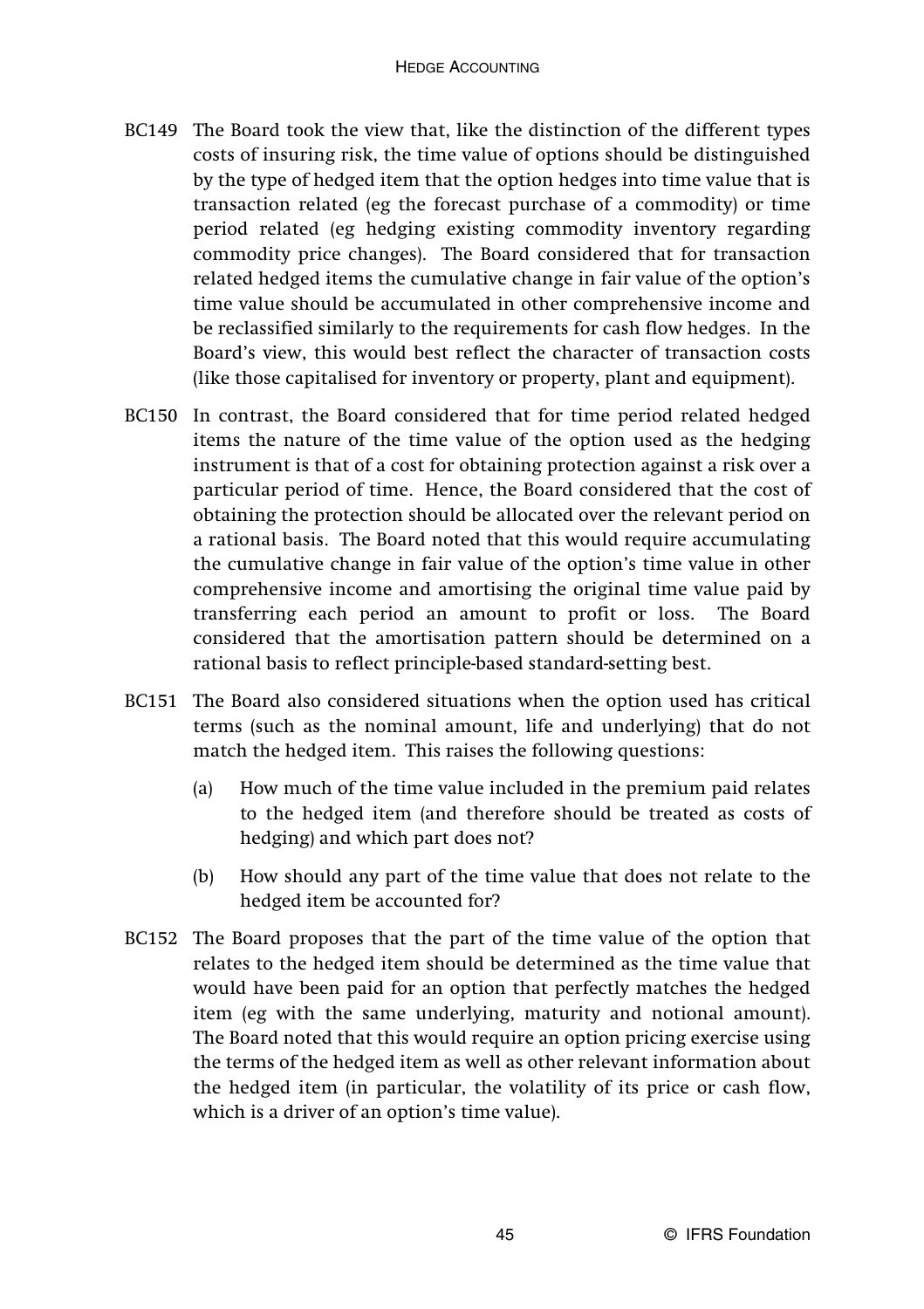BC149 The Board took the view that, like the distinction of the different types costs of insuring risk, the time value of options should be distinguished by the type of hedged item that the option hedges into time value that is transaction related (eg the forecast purchase of a commodity) or time period related (eg hedging existing commodity inventory regarding commodity price changes). The Board considered that for transaction related hedged items the cumulative change in fair value of the option's time value should be accumulated in other comprehensive income and be reclassified similarly to the requirements for cash flow hedges. In the Board's view, this would best reflect the character of transaction costs (like those capitalised for inventory or property, plant and equipment).

BC150 In contrast, the Board considered that for time period related hedged items the nature of the time value of the option used as the hedging instrument is that of a cost for obtaining protection against a risk over a particular period of time. Hence, the Board considered that the cost of obtaining the protection should be allocated over the relevant period on a rational basis. The Board noted that this would require accumulating the cumulative change in fair value of the option's time value in other comprehensive income and amortising the original time value paid by transferring each period an amount to profit or loss. The Board considered that the amortisation pattern should be determined on a rational basis to reflect principle-based standard-setting best.

BC151 The Board also considered situations when the option used has critical terms (such as the nominal amount, life and underlying) that do not match the hedged item. This raises the following questions:

(a) How much of the time value included in the premium paid relates to the hedged item (and therefore should be treated as costs of hedging) and which part does not?

(b) How should any part of the time value that does not relate to the hedged item be accounted for?

BC152 The Board proposes that the part of the time value of the option that relates to the hedged item should be determined as the time value that would have been paid for an option that perfectly matches the hedged item (eg with the same underlying, maturity and notional amount). The Board noted that this would require an option pricing exercise using the terms of the hedged item as well as other relevant information about the hedged item (in particular, the volatility of its price or cash flow, which is a driver of an option's time value).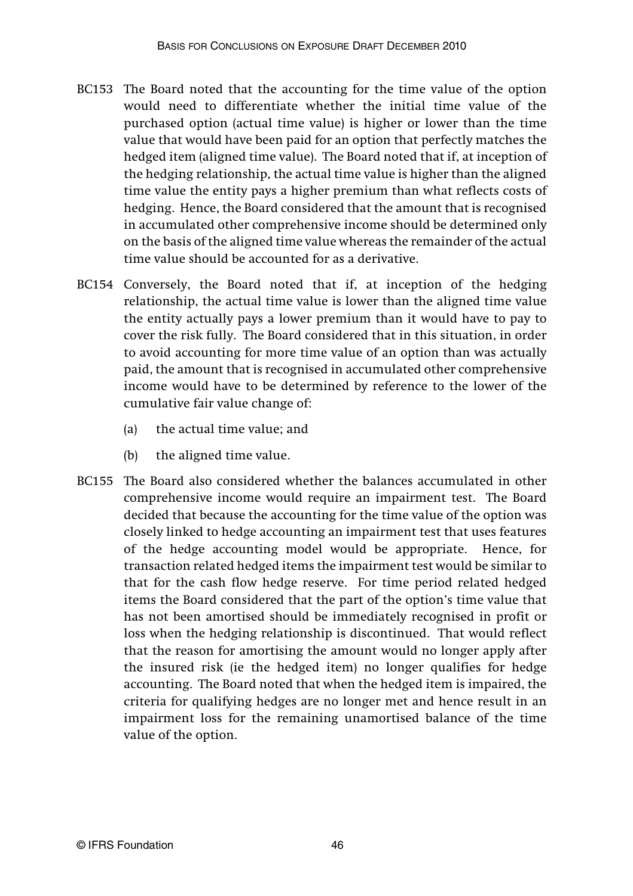BC153 The Board noted that the accounting for the time value of the option would need to differentiate whether the initial time value of the purchased option (actual time value) is higher or lower than the time value that would have been paid for an option that perfectly matches the hedged item (aligned time value). The Board noted that if, at inception of the hedging relationship, the actual time value is higher than the aligned time value the entity pays a higher premium than what reflects costs of hedging. Hence, the Board considered that the amount that is recognised in accumulated other comprehensive income should be determined only on the basis of the aligned time value whereas the remainder of the actual time value should be accounted for as a derivative.

BC154 Conversely, the Board noted that if, at inception of the hedging relationship, the actual time value is lower than the aligned time value the entity actually pays a lower premium than it would have to pay to cover the risk fully. The Board considered that in this situation, in order to avoid accounting for more time value of an option than was actually paid, the amount that is recognised in accumulated other comprehensive income would have to be determined by reference to the lower of the cumulative fair value change of:

(a) the actual time value; and

(b) the aligned time value.

BC155 The Board also considered whether the balances accumulated in other comprehensive income would require an impairment test. The Board decided that because the accounting for the time value of the option was closely linked to hedge accounting an impairment test that uses features of the hedge accounting model would be appropriate. Hence, for transaction related hedged items the impairment test would be similar to that for the cash flow hedge reserve. For time period related hedged items the Board considered that the part of the option's time value that has not been amortised should be immediately recognised in profit or loss when the hedging relationship is discontinued. That would reflect that the reason for amortising the amount would no longer apply after the insured risk (ie the hedged item) no longer qualifies for hedge accounting. The Board noted that when the hedged item is impaired, the criteria for qualifying hedges are no longer met and hence result in an impairment loss for the remaining unamortised balance of the time value of the option.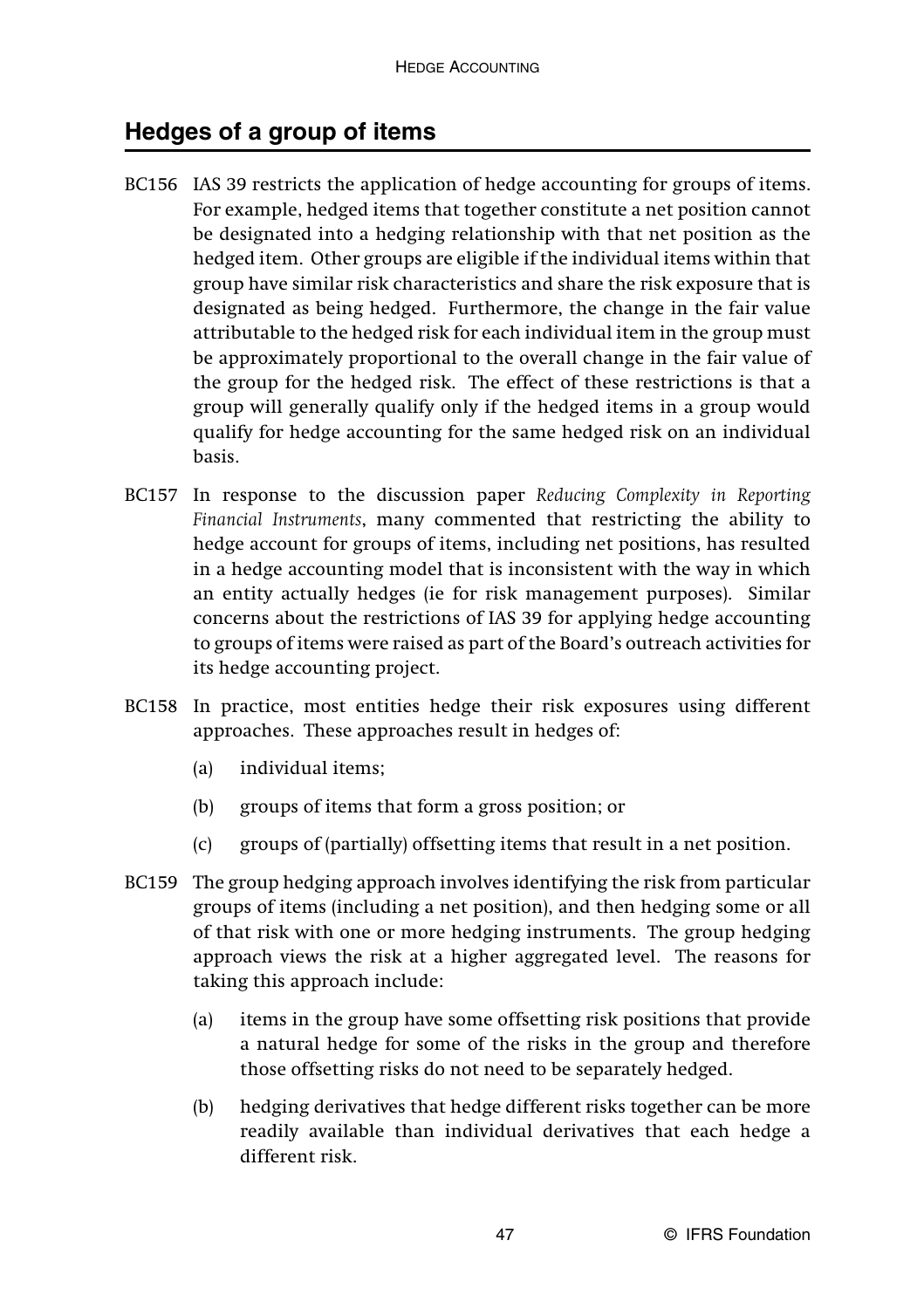## Hedges of a group of items

BC156 IAS 39 restricts the application of hedge accounting for groups of items. For example, hedged items that together constitute a net position cannot be designated into a hedging relationship with that net position as the hedged item. Other groups are eligible if the individual items within that group have similar risk characteristics and share the risk exposure that is designated as being hedged. Furthermore, the change in the fair value attributable to the hedged risk for each individual item in the group must be approximately proportional to the overall change in the fair value of the group for the hedged risk. The effect of these restrictions is that a group will generally qualify only if the hedged items in a group would qualify for hedge accounting for the same hedged risk on an individual basis.

BC157 In response to the discussion paper *Reducing Complexity in Reporting Financial Instruments*, many commented that restricting the ability to hedge account for groups of items, including net positions, has resulted in a hedge accounting model that is inconsistent with the way in which an entity actually hedges (ie for risk management purposes). Similar concerns about the restrictions of IAS 39 for applying hedge accounting to groups of items were raised as part of the Board's outreach activities for its hedge accounting project.

BC158 In practice, most entities hedge their risk exposures using different approaches. These approaches result in hedges of:

(a) individual items;

(b) groups of items that form a gross position; or

(c) groups of (partially) offsetting items that result in a net position.

BC159 The group hedging approach involves identifying the risk from particular groups of items (including a net position), and then hedging some or all of that risk with one or more hedging instruments. The group hedging approach views the risk at a higher aggregated level. The reasons for taking this approach include:

(a) items in the group have some offsetting risk positions that provide a natural hedge for some of the risks in the group and therefore those offsetting risks do not need to be separately hedged.

(b) hedging derivatives that hedge different risks together can be more readily available than individual derivatives that each hedge a different risk.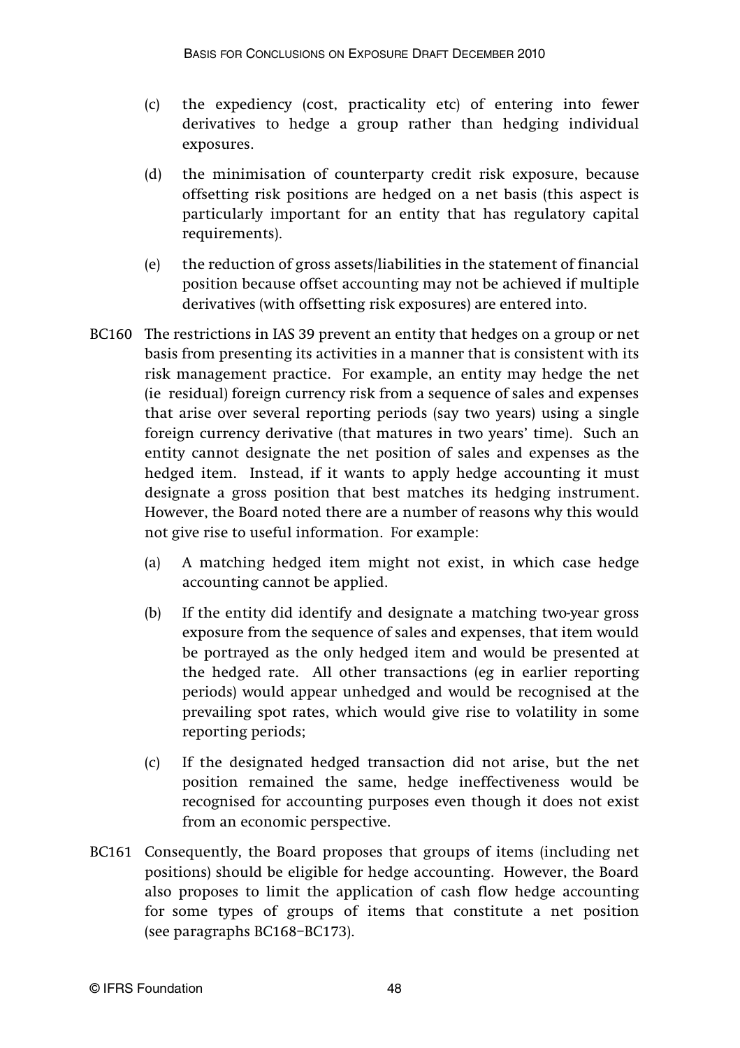(c) the expediency (cost, practicality etc) of entering into fewer derivatives to hedge a group rather than hedging individual exposures.

(d) the minimisation of counterparty credit risk exposure, because offsetting risk positions are hedged on a net basis (this aspect is particularly important for an entity that has regulatory capital requirements).

(e) the reduction of gross assets/liabilities in the statement of financial position because offset accounting may not be achieved if multiple derivatives (with offsetting risk exposures) are entered into.

BC160 The restrictions in IAS 39 prevent an entity that hedges on a group or net basis from presenting its activities in a manner that is consistent with its risk management practice. For example, an entity may hedge the net (ie residual) foreign currency risk from a sequence of sales and expenses that arise over several reporting periods (say two years) using a single foreign currency derivative (that matures in two years' time). Such an entity cannot designate the net position of sales and expenses as the hedged item. Instead, if it wants to apply hedge accounting it must designate a gross position that best matches its hedging instrument. However, the Board noted there are a number of reasons why this would not give rise to useful information. For example:

(a) A matching hedged item might not exist, in which case hedge accounting cannot be applied.

(b) If the entity did identify and designate a matching two-year gross exposure from the sequence of sales and expenses, that item would be portrayed as the only hedged item and would be presented at the hedged rate. All other transactions (eg in earlier reporting periods) would appear unhedged and would be recognised at the prevailing spot rates, which would give rise to volatility in some reporting periods;

(c) If the designated hedged transaction did not arise, but the net position remained the same, hedge ineffectiveness would be recognised for accounting purposes even though it does not exist from an economic perspective.

BC161 Consequently, the Board proposes that groups of items (including net positions) should be eligible for hedge accounting. However, the Board also proposes to limit the application of cash flow hedge accounting for some types of groups of items that constitute a net position (see paragraphs BC168–BC173).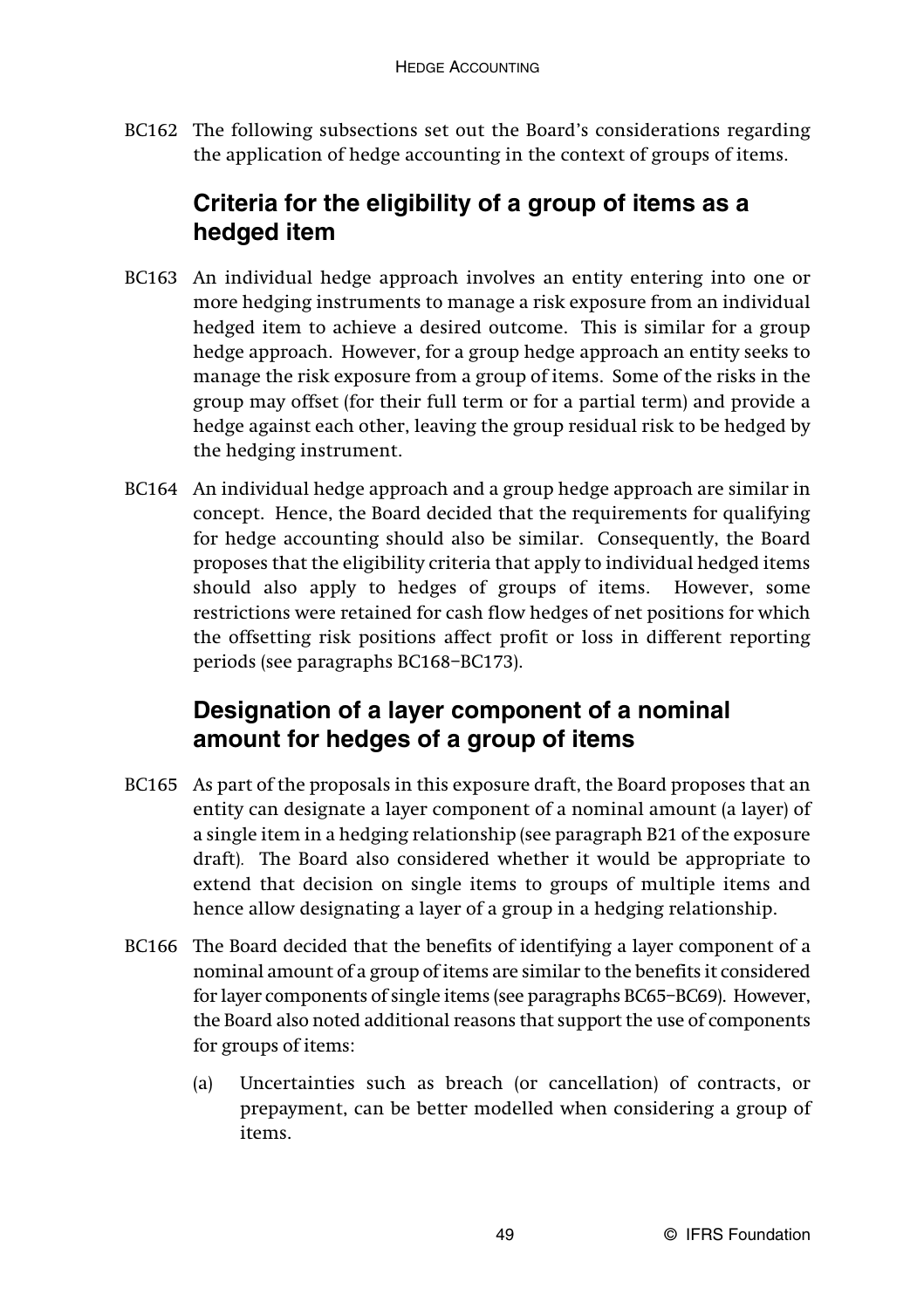BC162 The following subsections set out the Board's considerations regarding the application of hedge accounting in the context of groups of items.

## Criteria for the eligibility of a group of items as a hedged item

BC163 An individual hedge approach involves an entity entering into one or more hedging instruments to manage a risk exposure from an individual hedged item to achieve a desired outcome. This is similar for a group hedge approach. However, for a group hedge approach an entity seeks to manage the risk exposure from a group of items. Some of the risks in the group may offset (for their full term or for a partial term) and provide a hedge against each other, leaving the group residual risk to be hedged by the hedging instrument.

BC164 An individual hedge approach and a group hedge approach are similar in concept. Hence, the Board decided that the requirements for qualifying for hedge accounting should also be similar. Consequently, the Board proposes that the eligibility criteria that apply to individual hedged items should also apply to hedges of groups of items. However, some restrictions were retained for cash flow hedges of net positions for which the offsetting risk positions affect profit or loss in different reporting periods (see paragraphs BC168–BC173).

## Designation of a layer component of a nominal amount for hedges of a group of items

BC165 As part of the proposals in this exposure draft, the Board proposes that an entity can designate a layer component of a nominal amount (a layer) of a single item in a hedging relationship (see paragraph B21 of the exposure draft). The Board also considered whether it would be appropriate to extend that decision on single items to groups of multiple items and hence allow designating a layer of a group in a hedging relationship.

BC166 The Board decided that the benefits of identifying a layer component of a nominal amount of a group of items are similar to the benefits it considered for layer components of single items (see paragraphs BC65–BC69). However, the Board also noted additional reasons that support the use of components for groups of items:

(a) Uncertainties such as breach (or cancellation) of contracts, or prepayment, can be better modelled when considering a group of items.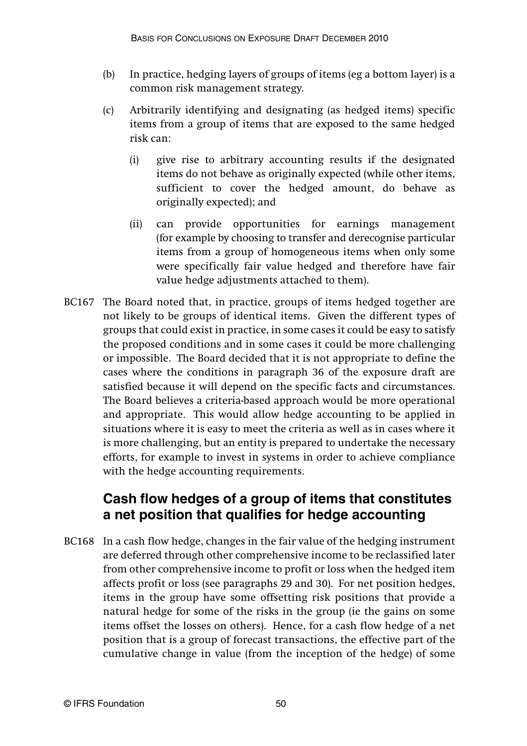(b) In practice, hedging layers of groups of items (eg a bottom layer) is a common risk management strategy.

(c) Arbitrarily identifying and designating (as hedged items) specific items from a group of items that are exposed to the same hedged risk can:

  (i) give rise to arbitrary accounting results if the designated items do not behave as originally expected (while other items, sufficient to cover the hedged amount, do behave as originally expected); and

  (ii) can provide opportunities for earnings management (for example by choosing to transfer and derecognise particular items from a group of homogeneous items when only some were specifically fair value hedged and therefore have fair value hedge adjustments attached to them).

BC167 The Board noted that, in practice, groups of items hedged together are not likely to be groups of identical items. Given the different types of groups that could exist in practice, in some cases it could be easy to satisfy the proposed conditions and in some cases it could be more challenging or impossible. The Board decided that it is not appropriate to define the cases where the conditions in paragraph 36 of the exposure draft are satisfied because it will depend on the specific facts and circumstances. The Board believes a criteria-based approach would be more operational and appropriate. This would allow hedge accounting to be applied in situations where it is easy to meet the criteria as well as in cases where it is more challenging, but an entity is prepared to undertake the necessary efforts, for example to invest in systems in order to achieve compliance with the hedge accounting requirements.

## Cash flow hedges of a group of items that constitutes a net position that qualifies for hedge accounting

BC168 In a cash flow hedge, changes in the fair value of the hedging instrument are deferred through other comprehensive income to be reclassified later from other comprehensive income to profit or loss when the hedged item affects profit or loss (see paragraphs 29 and 30). For net position hedges, items in the group have some offsetting risk positions that provide a natural hedge for some of the risks in the group (ie the gains on some items offset the losses on others). Hence, for a cash flow hedge of a net position that is a group of forecast transactions, the effective part of the cumulative change in value (from the inception of the hedge) of some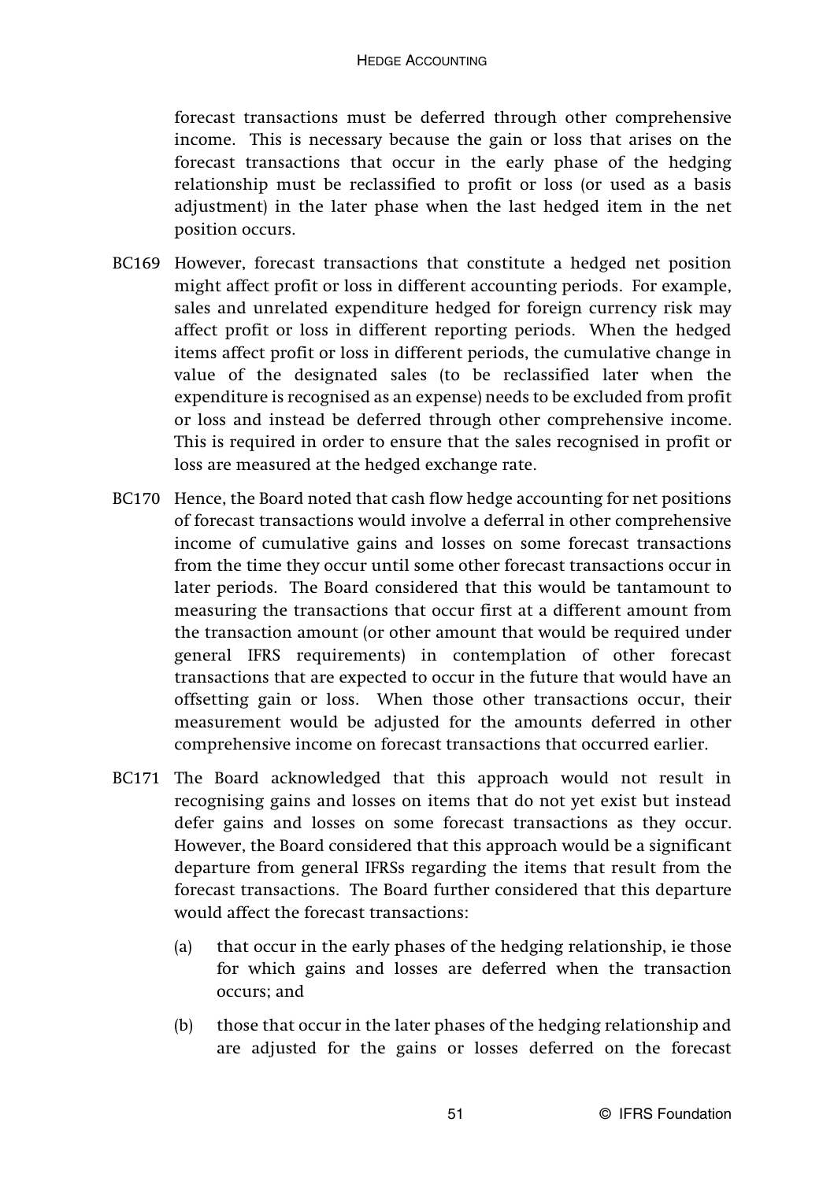forecast transactions must be deferred through other comprehensive income. This is necessary because the gain or loss that arises on the forecast transactions that occur in the early phase of the hedging relationship must be reclassified to profit or loss (or used as a basis adjustment) in the later phase when the last hedged item in the net position occurs.

BC169 However, forecast transactions that constitute a hedged net position might affect profit or loss in different accounting periods. For example, sales and unrelated expenditure hedged for foreign currency risk may affect profit or loss in different reporting periods. When the hedged items affect profit or loss in different periods, the cumulative change in value of the designated sales (to be reclassified later when the expenditure is recognised as an expense) needs to be excluded from profit or loss and instead be deferred through other comprehensive income. This is required in order to ensure that the sales recognised in profit or loss are measured at the hedged exchange rate.

BC170 Hence, the Board noted that cash flow hedge accounting for net positions of forecast transactions would involve a deferral in other comprehensive income of cumulative gains and losses on some forecast transactions from the time they occur until some other forecast transactions occur in later periods. The Board considered that this would be tantamount to measuring the transactions that occur first at a different amount from the transaction amount (or other amount that would be required under general IFRS requirements) in contemplation of other forecast transactions that are expected to occur in the future that would have an offsetting gain or loss. When those other transactions occur, their measurement would be adjusted for the amounts deferred in other comprehensive income on forecast transactions that occurred earlier.

BC171 The Board acknowledged that this approach would not result in recognising gains and losses on items that do not yet exist but instead defer gains and losses on some forecast transactions as they occur. However, the Board considered that this approach would be a significant departure from general IFRSs regarding the items that result from the forecast transactions. The Board further considered that this departure would affect the forecast transactions:

(a) that occur in the early phases of the hedging relationship, ie those for which gains and losses are deferred when the transaction occurs; and

(b) those that occur in the later phases of the hedging relationship and are adjusted for the gains or losses deferred on the forecast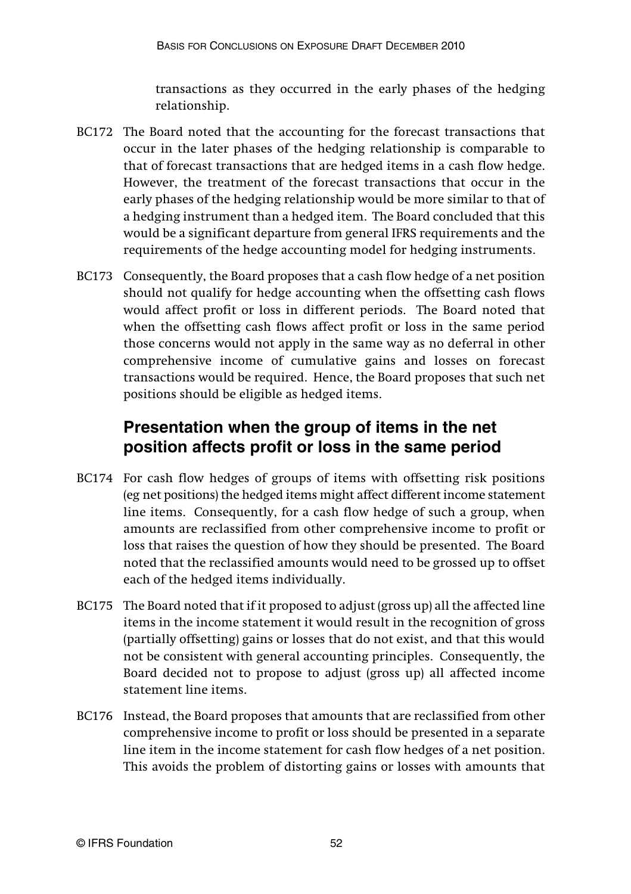transactions as they occurred in the early phases of the hedging relationship.

BC172 The Board noted that the accounting for the forecast transactions that occur in the later phases of the hedging relationship is comparable to that of forecast transactions that are hedged items in a cash flow hedge. However, the treatment of the forecast transactions that occur in the early phases of the hedging relationship would be more similar to that of a hedging instrument than a hedged item. The Board concluded that this would be a significant departure from general IFRS requirements and the requirements of the hedge accounting model for hedging instruments.

BC173 Consequently, the Board proposes that a cash flow hedge of a net position should not qualify for hedge accounting when the offsetting cash flows would affect profit or loss in different periods. The Board noted that when the offsetting cash flows affect profit or loss in the same period those concerns would not apply in the same way as no deferral in other comprehensive income of cumulative gains and losses on forecast transactions would be required. Hence, the Board proposes that such net positions should be eligible as hedged items.

## Presentation when the group of items in the net position affects profit or loss in the same period

BC174 For cash flow hedges of groups of items with offsetting risk positions (eg net positions) the hedged items might affect different income statement line items. Consequently, for a cash flow hedge of such a group, when amounts are reclassified from other comprehensive income to profit or loss that raises the question of how they should be presented. The Board noted that the reclassified amounts would need to be grossed up to offset each of the hedged items individually.

BC175 The Board noted that if it proposed to adjust (gross up) all the affected line items in the income statement it would result in the recognition of gross (partially offsetting) gains or losses that do not exist, and that this would not be consistent with general accounting principles. Consequently, the Board decided not to propose to adjust (gross up) all affected income statement line items.

BC176 Instead, the Board proposes that amounts that are reclassified from other comprehensive income to profit or loss should be presented in a separate line item in the income statement for cash flow hedges of a net position. This avoids the problem of distorting gains or losses with amounts that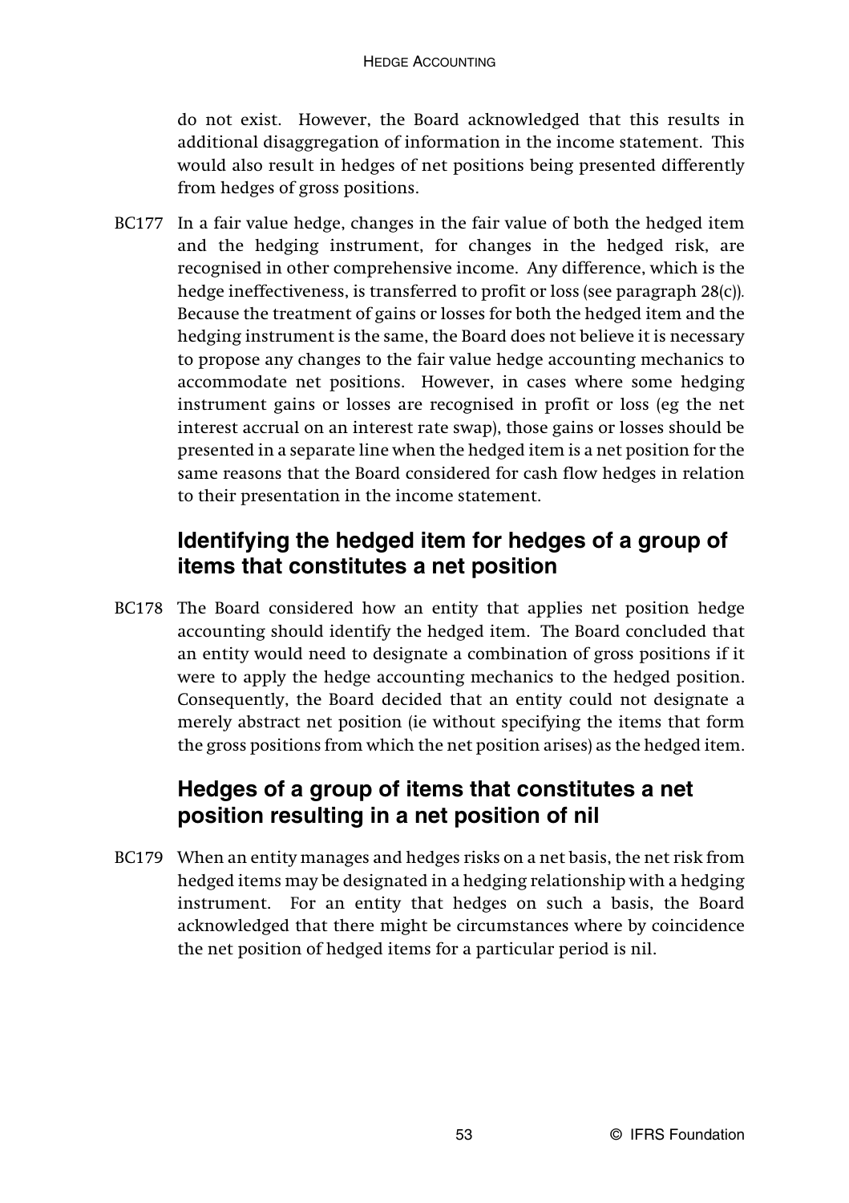do not exist. However, the Board acknowledged that this results in additional disaggregation of information in the income statement. This would also result in hedges of net positions being presented differently from hedges of gross positions.

BC177 In a fair value hedge, changes in the fair value of both the hedged item and the hedging instrument, for changes in the hedged risk, are recognised in other comprehensive income. Any difference, which is the hedge ineffectiveness, is transferred to profit or loss (see paragraph 28(c)). Because the treatment of gains or losses for both the hedged item and the hedging instrument is the same, the Board does not believe it is necessary to propose any changes to the fair value hedge accounting mechanics to accommodate net positions. However, in cases where some hedging instrument gains or losses are recognised in profit or loss (eg the net interest accrual on an interest rate swap), those gains or losses should be presented in a separate line when the hedged item is a net position for the same reasons that the Board considered for cash flow hedges in relation to their presentation in the income statement.

## Identifying the hedged item for hedges of a group of items that constitutes a net position

BC178 The Board considered how an entity that applies net position hedge accounting should identify the hedged item. The Board concluded that an entity would need to designate a combination of gross positions if it were to apply the hedge accounting mechanics to the hedged position. Consequently, the Board decided that an entity could not designate a merely abstract net position (ie without specifying the items that form the gross positions from which the net position arises) as the hedged item.

## Hedges of a group of items that constitutes a net position resulting in a net position of nil

BC179 When an entity manages and hedges risks on a net basis, the net risk from hedged items may be designated in a hedging relationship with a hedging instrument. For an entity that hedges on such a basis, the Board acknowledged that there might be circumstances where by coincidence the net position of hedged items for a particular period is nil.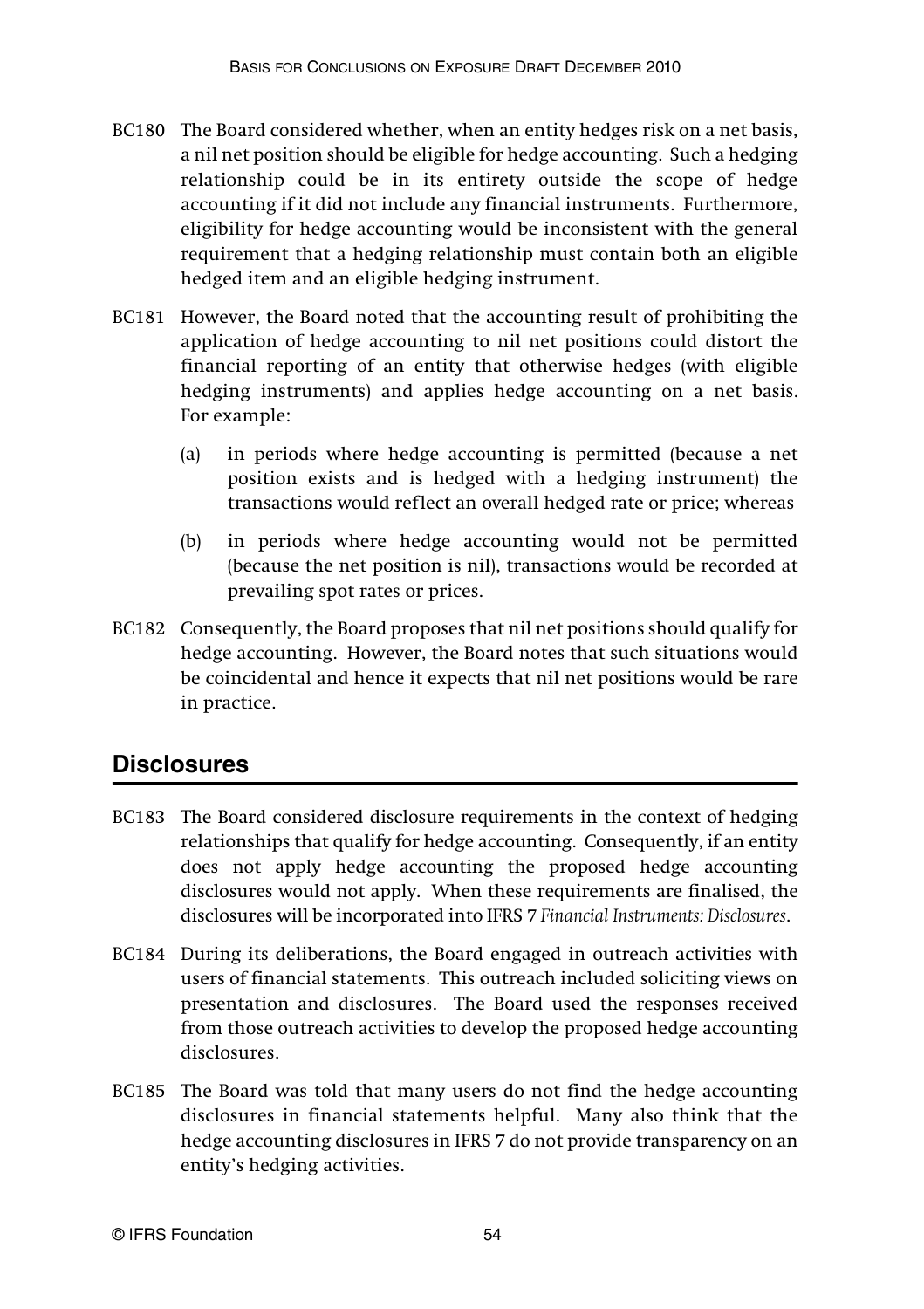BC180 The Board considered whether, when an entity hedges risk on a net basis, a nil net position should be eligible for hedge accounting. Such a hedging relationship could be in its entirety outside the scope of hedge accounting if it did not include any financial instruments. Furthermore, eligibility for hedge accounting would be inconsistent with the general requirement that a hedging relationship must contain both an eligible hedged item and an eligible hedging instrument.

BC181 However, the Board noted that the accounting result of prohibiting the application of hedge accounting to nil net positions could distort the financial reporting of an entity that otherwise hedges (with eligible hedging instruments) and applies hedge accounting on a net basis. For example:

(a) in periods where hedge accounting is permitted (because a net position exists and is hedged with a hedging instrument) the transactions would reflect an overall hedged rate or price; whereas

(b) in periods where hedge accounting would not be permitted (because the net position is nil), transactions would be recorded at prevailing spot rates or prices.

BC182 Consequently, the Board proposes that nil net positions should qualify for hedge accounting. However, the Board notes that such situations would be coincidental and hence it expects that nil net positions would be rare in practice.

## Disclosures

BC183 The Board considered disclosure requirements in the context of hedging relationships that qualify for hedge accounting. Consequently, if an entity does not apply hedge accounting the proposed hedge accounting disclosures would not apply. When these requirements are finalised, the disclosures will be incorporated into IFRS 7 *Financial Instruments: Disclosures*.

BC184 During its deliberations, the Board engaged in outreach activities with users of financial statements. This outreach included soliciting views on presentation and disclosures. The Board used the responses received from those outreach activities to develop the proposed hedge accounting disclosures.

BC185 The Board was told that many users do not find the hedge accounting disclosures in financial statements helpful. Many also think that the hedge accounting disclosures in IFRS 7 do not provide transparency on an entity's hedging activities.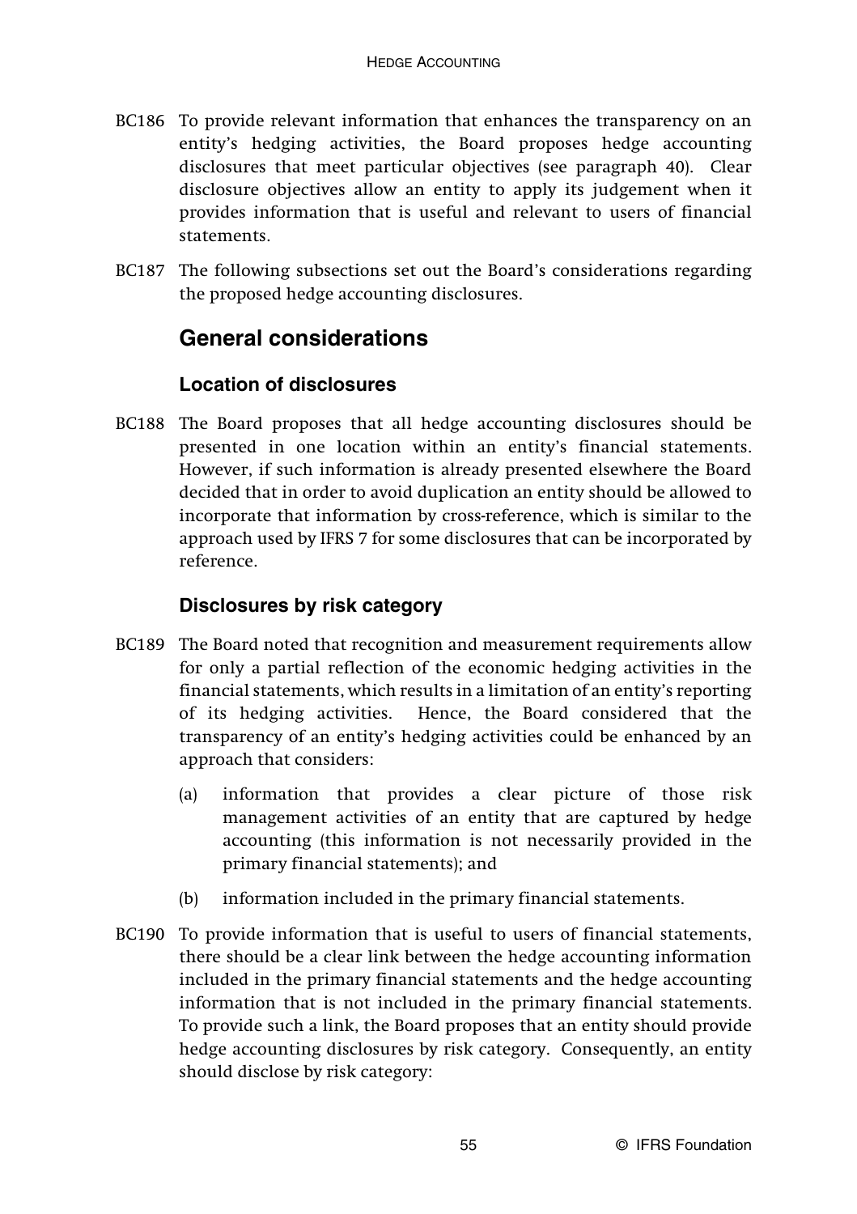BC186 To provide relevant information that enhances the transparency on an entity's hedging activities, the Board proposes hedge accounting disclosures that meet particular objectives (see paragraph 40). Clear disclosure objectives allow an entity to apply its judgement when it provides information that is useful and relevant to users of financial statements.

BC187 The following subsections set out the Board's considerations regarding the proposed hedge accounting disclosures.

## General considerations

### Location of disclosures

BC188 The Board proposes that all hedge accounting disclosures should be presented in one location within an entity's financial statements. However, if such information is already presented elsewhere the Board decided that in order to avoid duplication an entity should be allowed to incorporate that information by cross-reference, which is similar to the approach used by IFRS 7 for some disclosures that can be incorporated by reference.

### Disclosures by risk category

BC189 The Board noted that recognition and measurement requirements allow for only a partial reflection of the economic hedging activities in the financial statements, which results in a limitation of an entity's reporting of its hedging activities. Hence, the Board considered that the transparency of an entity's hedging activities could be enhanced by an approach that considers:

(a) information that provides a clear picture of those risk management activities of an entity that are captured by hedge accounting (this information is not necessarily provided in the primary financial statements); and

(b) information included in the primary financial statements.

BC190 To provide information that is useful to users of financial statements, there should be a clear link between the hedge accounting information included in the primary financial statements and the hedge accounting information that is not included in the primary financial statements. To provide such a link, the Board proposes that an entity should provide hedge accounting disclosures by risk category. Consequently, an entity should disclose by risk category: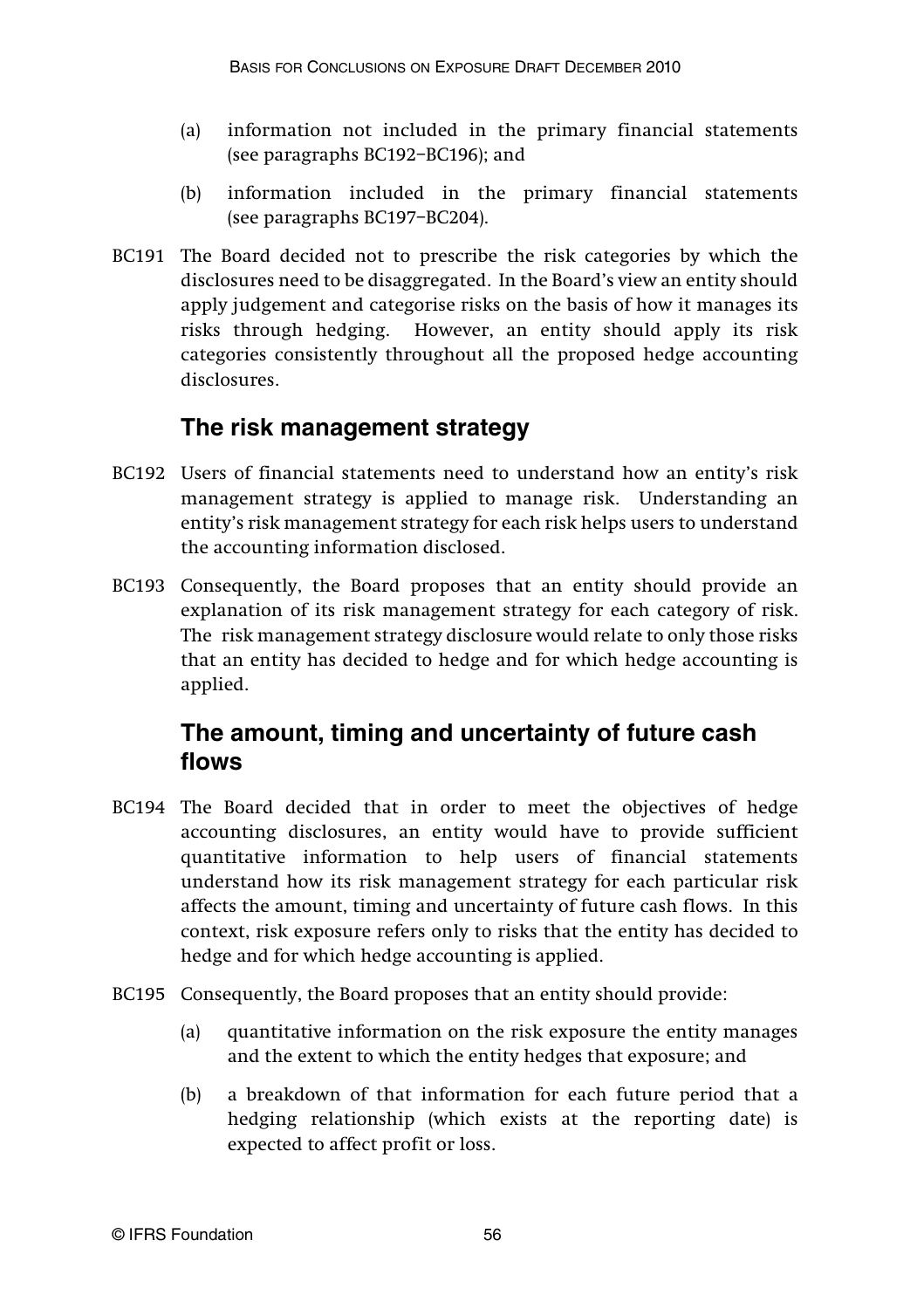(a) information not included in the primary financial statements (see paragraphs BC192–BC196); and

(b) information included in the primary financial statements (see paragraphs BC197–BC204).

BC191 The Board decided not to prescribe the risk categories by which the disclosures need to be disaggregated. In the Board's view an entity should apply judgement and categorise risks on the basis of how it manages its risks through hedging. However, an entity should apply its risk categories consistently throughout all the proposed hedge accounting disclosures.

## The risk management strategy

BC192 Users of financial statements need to understand how an entity's risk management strategy is applied to manage risk. Understanding an entity's risk management strategy for each risk helps users to understand the accounting information disclosed.

BC193 Consequently, the Board proposes that an entity should provide an explanation of its risk management strategy for each category of risk. The risk management strategy disclosure would relate to only those risks that an entity has decided to hedge and for which hedge accounting is applied.

## The amount, timing and uncertainty of future cash flows

BC194 The Board decided that in order to meet the objectives of hedge accounting disclosures, an entity would have to provide sufficient quantitative information to help users of financial statements understand how its risk management strategy for each particular risk affects the amount, timing and uncertainty of future cash flows. In this context, risk exposure refers only to risks that the entity has decided to hedge and for which hedge accounting is applied.

BC195 Consequently, the Board proposes that an entity should provide:

(a) quantitative information on the risk exposure the entity manages and the extent to which the entity hedges that exposure; and

(b) a breakdown of that information for each future period that a hedging relationship (which exists at the reporting date) is expected to affect profit or loss.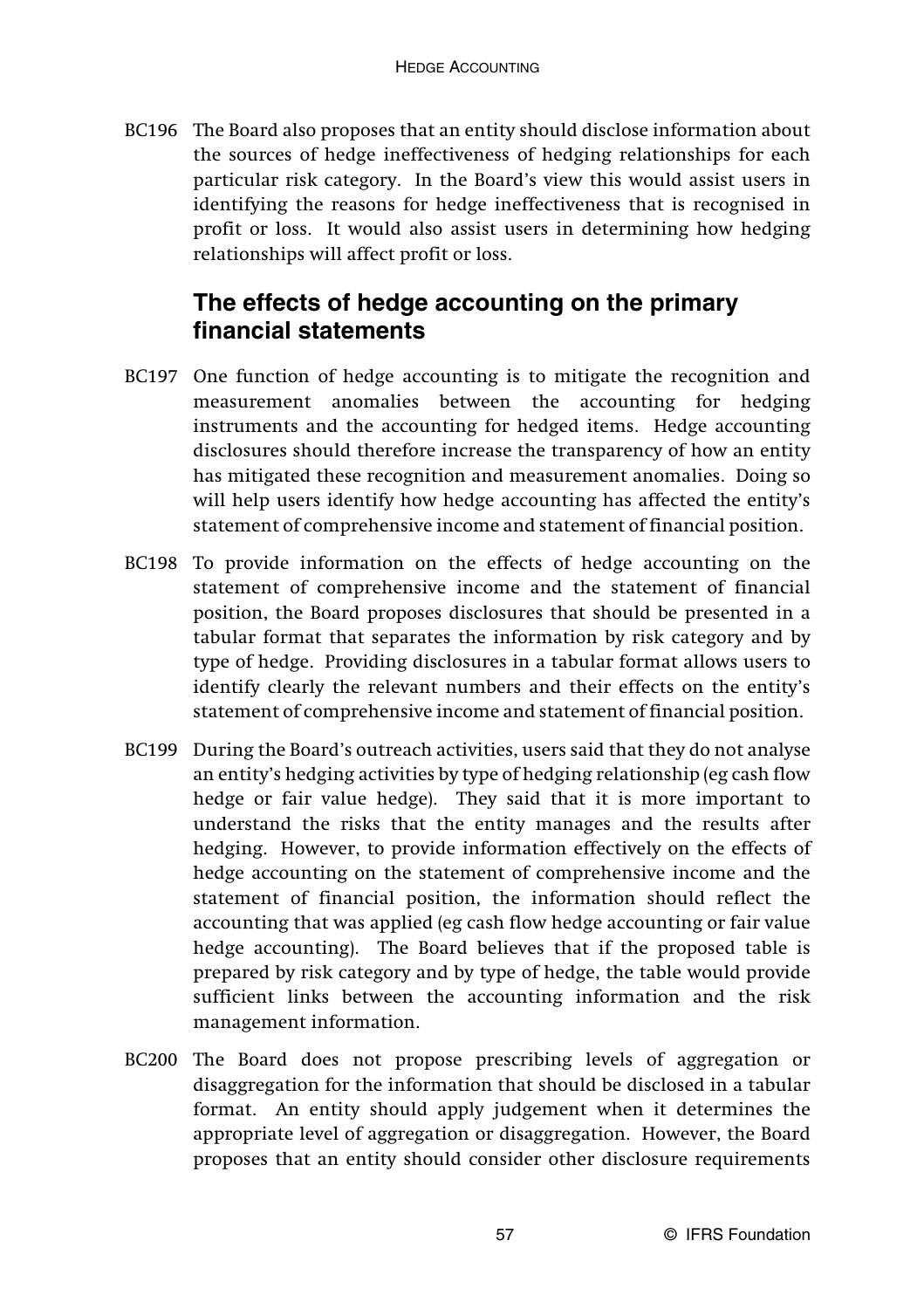BC196 The Board also proposes that an entity should disclose information about the sources of hedge ineffectiveness of hedging relationships for each particular risk category. In the Board's view this would assist users in identifying the reasons for hedge ineffectiveness that is recognised in profit or loss. It would also assist users in determining how hedging relationships will affect profit or loss.

## The effects of hedge accounting on the primary financial statements

BC197 One function of hedge accounting is to mitigate the recognition and measurement anomalies between the accounting for hedging instruments and the accounting for hedged items. Hedge accounting disclosures should therefore increase the transparency of how an entity has mitigated these recognition and measurement anomalies. Doing so will help users identify how hedge accounting has affected the entity's statement of comprehensive income and statement of financial position.

BC198 To provide information on the effects of hedge accounting on the statement of comprehensive income and the statement of financial position, the Board proposes disclosures that should be presented in a tabular format that separates the information by risk category and by type of hedge. Providing disclosures in a tabular format allows users to identify clearly the relevant numbers and their effects on the entity's statement of comprehensive income and statement of financial position.

BC199 During the Board's outreach activities, users said that they do not analyse an entity's hedging activities by type of hedging relationship (eg cash flow hedge or fair value hedge). They said that it is more important to understand the risks that the entity manages and the results after hedging. However, to provide information effectively on the effects of hedge accounting on the statement of comprehensive income and the statement of financial position, the information should reflect the accounting that was applied (eg cash flow hedge accounting or fair value hedge accounting). The Board believes that if the proposed table is prepared by risk category and by type of hedge, the table would provide sufficient links between the accounting information and the risk management information.

BC200 The Board does not propose prescribing levels of aggregation or disaggregation for the information that should be disclosed in a tabular format. An entity should apply judgement when it determines the appropriate level of aggregation or disaggregation. However, the Board proposes that an entity should consider other disclosure requirements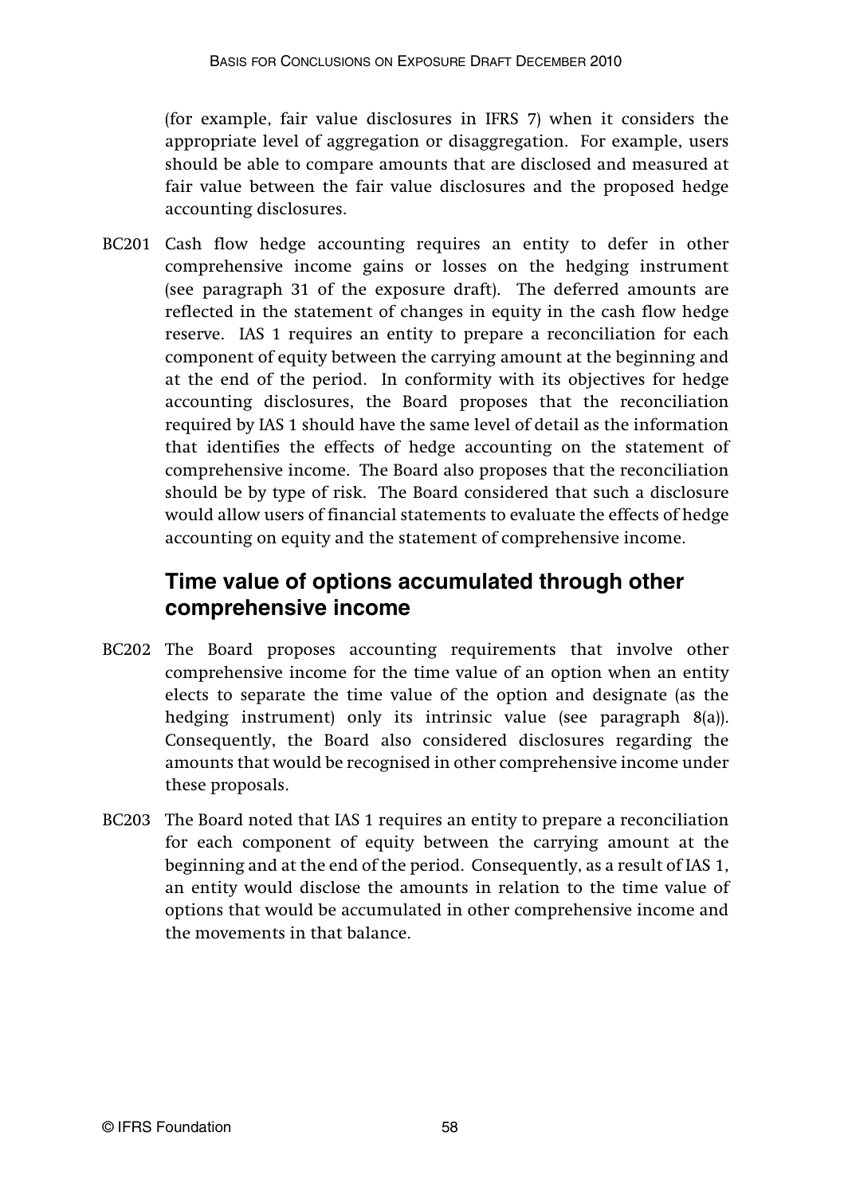(for example, fair value disclosures in IFRS 7) when it considers the appropriate level of aggregation or disaggregation. For example, users should be able to compare amounts that are disclosed and measured at fair value between the fair value disclosures and the proposed hedge accounting disclosures.

BC201 Cash flow hedge accounting requires an entity to defer in other comprehensive income gains or losses on the hedging instrument (see paragraph 31 of the exposure draft). The deferred amounts are reflected in the statement of changes in equity in the cash flow hedge reserve. IAS 1 requires an entity to prepare a reconciliation for each component of equity between the carrying amount at the beginning and at the end of the period. In conformity with its objectives for hedge accounting disclosures, the Board proposes that the reconciliation required by IAS 1 should have the same level of detail as the information that identifies the effects of hedge accounting on the statement of comprehensive income. The Board also proposes that the reconciliation should be by type of risk. The Board considered that such a disclosure would allow users of financial statements to evaluate the effects of hedge accounting on equity and the statement of comprehensive income.

## Time value of options accumulated through other comprehensive income

BC202 The Board proposes accounting requirements that involve other comprehensive income for the time value of an option when an entity elects to separate the time value of the option and designate (as the hedging instrument) only its intrinsic value (see paragraph 8(a)). Consequently, the Board also considered disclosures regarding the amounts that would be recognised in other comprehensive income under these proposals.

BC203 The Board noted that IAS 1 requires an entity to prepare a reconciliation for each component of equity between the carrying amount at the beginning and at the end of the period. Consequently, as a result of IAS 1, an entity would disclose the amounts in relation to the time value of options that would be accumulated in other comprehensive income and the movements in that balance.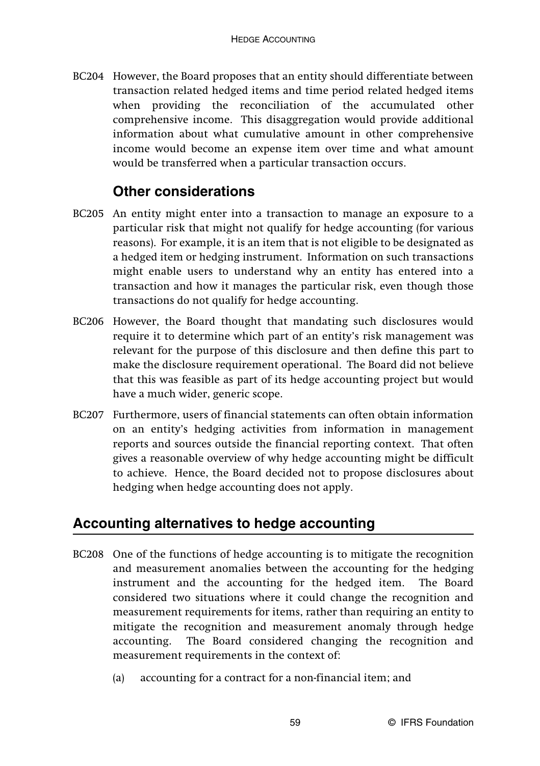BC204 However, the Board proposes that an entity should differentiate between transaction related hedged items and time period related hedged items when providing the reconciliation of the accumulated other comprehensive income. This disaggregation would provide additional information about what cumulative amount in other comprehensive income would become an expense item over time and what amount would be transferred when a particular transaction occurs.

### Other considerations

BC205 An entity might enter into a transaction to manage an exposure to a particular risk that might not qualify for hedge accounting (for various reasons). For example, it is an item that is not eligible to be designated as a hedged item or hedging instrument. Information on such transactions might enable users to understand why an entity has entered into a transaction and how it manages the particular risk, even though those transactions do not qualify for hedge accounting.

BC206 However, the Board thought that mandating such disclosures would require it to determine which part of an entity's risk management was relevant for the purpose of this disclosure and then define this part to make the disclosure requirement operational. The Board did not believe that this was feasible as part of its hedge accounting project but would have a much wider, generic scope.

BC207 Furthermore, users of financial statements can often obtain information on an entity's hedging activities from information in management reports and sources outside the financial reporting context. That often gives a reasonable overview of why hedge accounting might be difficult to achieve. Hence, the Board decided not to propose disclosures about hedging when hedge accounting does not apply.

## Accounting alternatives to hedge accounting

BC208 One of the functions of hedge accounting is to mitigate the recognition and measurement anomalies between the accounting for the hedging instrument and the accounting for the hedged item. The Board considered two situations where it could change the recognition and measurement requirements for items, rather than requiring an entity to mitigate the recognition and measurement anomaly through hedge accounting. The Board considered changing the recognition and measurement requirements in the context of:

(a) accounting for a contract for a non-financial item; and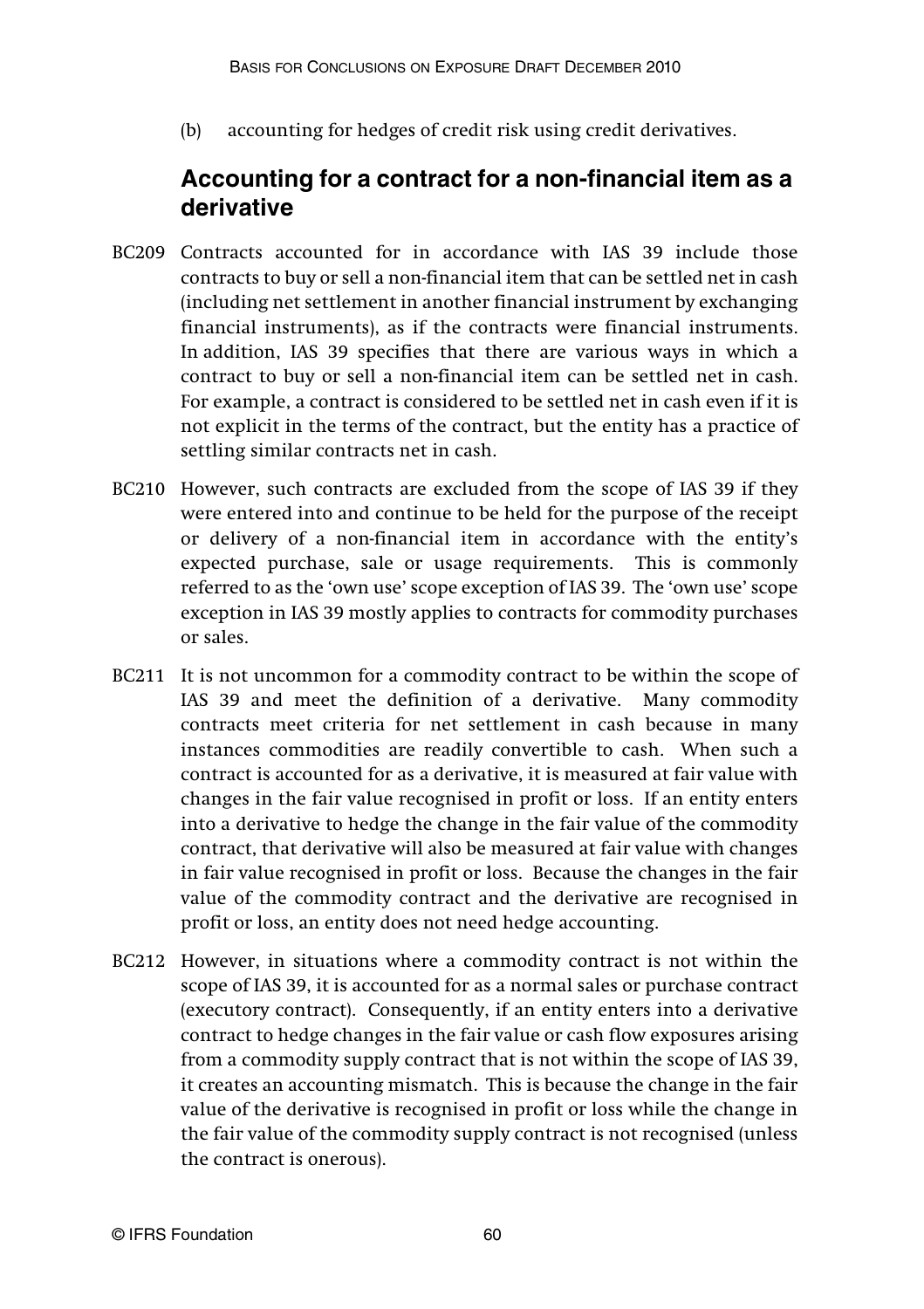(b) accounting for hedges of credit risk using credit derivatives.

## Accounting for a contract for a non-financial item as a derivative

BC209 Contracts accounted for in accordance with IAS 39 include those contracts to buy or sell a non-financial item that can be settled net in cash (including net settlement in another financial instrument by exchanging financial instruments), as if the contracts were financial instruments. In addition, IAS 39 specifies that there are various ways in which a contract to buy or sell a non-financial item can be settled net in cash. For example, a contract is considered to be settled net in cash even if it is not explicit in the terms of the contract, but the entity has a practice of settling similar contracts net in cash.

BC210 However, such contracts are excluded from the scope of IAS 39 if they were entered into and continue to be held for the purpose of the receipt or delivery of a non-financial item in accordance with the entity's expected purchase, sale or usage requirements. This is commonly referred to as the 'own use' scope exception of IAS 39. The 'own use' scope exception in IAS 39 mostly applies to contracts for commodity purchases or sales.

BC211 It is not uncommon for a commodity contract to be within the scope of IAS 39 and meet the definition of a derivative. Many commodity contracts meet criteria for net settlement in cash because in many instances commodities are readily convertible to cash. When such a contract is accounted for as a derivative, it is measured at fair value with changes in the fair value recognised in profit or loss. If an entity enters into a derivative to hedge the change in the fair value of the commodity contract, that derivative will also be measured at fair value with changes in fair value recognised in profit or loss. Because the changes in the fair value of the commodity contract and the derivative are recognised in profit or loss, an entity does not need hedge accounting.

BC212 However, in situations where a commodity contract is not within the scope of IAS 39, it is accounted for as a normal sales or purchase contract (executory contract). Consequently, if an entity enters into a derivative contract to hedge changes in the fair value or cash flow exposures arising from a commodity supply contract that is not within the scope of IAS 39, it creates an accounting mismatch. This is because the change in the fair value of the derivative is recognised in profit or loss while the change in the fair value of the commodity supply contract is not recognised (unless the contract is onerous).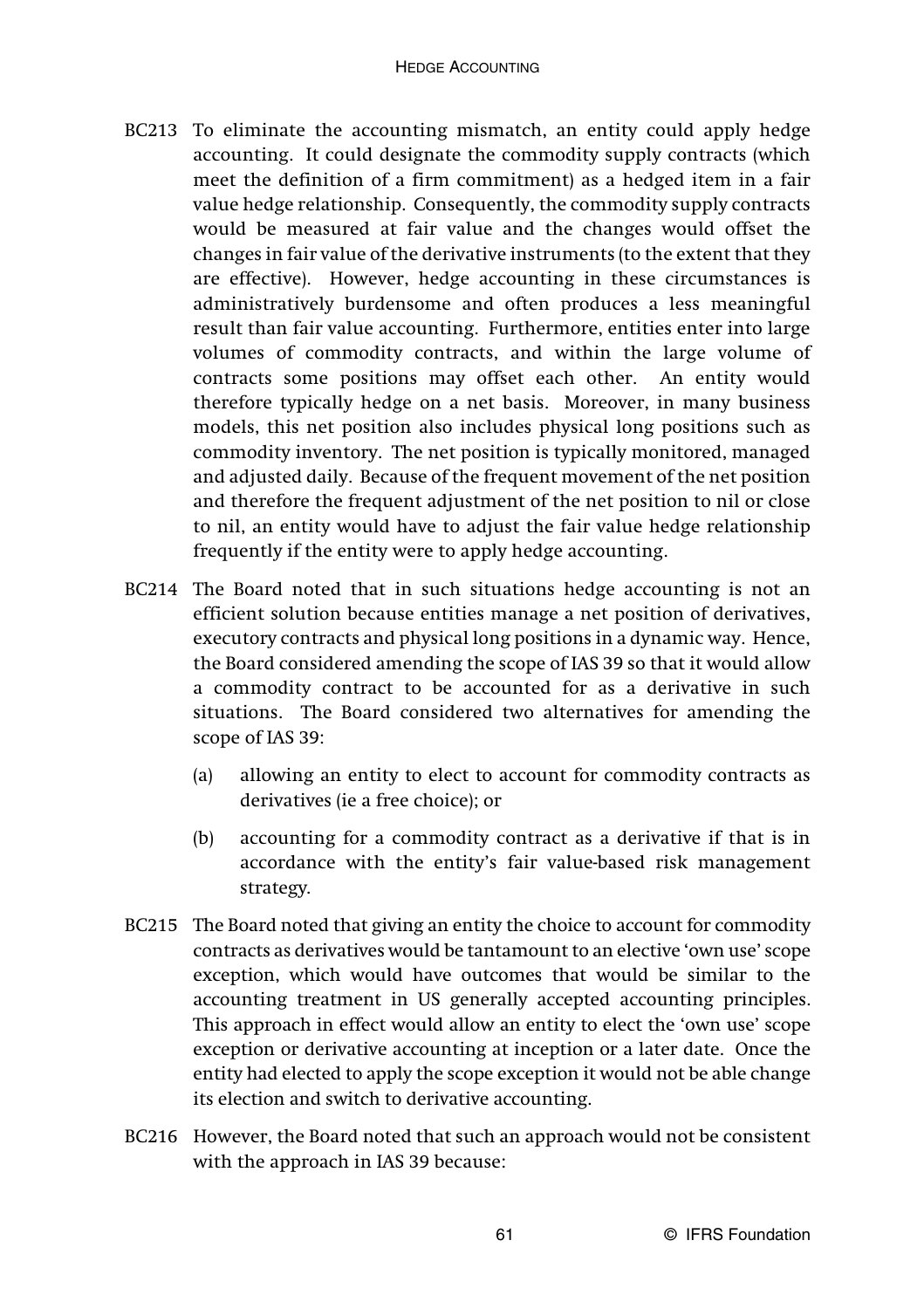BC213 To eliminate the accounting mismatch, an entity could apply hedge accounting. It could designate the commodity supply contracts (which meet the definition of a firm commitment) as a hedged item in a fair value hedge relationship. Consequently, the commodity supply contracts would be measured at fair value and the changes would offset the changes in fair value of the derivative instruments (to the extent that they are effective). However, hedge accounting in these circumstances is administratively burdensome and often produces a less meaningful result than fair value accounting. Furthermore, entities enter into large volumes of commodity contracts, and within the large volume of contracts some positions may offset each other. An entity would therefore typically hedge on a net basis. Moreover, in many business models, this net position also includes physical long positions such as commodity inventory. The net position is typically monitored, managed and adjusted daily. Because of the frequent movement of the net position and therefore the frequent adjustment of the net position to nil or close to nil, an entity would have to adjust the fair value hedge relationship frequently if the entity were to apply hedge accounting.

BC214 The Board noted that in such situations hedge accounting is not an efficient solution because entities manage a net position of derivatives, executory contracts and physical long positions in a dynamic way. Hence, the Board considered amending the scope of IAS 39 so that it would allow a commodity contract to be accounted for as a derivative in such situations. The Board considered two alternatives for amending the scope of IAS 39:

(a) allowing an entity to elect to account for commodity contracts as derivatives (ie a free choice); or

(b) accounting for a commodity contract as a derivative if that is in accordance with the entity's fair value-based risk management strategy.

BC215 The Board noted that giving an entity the choice to account for commodity contracts as derivatives would be tantamount to an elective 'own use' scope exception, which would have outcomes that would be similar to the accounting treatment in US generally accepted accounting principles. This approach in effect would allow an entity to elect the 'own use' scope exception or derivative accounting at inception or a later date. Once the entity had elected to apply the scope exception it would not be able change its election and switch to derivative accounting.

BC216 However, the Board noted that such an approach would not be consistent with the approach in IAS 39 because: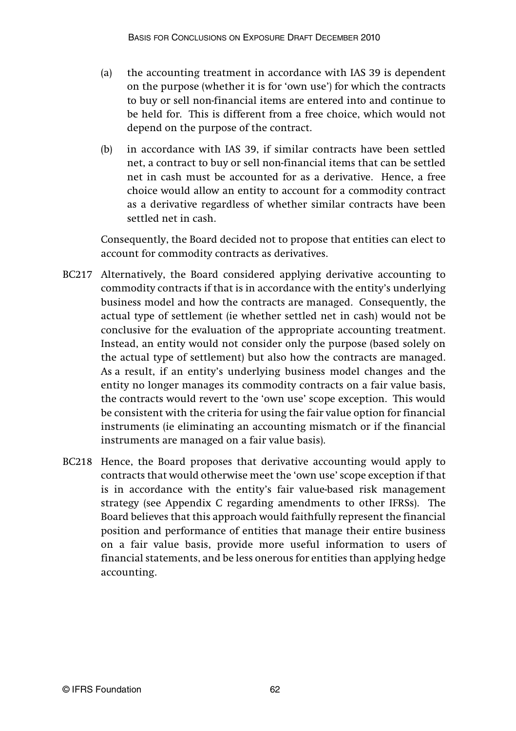(a) the accounting treatment in accordance with IAS 39 is dependent on the purpose (whether it is for 'own use') for which the contracts to buy or sell non-financial items are entered into and continue to be held for. This is different from a free choice, which would not depend on the purpose of the contract.

(b) in accordance with IAS 39, if similar contracts have been settled net, a contract to buy or sell non-financial items that can be settled net in cash must be accounted for as a derivative. Hence, a free choice would allow an entity to account for a commodity contract as a derivative regardless of whether similar contracts have been settled net in cash.

Consequently, the Board decided not to propose that entities can elect to account for commodity contracts as derivatives.

BC217 Alternatively, the Board considered applying derivative accounting to commodity contracts if that is in accordance with the entity's underlying business model and how the contracts are managed. Consequently, the actual type of settlement (ie whether settled net in cash) would not be conclusive for the evaluation of the appropriate accounting treatment. Instead, an entity would not consider only the purpose (based solely on the actual type of settlement) but also how the contracts are managed. As a result, if an entity's underlying business model changes and the entity no longer manages its commodity contracts on a fair value basis, the contracts would revert to the 'own use' scope exception. This would be consistent with the criteria for using the fair value option for financial instruments (ie eliminating an accounting mismatch or if the financial instruments are managed on a fair value basis).

BC218 Hence, the Board proposes that derivative accounting would apply to contracts that would otherwise meet the 'own use' scope exception if that is in accordance with the entity's fair value-based risk management strategy (see Appendix C regarding amendments to other IFRSs). The Board believes that this approach would faithfully represent the financial position and performance of entities that manage their entire business on a fair value basis, provide more useful information to users of financial statements, and be less onerous for entities than applying hedge accounting.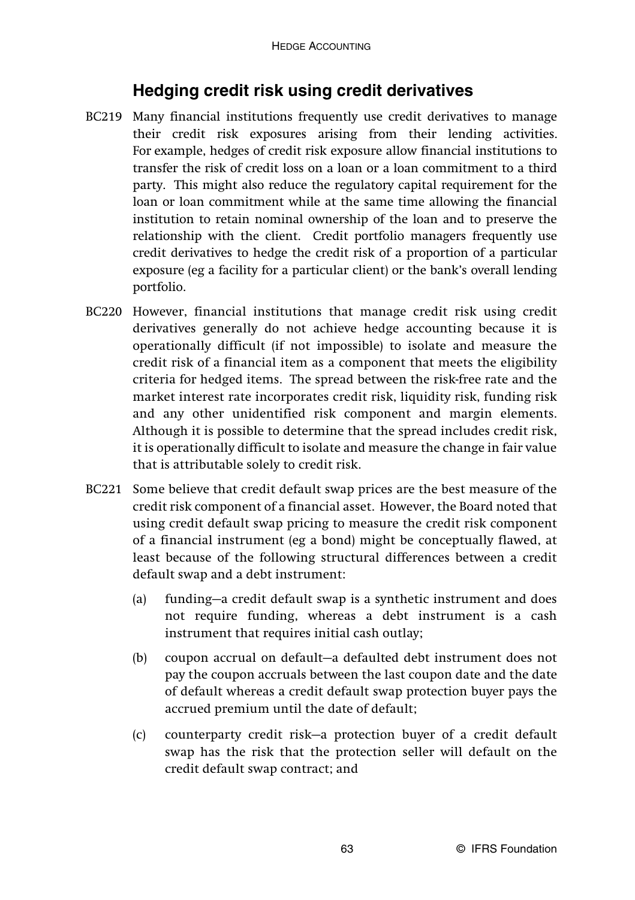## Hedging credit risk using credit derivatives

BC219 Many financial institutions frequently use credit derivatives to manage their credit risk exposures arising from their lending activities. For example, hedges of credit risk exposure allow financial institutions to transfer the risk of credit loss on a loan or a loan commitment to a third party. This might also reduce the regulatory capital requirement for the loan or loan commitment while at the same time allowing the financial institution to retain nominal ownership of the loan and to preserve the relationship with the client. Credit portfolio managers frequently use credit derivatives to hedge the credit risk of a proportion of a particular exposure (eg a facility for a particular client) or the bank's overall lending portfolio.

BC220 However, financial institutions that manage credit risk using credit derivatives generally do not achieve hedge accounting because it is operationally difficult (if not impossible) to isolate and measure the credit risk of a financial item as a component that meets the eligibility criteria for hedged items. The spread between the risk-free rate and the market interest rate incorporates credit risk, liquidity risk, funding risk and any other unidentified risk component and margin elements. Although it is possible to determine that the spread includes credit risk, it is operationally difficult to isolate and measure the change in fair value that is attributable solely to credit risk.

BC221 Some believe that credit default swap prices are the best measure of the credit risk component of a financial asset. However, the Board noted that using credit default swap pricing to measure the credit risk component of a financial instrument (eg a bond) might be conceptually flawed, at least because of the following structural differences between a credit default swap and a debt instrument:

(a) funding—a credit default swap is a synthetic instrument and does not require funding, whereas a debt instrument is a cash instrument that requires initial cash outlay;

(b) coupon accrual on default—a defaulted debt instrument does not pay the coupon accruals between the last coupon date and the date of default whereas a credit default swap protection buyer pays the accrued premium until the date of default;

(c) counterparty credit risk—a protection buyer of a credit default swap has the risk that the protection seller will default on the credit default swap contract; and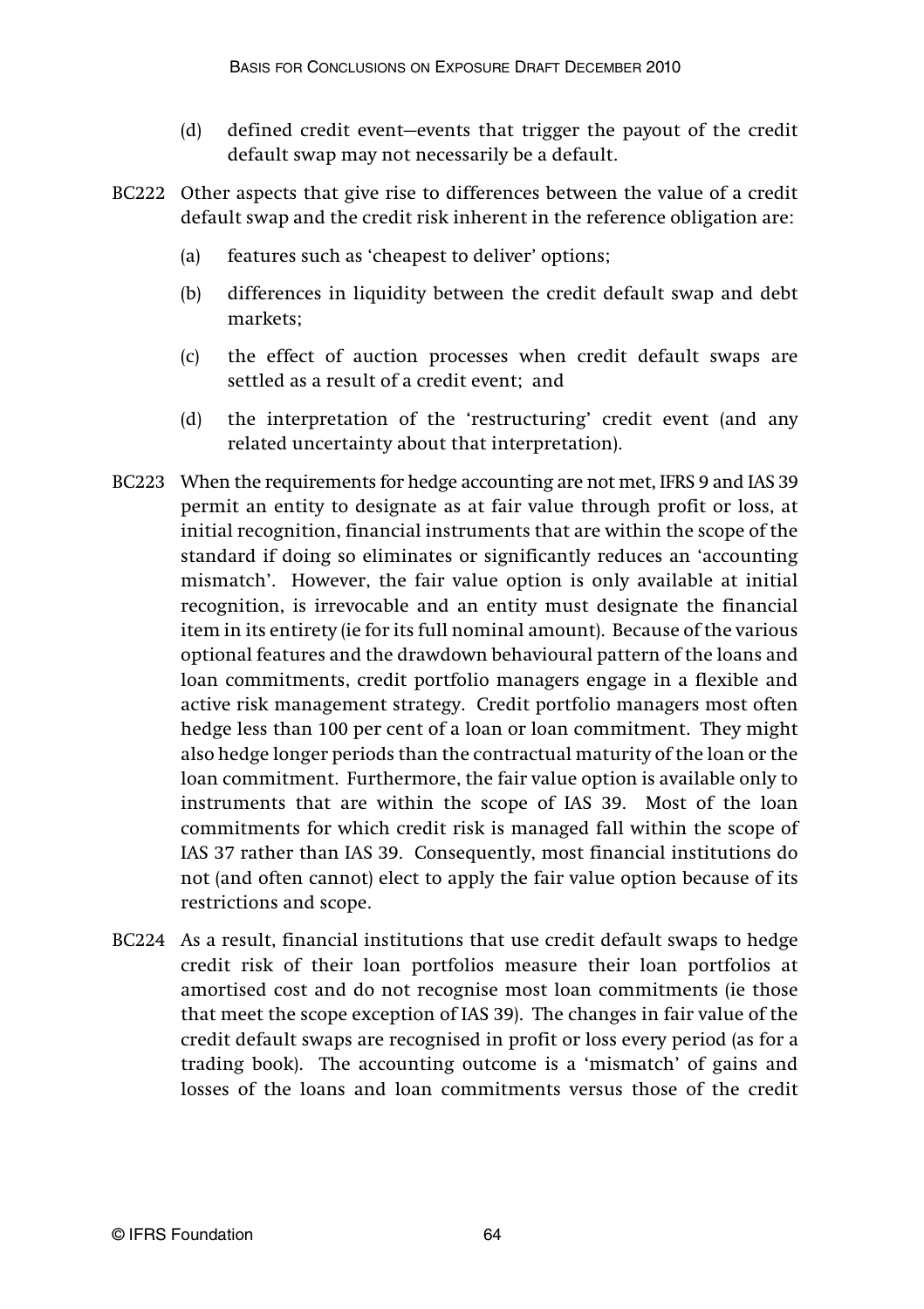(d) defined credit event—events that trigger the payout of the credit default swap may not necessarily be a default.

BC222 Other aspects that give rise to differences between the value of a credit default swap and the credit risk inherent in the reference obligation are:

(a) features such as 'cheapest to deliver' options;

(b) differences in liquidity between the credit default swap and debt markets;

(c) the effect of auction processes when credit default swaps are settled as a result of a credit event; and

(d) the interpretation of the 'restructuring' credit event (and any related uncertainty about that interpretation).

BC223 When the requirements for hedge accounting are not met, IFRS 9 and IAS 39 permit an entity to designate as at fair value through profit or loss, at initial recognition, financial instruments that are within the scope of the standard if doing so eliminates or significantly reduces an 'accounting mismatch'. However, the fair value option is only available at initial recognition, is irrevocable and an entity must designate the financial item in its entirety (ie for its full nominal amount). Because of the various optional features and the drawdown behavioural pattern of the loans and loan commitments, credit portfolio managers engage in a flexible and active risk management strategy. Credit portfolio managers most often hedge less than 100 per cent of a loan or loan commitment. They might also hedge longer periods than the contractual maturity of the loan or the loan commitment. Furthermore, the fair value option is available only to instruments that are within the scope of IAS 39. Most of the loan commitments for which credit risk is managed fall within the scope of IAS 37 rather than IAS 39. Consequently, most financial institutions do not (and often cannot) elect to apply the fair value option because of its restrictions and scope.

BC224 As a result, financial institutions that use credit default swaps to hedge credit risk of their loan portfolios measure their loan portfolios at amortised cost and do not recognise most loan commitments (ie those that meet the scope exception of IAS 39). The changes in fair value of the credit default swaps are recognised in profit or loss every period (as for a trading book). The accounting outcome is a 'mismatch' of gains and losses of the loans and loan commitments versus those of the credit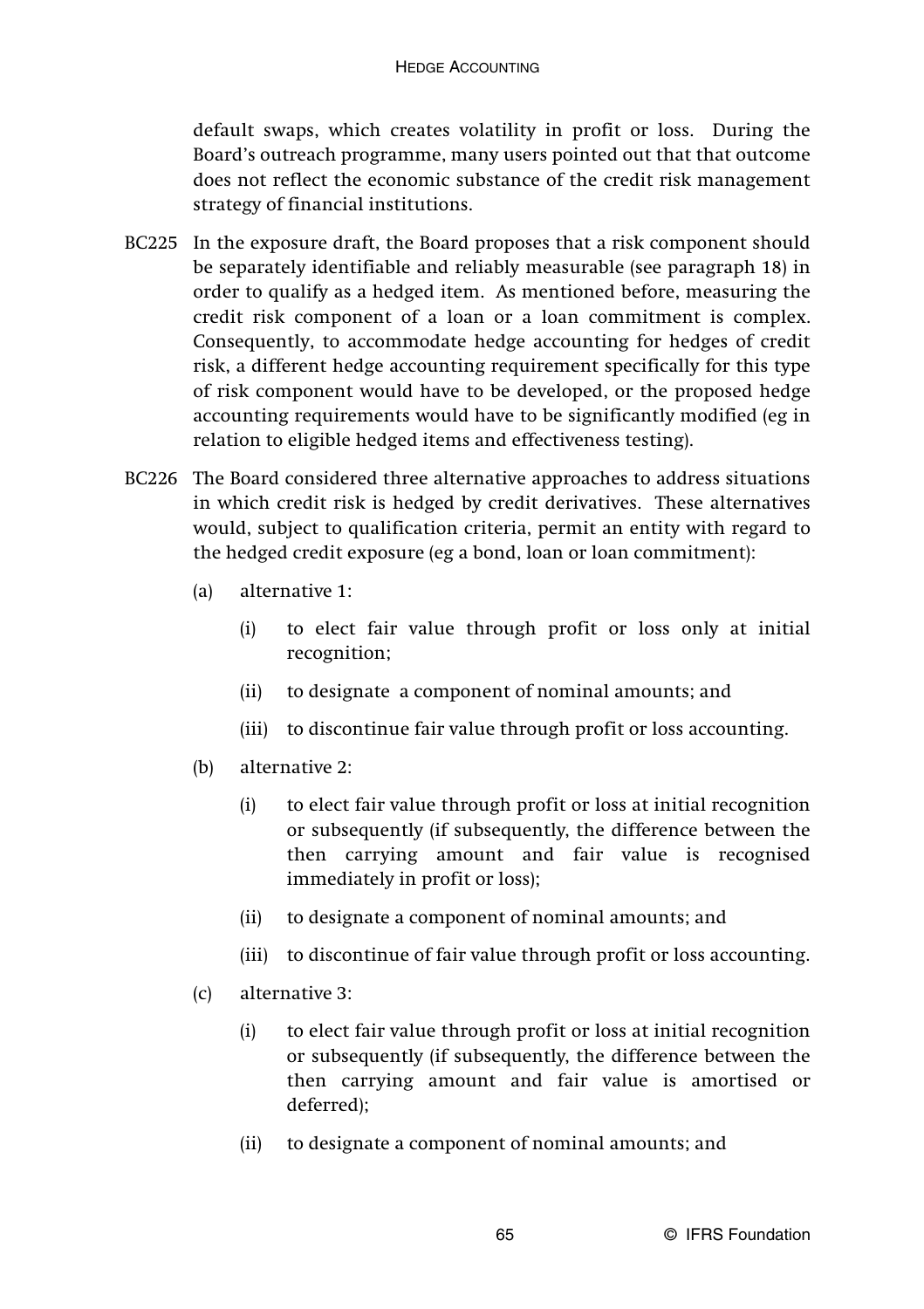default swaps, which creates volatility in profit or loss. During the Board's outreach programme, many users pointed out that that outcome does not reflect the economic substance of the credit risk management strategy of financial institutions.

BC225 In the exposure draft, the Board proposes that a risk component should be separately identifiable and reliably measurable (see paragraph 18) in order to qualify as a hedged item. As mentioned before, measuring the credit risk component of a loan or a loan commitment is complex. Consequently, to accommodate hedge accounting for hedges of credit risk, a different hedge accounting requirement specifically for this type of risk component would have to be developed, or the proposed hedge accounting requirements would have to be significantly modified (eg in relation to eligible hedged items and effectiveness testing).

BC226 The Board considered three alternative approaches to address situations in which credit risk is hedged by credit derivatives. These alternatives would, subject to qualification criteria, permit an entity with regard to the hedged credit exposure (eg a bond, loan or loan commitment):

- (a) alternative 1:
  - (i) to elect fair value through profit or loss only at initial recognition;
  - (ii) to designate a component of nominal amounts; and
  - (iii) to discontinue fair value through profit or loss accounting.
- (b) alternative 2:
  - (i) to elect fair value through profit or loss at initial recognition or subsequently (if subsequently, the difference between the then carrying amount and fair value is recognised immediately in profit or loss);
  - (ii) to designate a component of nominal amounts; and
  - (iii) to discontinue of fair value through profit or loss accounting.
- (c) alternative 3:
  - (i) to elect fair value through profit or loss at initial recognition or subsequently (if subsequently, the difference between the then carrying amount and fair value is amortised or deferred);
  - (ii) to designate a component of nominal amounts; and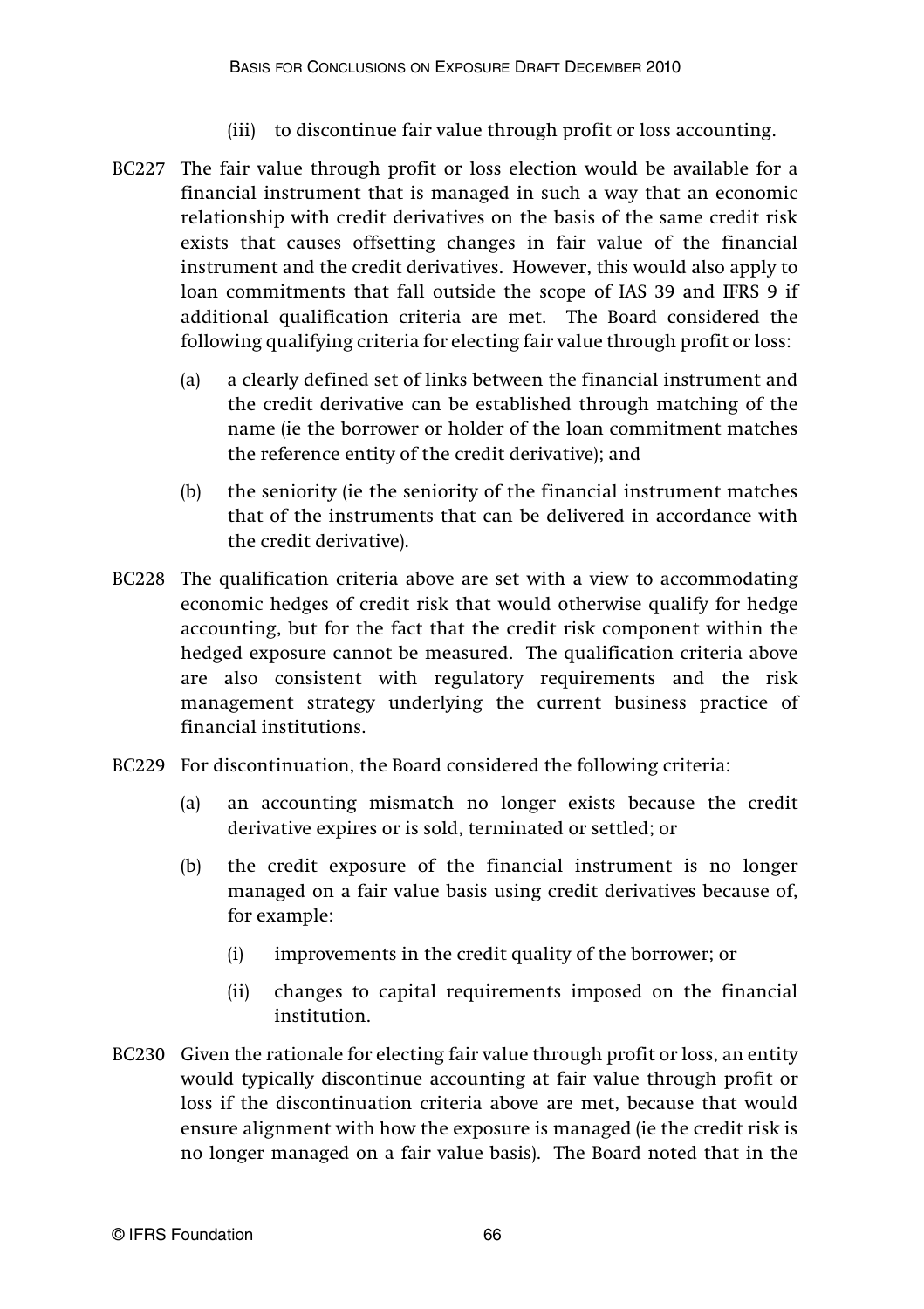(iii) to discontinue fair value through profit or loss accounting.

BC227 The fair value through profit or loss election would be available for a financial instrument that is managed in such a way that an economic relationship with credit derivatives on the basis of the same credit risk exists that causes offsetting changes in fair value of the financial instrument and the credit derivatives. However, this would also apply to loan commitments that fall outside the scope of IAS 39 and IFRS 9 if additional qualification criteria are met. The Board considered the following qualifying criteria for electing fair value through profit or loss:

(a) a clearly defined set of links between the financial instrument and the credit derivative can be established through matching of the name (ie the borrower or holder of the loan commitment matches the reference entity of the credit derivative); and

(b) the seniority (ie the seniority of the financial instrument matches that of the instruments that can be delivered in accordance with the credit derivative).

BC228 The qualification criteria above are set with a view to accommodating economic hedges of credit risk that would otherwise qualify for hedge accounting, but for the fact that the credit risk component within the hedged exposure cannot be measured. The qualification criteria above are also consistent with regulatory requirements and the risk management strategy underlying the current business practice of financial institutions.

BC229 For discontinuation, the Board considered the following criteria:

(a) an accounting mismatch no longer exists because the credit derivative expires or is sold, terminated or settled; or

(b) the credit exposure of the financial instrument is no longer managed on a fair value basis using credit derivatives because of, for example:

   (i) improvements in the credit quality of the borrower; or

   (ii) changes to capital requirements imposed on the financial institution.

BC230 Given the rationale for electing fair value through profit or loss, an entity would typically discontinue accounting at fair value through profit or loss if the discontinuation criteria above are met, because that would ensure alignment with how the exposure is managed (ie the credit risk is no longer managed on a fair value basis). The Board noted that in the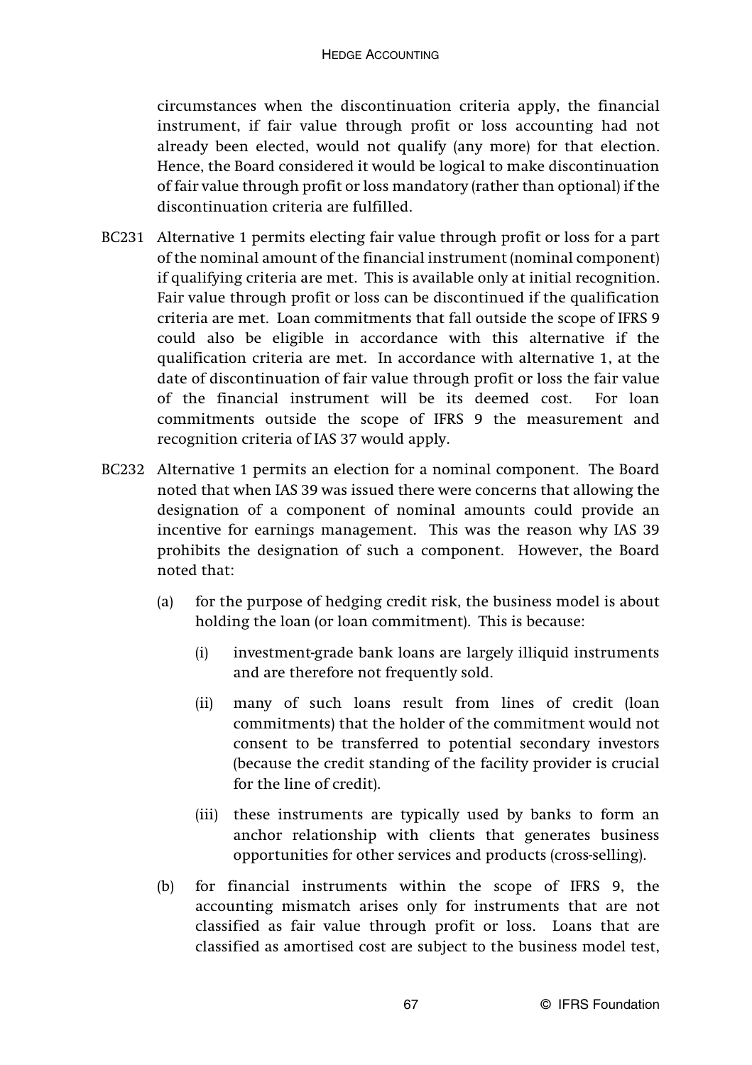circumstances when the discontinuation criteria apply, the financial instrument, if fair value through profit or loss accounting had not already been elected, would not qualify (any more) for that election. Hence, the Board considered it would be logical to make discontinuation of fair value through profit or loss mandatory (rather than optional) if the discontinuation criteria are fulfilled.

BC231 Alternative 1 permits electing fair value through profit or loss for a part of the nominal amount of the financial instrument (nominal component) if qualifying criteria are met. This is available only at initial recognition. Fair value through profit or loss can be discontinued if the qualification criteria are met. Loan commitments that fall outside the scope of IFRS 9 could also be eligible in accordance with this alternative if the qualification criteria are met. In accordance with alternative 1, at the date of discontinuation of fair value through profit or loss the fair value of the financial instrument will be its deemed cost. For loan commitments outside the scope of IFRS 9 the measurement and recognition criteria of IAS 37 would apply.

BC232 Alternative 1 permits an election for a nominal component. The Board noted that when IAS 39 was issued there were concerns that allowing the designation of a component of nominal amounts could provide an incentive for earnings management. This was the reason why IAS 39 prohibits the designation of such a component. However, the Board noted that:

(a) for the purpose of hedging credit risk, the business model is about holding the loan (or loan commitment). This is because:

(i) investment-grade bank loans are largely illiquid instruments and are therefore not frequently sold.

(ii) many of such loans result from lines of credit (loan commitments) that the holder of the commitment would not consent to be transferred to potential secondary investors (because the credit standing of the facility provider is crucial for the line of credit).

(iii) these instruments are typically used by banks to form an anchor relationship with clients that generates business opportunities for other services and products (cross-selling).

(b) for financial instruments within the scope of IFRS 9, the accounting mismatch arises only for instruments that are not classified as fair value through profit or loss. Loans that are classified as amortised cost are subject to the business model test,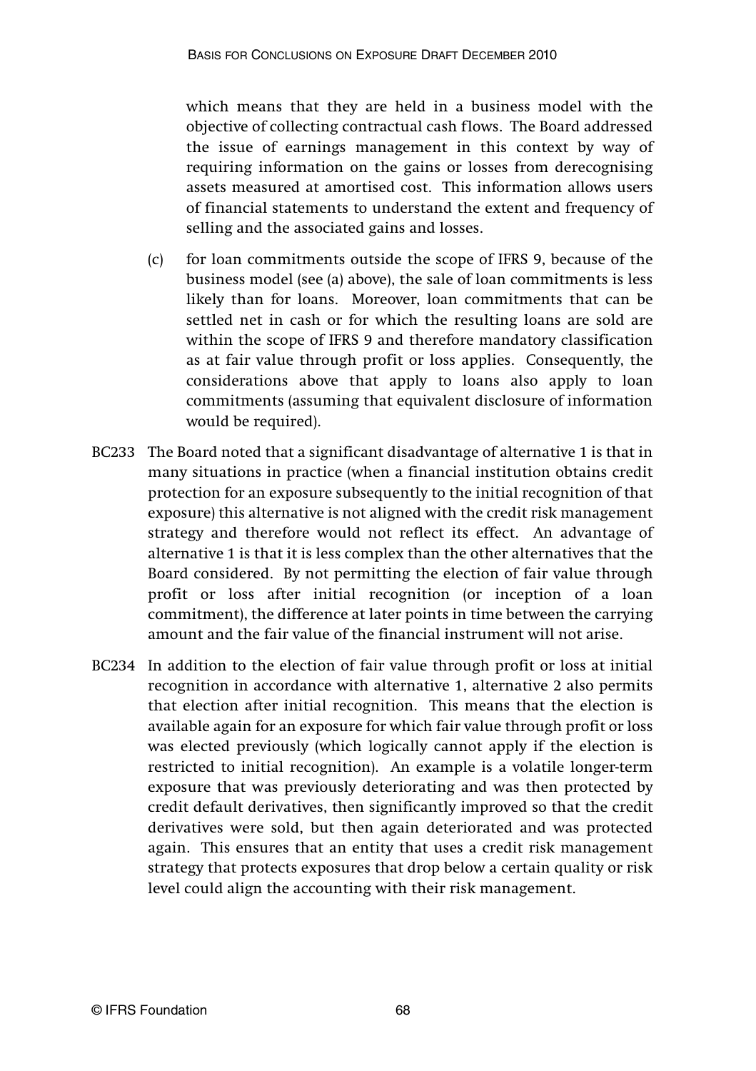which means that they are held in a business model with the objective of collecting contractual cash flows. The Board addressed the issue of earnings management in this context by way of requiring information on the gains or losses from derecognising assets measured at amortised cost. This information allows users of financial statements to understand the extent and frequency of selling and the associated gains and losses.

(c) for loan commitments outside the scope of IFRS 9, because of the business model (see (a) above), the sale of loan commitments is less likely than for loans. Moreover, loan commitments that can be settled net in cash or for which the resulting loans are sold are within the scope of IFRS 9 and therefore mandatory classification as at fair value through profit or loss applies. Consequently, the considerations above that apply to loans also apply to loan commitments (assuming that equivalent disclosure of information would be required).

BC233 The Board noted that a significant disadvantage of alternative 1 is that in many situations in practice (when a financial institution obtains credit protection for an exposure subsequently to the initial recognition of that exposure) this alternative is not aligned with the credit risk management strategy and therefore would not reflect its effect. An advantage of alternative 1 is that it is less complex than the other alternatives that the Board considered. By not permitting the election of fair value through profit or loss after initial recognition (or inception of a loan commitment), the difference at later points in time between the carrying amount and the fair value of the financial instrument will not arise.

BC234 In addition to the election of fair value through profit or loss at initial recognition in accordance with alternative 1, alternative 2 also permits that election after initial recognition. This means that the election is available again for an exposure for which fair value through profit or loss was elected previously (which logically cannot apply if the election is restricted to initial recognition). An example is a volatile longer-term exposure that was previously deteriorating and was then protected by credit default derivatives, then significantly improved so that the credit derivatives were sold, but then again deteriorated and was protected again. This ensures that an entity that uses a credit risk management strategy that protects exposures that drop below a certain quality or risk level could align the accounting with their risk management.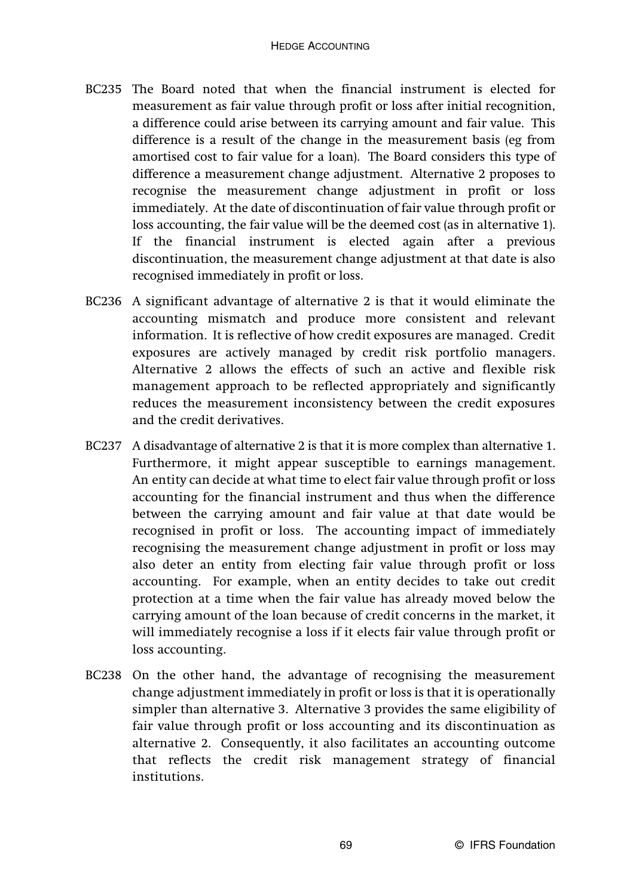BC235 The Board noted that when the financial instrument is elected for measurement as fair value through profit or loss after initial recognition, a difference could arise between its carrying amount and fair value. This difference is a result of the change in the measurement basis (eg from amortised cost to fair value for a loan). The Board considers this type of difference a measurement change adjustment. Alternative 2 proposes to recognise the measurement change adjustment in profit or loss immediately. At the date of discontinuation of fair value through profit or loss accounting, the fair value will be the deemed cost (as in alternative 1). If the financial instrument is elected again after a previous discontinuation, the measurement change adjustment at that date is also recognised immediately in profit or loss.

BC236 A significant advantage of alternative 2 is that it would eliminate the accounting mismatch and produce more consistent and relevant information. It is reflective of how credit exposures are managed. Credit exposures are actively managed by credit risk portfolio managers. Alternative 2 allows the effects of such an active and flexible risk management approach to be reflected appropriately and significantly reduces the measurement inconsistency between the credit exposures and the credit derivatives.

BC237 A disadvantage of alternative 2 is that it is more complex than alternative 1. Furthermore, it might appear susceptible to earnings management. An entity can decide at what time to elect fair value through profit or loss accounting for the financial instrument and thus when the difference between the carrying amount and fair value at that date would be recognised in profit or loss. The accounting impact of immediately recognising the measurement change adjustment in profit or loss may also deter an entity from electing fair value through profit or loss accounting. For example, when an entity decides to take out credit protection at a time when the fair value has already moved below the carrying amount of the loan because of credit concerns in the market, it will immediately recognise a loss if it elects fair value through profit or loss accounting.

BC238 On the other hand, the advantage of recognising the measurement change adjustment immediately in profit or loss is that it is operationally simpler than alternative 3. Alternative 3 provides the same eligibility of fair value through profit or loss accounting and its discontinuation as alternative 2. Consequently, it also facilitates an accounting outcome that reflects the credit risk management strategy of financial institutions.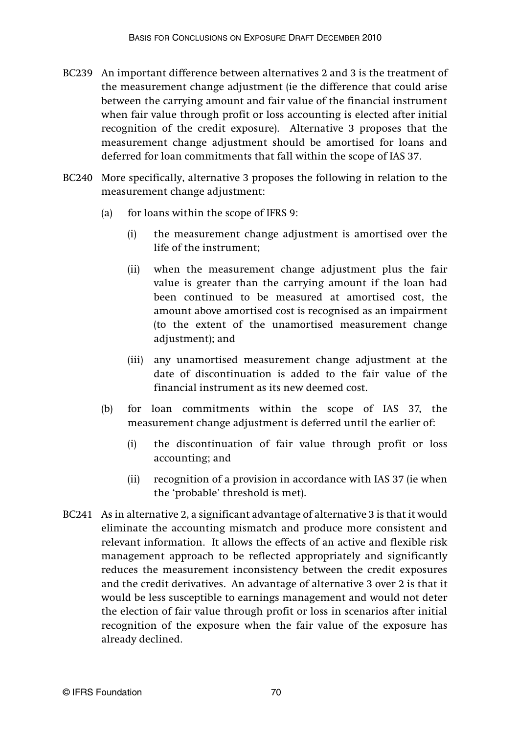BC239 An important difference between alternatives 2 and 3 is the treatment of the measurement change adjustment (ie the difference that could arise between the carrying amount and fair value of the financial instrument when fair value through profit or loss accounting is elected after initial recognition of the credit exposure). Alternative 3 proposes that the measurement change adjustment should be amortised for loans and deferred for loan commitments that fall within the scope of IAS 37.

BC240 More specifically, alternative 3 proposes the following in relation to the measurement change adjustment:

- (a) for loans within the scope of IFRS 9:
  - (i) the measurement change adjustment is amortised over the life of the instrument;
  - (ii) when the measurement change adjustment plus the fair value is greater than the carrying amount if the loan had been continued to be measured at amortised cost, the amount above amortised cost is recognised as an impairment (to the extent of the unamortised measurement change adjustment); and
  - (iii) any unamortised measurement change adjustment at the date of discontinuation is added to the fair value of the financial instrument as its new deemed cost.
- (b) for loan commitments within the scope of IAS 37, the measurement change adjustment is deferred until the earlier of:
  - (i) the discontinuation of fair value through profit or loss accounting; and
  - (ii) recognition of a provision in accordance with IAS 37 (ie when the 'probable' threshold is met).

BC241 As in alternative 2, a significant advantage of alternative 3 is that it would eliminate the accounting mismatch and produce more consistent and relevant information. It allows the effects of an active and flexible risk management approach to be reflected appropriately and significantly reduces the measurement inconsistency between the credit exposures and the credit derivatives. An advantage of alternative 3 over 2 is that it would be less susceptible to earnings management and would not deter the election of fair value through profit or loss in scenarios after initial recognition of the exposure when the fair value of the exposure has already declined.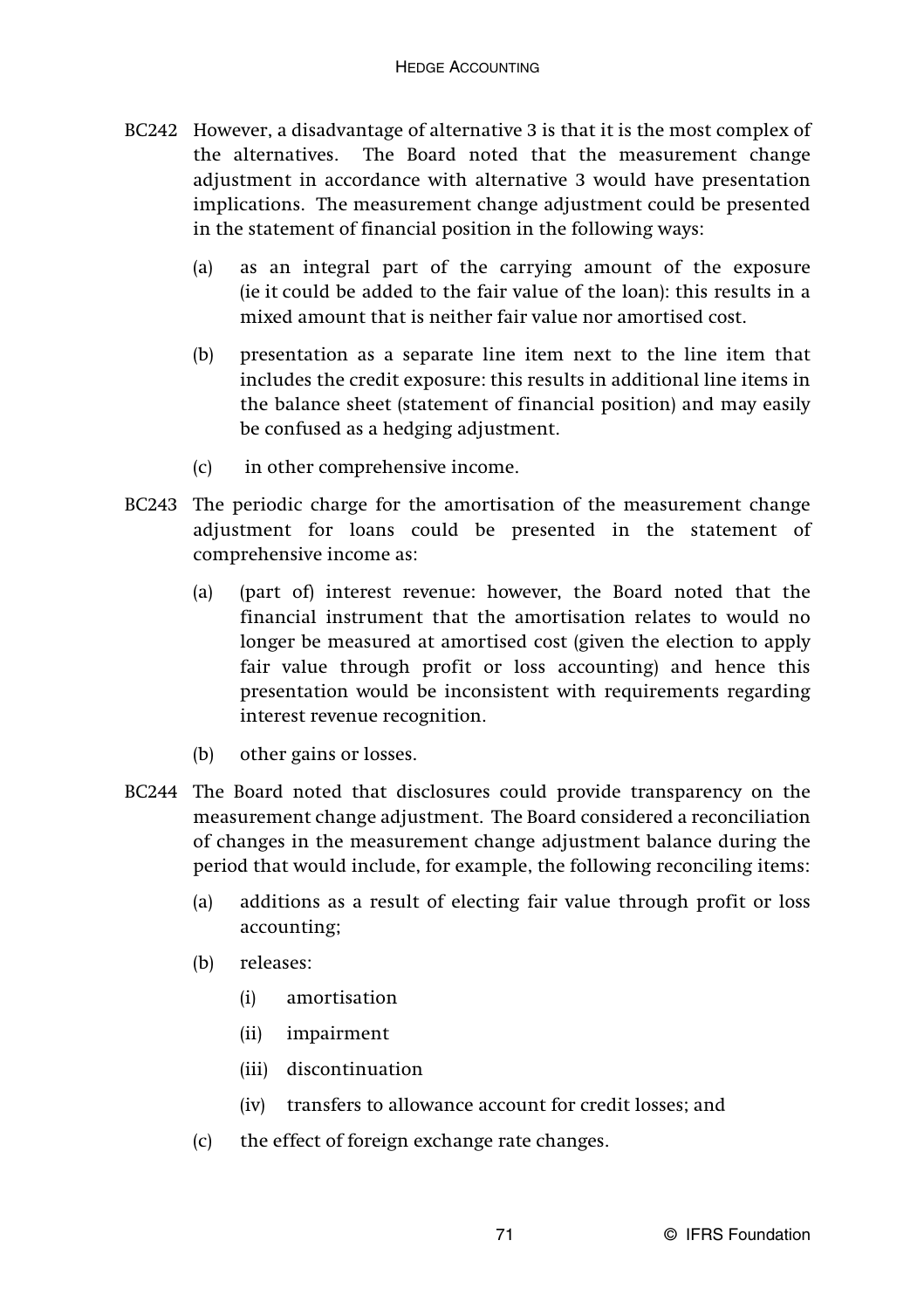BC242 However, a disadvantage of alternative 3 is that it is the most complex of the alternatives. The Board noted that the measurement change adjustment in accordance with alternative 3 would have presentation implications. The measurement change adjustment could be presented in the statement of financial position in the following ways:

(a) as an integral part of the carrying amount of the exposure (ie it could be added to the fair value of the loan): this results in a mixed amount that is neither fair value nor amortised cost.

(b) presentation as a separate line item next to the line item that includes the credit exposure: this results in additional line items in the balance sheet (statement of financial position) and may easily be confused as a hedging adjustment.

(c) in other comprehensive income.

BC243 The periodic charge for the amortisation of the measurement change adjustment for loans could be presented in the statement of comprehensive income as:

(a) (part of) interest revenue: however, the Board noted that the financial instrument that the amortisation relates to would no longer be measured at amortised cost (given the election to apply fair value through profit or loss accounting) and hence this presentation would be inconsistent with requirements regarding interest revenue recognition.

(b) other gains or losses.

BC244 The Board noted that disclosures could provide transparency on the measurement change adjustment. The Board considered a reconciliation of changes in the measurement change adjustment balance during the period that would include, for example, the following reconciling items:

(a) additions as a result of electing fair value through profit or loss accounting;

(b) releases:

 (i) amortisation

 (ii) impairment

 (iii) discontinuation

 (iv) transfers to allowance account for credit losses; and

(c) the effect of foreign exchange rate changes.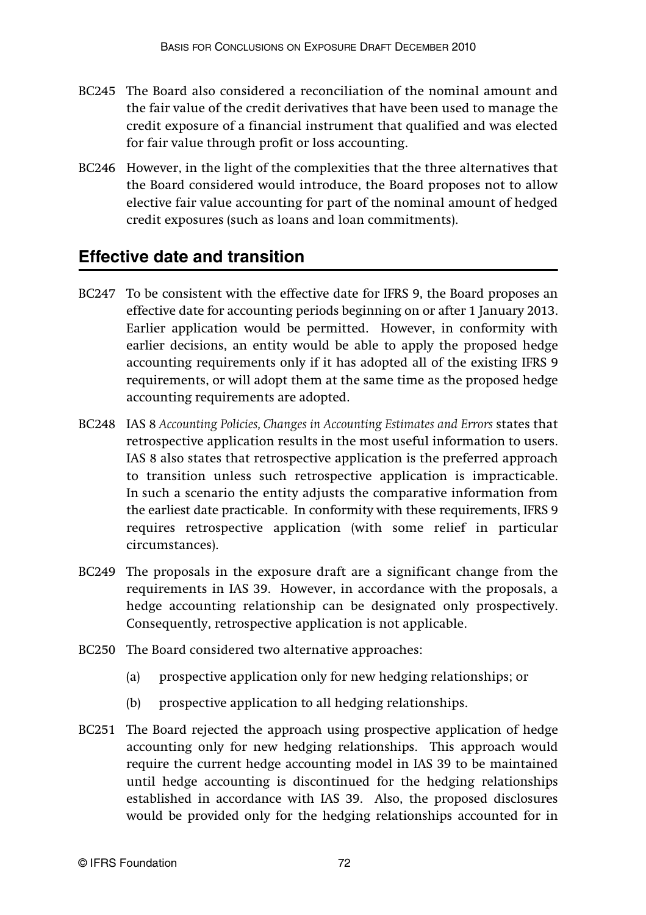BC245 The Board also considered a reconciliation of the nominal amount and the fair value of the credit derivatives that have been used to manage the credit exposure of a financial instrument that qualified and was elected for fair value through profit or loss accounting.

BC246 However, in the light of the complexities that the three alternatives that the Board considered would introduce, the Board proposes not to allow elective fair value accounting for part of the nominal amount of hedged credit exposures (such as loans and loan commitments).

## Effective date and transition

BC247 To be consistent with the effective date for IFRS 9, the Board proposes an effective date for accounting periods beginning on or after 1 January 2013. Earlier application would be permitted. However, in conformity with earlier decisions, an entity would be able to apply the proposed hedge accounting requirements only if it has adopted all of the existing IFRS 9 requirements, or will adopt them at the same time as the proposed hedge accounting requirements are adopted.

BC248 IAS 8 *Accounting Policies, Changes in Accounting Estimates and Errors* states that retrospective application results in the most useful information to users. IAS 8 also states that retrospective application is the preferred approach to transition unless such retrospective application is impracticable. In such a scenario the entity adjusts the comparative information from the earliest date practicable. In conformity with these requirements, IFRS 9 requires retrospective application (with some relief in particular circumstances).

BC249 The proposals in the exposure draft are a significant change from the requirements in IAS 39. However, in accordance with the proposals, a hedge accounting relationship can be designated only prospectively. Consequently, retrospective application is not applicable.

BC250 The Board considered two alternative approaches:

(a) prospective application only for new hedging relationships; or

(b) prospective application to all hedging relationships.

BC251 The Board rejected the approach using prospective application of hedge accounting only for new hedging relationships. This approach would require the current hedge accounting model in IAS 39 to be maintained until hedge accounting is discontinued for the hedging relationships established in accordance with IAS 39. Also, the proposed disclosures would be provided only for the hedging relationships accounted for in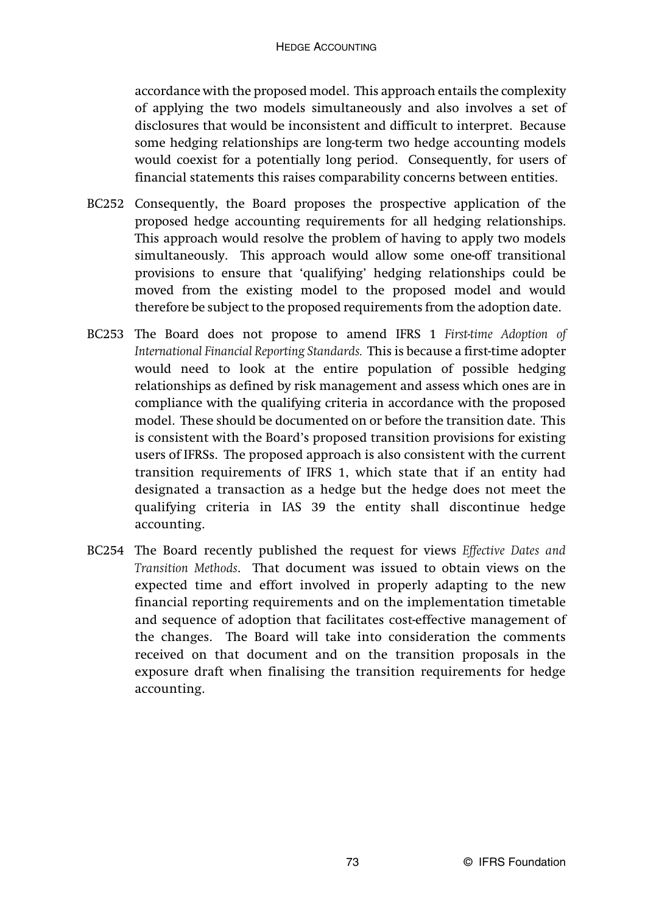accordance with the proposed model. This approach entails the complexity of applying the two models simultaneously and also involves a set of disclosures that would be inconsistent and difficult to interpret. Because some hedging relationships are long-term two hedge accounting models would coexist for a potentially long period. Consequently, for users of financial statements this raises comparability concerns between entities.

BC252 Consequently, the Board proposes the prospective application of the proposed hedge accounting requirements for all hedging relationships. This approach would resolve the problem of having to apply two models simultaneously. This approach would allow some one-off transitional provisions to ensure that 'qualifying' hedging relationships could be moved from the existing model to the proposed model and would therefore be subject to the proposed requirements from the adoption date.

BC253 The Board does not propose to amend IFRS 1 *First-time Adoption of International Financial Reporting Standards.* This is because a first-time adopter would need to look at the entire population of possible hedging relationships as defined by risk management and assess which ones are in compliance with the qualifying criteria in accordance with the proposed model. These should be documented on or before the transition date. This is consistent with the Board's proposed transition provisions for existing users of IFRSs. The proposed approach is also consistent with the current transition requirements of IFRS 1, which state that if an entity had designated a transaction as a hedge but the hedge does not meet the qualifying criteria in IAS 39 the entity shall discontinue hedge accounting.

BC254 The Board recently published the request for views *Effective Dates and Transition Methods*. That document was issued to obtain views on the expected time and effort involved in properly adapting to the new financial reporting requirements and on the implementation timetable and sequence of adoption that facilitates cost-effective management of the changes. The Board will take into consideration the comments received on that document and on the transition proposals in the exposure draft when finalising the transition requirements for hedge accounting.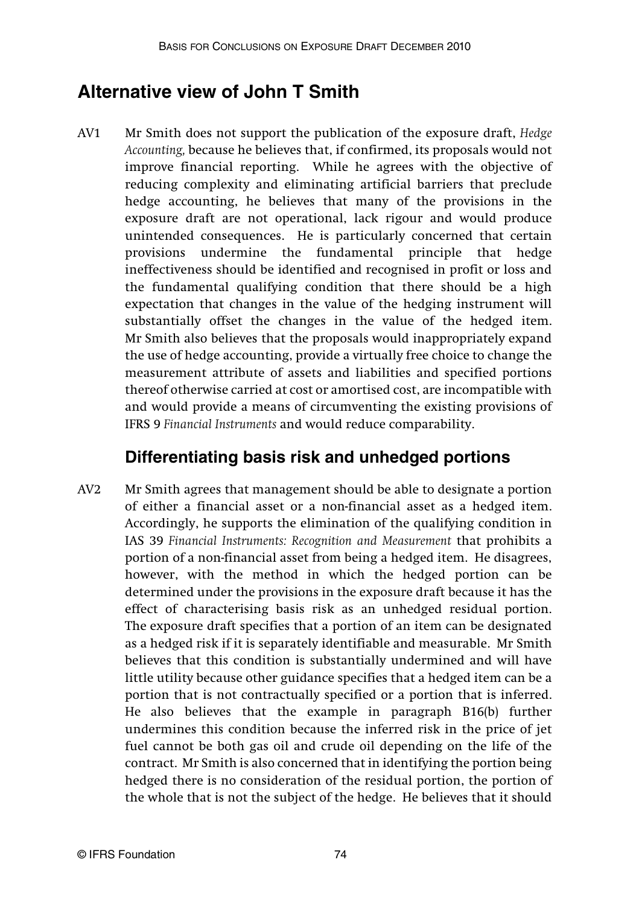## Alternative view of John T Smith

AV1 Mr Smith does not support the publication of the exposure draft, *Hedge Accounting,* because he believes that, if confirmed, its proposals would not improve financial reporting. While he agrees with the objective of reducing complexity and eliminating artificial barriers that preclude hedge accounting, he believes that many of the provisions in the exposure draft are not operational, lack rigour and would produce unintended consequences. He is particularly concerned that certain provisions undermine the fundamental principle that hedge ineffectiveness should be identified and recognised in profit or loss and the fundamental qualifying condition that there should be a high expectation that changes in the value of the hedging instrument will substantially offset the changes in the value of the hedged item. Mr Smith also believes that the proposals would inappropriately expand the use of hedge accounting, provide a virtually free choice to change the measurement attribute of assets and liabilities and specified portions thereof otherwise carried at cost or amortised cost, are incompatible with and would provide a means of circumventing the existing provisions of IFRS 9 *Financial Instruments* and would reduce comparability.

### Differentiating basis risk and unhedged portions

AV2 Mr Smith agrees that management should be able to designate a portion of either a financial asset or a non-financial asset as a hedged item. Accordingly, he supports the elimination of the qualifying condition in IAS 39 *Financial Instruments: Recognition and Measurement* that prohibits a portion of a non-financial asset from being a hedged item. He disagrees, however, with the method in which the hedged portion can be determined under the provisions in the exposure draft because it has the effect of characterising basis risk as an unhedged residual portion. The exposure draft specifies that a portion of an item can be designated as a hedged risk if it is separately identifiable and measurable. Mr Smith believes that this condition is substantially undermined and will have little utility because other guidance specifies that a hedged item can be a portion that is not contractually specified or a portion that is inferred. He also believes that the example in paragraph B16(b) further undermines this condition because the inferred risk in the price of jet fuel cannot be both gas oil and crude oil depending on the life of the contract. Mr Smith is also concerned that in identifying the portion being hedged there is no consideration of the residual portion, the portion of the whole that is not the subject of the hedge. He believes that it should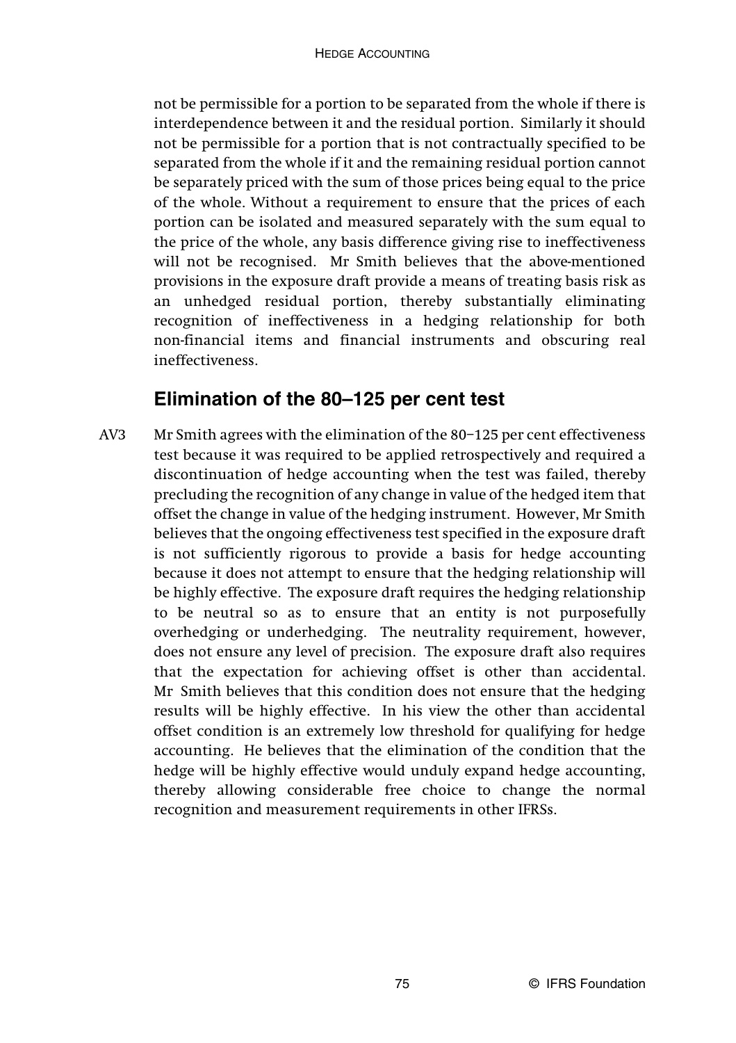not be permissible for a portion to be separated from the whole if there is interdependence between it and the residual portion. Similarly it should not be permissible for a portion that is not contractually specified to be separated from the whole if it and the remaining residual portion cannot be separately priced with the sum of those prices being equal to the price of the whole. Without a requirement to ensure that the prices of each portion can be isolated and measured separately with the sum equal to the price of the whole, any basis difference giving rise to ineffectiveness will not be recognised. Mr Smith believes that the above-mentioned provisions in the exposure draft provide a means of treating basis risk as an unhedged residual portion, thereby substantially eliminating recognition of ineffectiveness in a hedging relationship for both non-financial items and financial instruments and obscuring real ineffectiveness.

## Elimination of the 80–125 per cent test

AV3 Mr Smith agrees with the elimination of the 80–125 per cent effectiveness test because it was required to be applied retrospectively and required a discontinuation of hedge accounting when the test was failed, thereby precluding the recognition of any change in value of the hedged item that offset the change in value of the hedging instrument. However, Mr Smith believes that the ongoing effectiveness test specified in the exposure draft is not sufficiently rigorous to provide a basis for hedge accounting because it does not attempt to ensure that the hedging relationship will be highly effective. The exposure draft requires the hedging relationship to be neutral so as to ensure that an entity is not purposefully overhedging or underhedging. The neutrality requirement, however, does not ensure any level of precision. The exposure draft also requires that the expectation for achieving offset is other than accidental. Mr Smith believes that this condition does not ensure that the hedging results will be highly effective. In his view the other than accidental offset condition is an extremely low threshold for qualifying for hedge accounting. He believes that the elimination of the condition that the hedge will be highly effective would unduly expand hedge accounting, thereby allowing considerable free choice to change the normal recognition and measurement requirements in other IFRSs.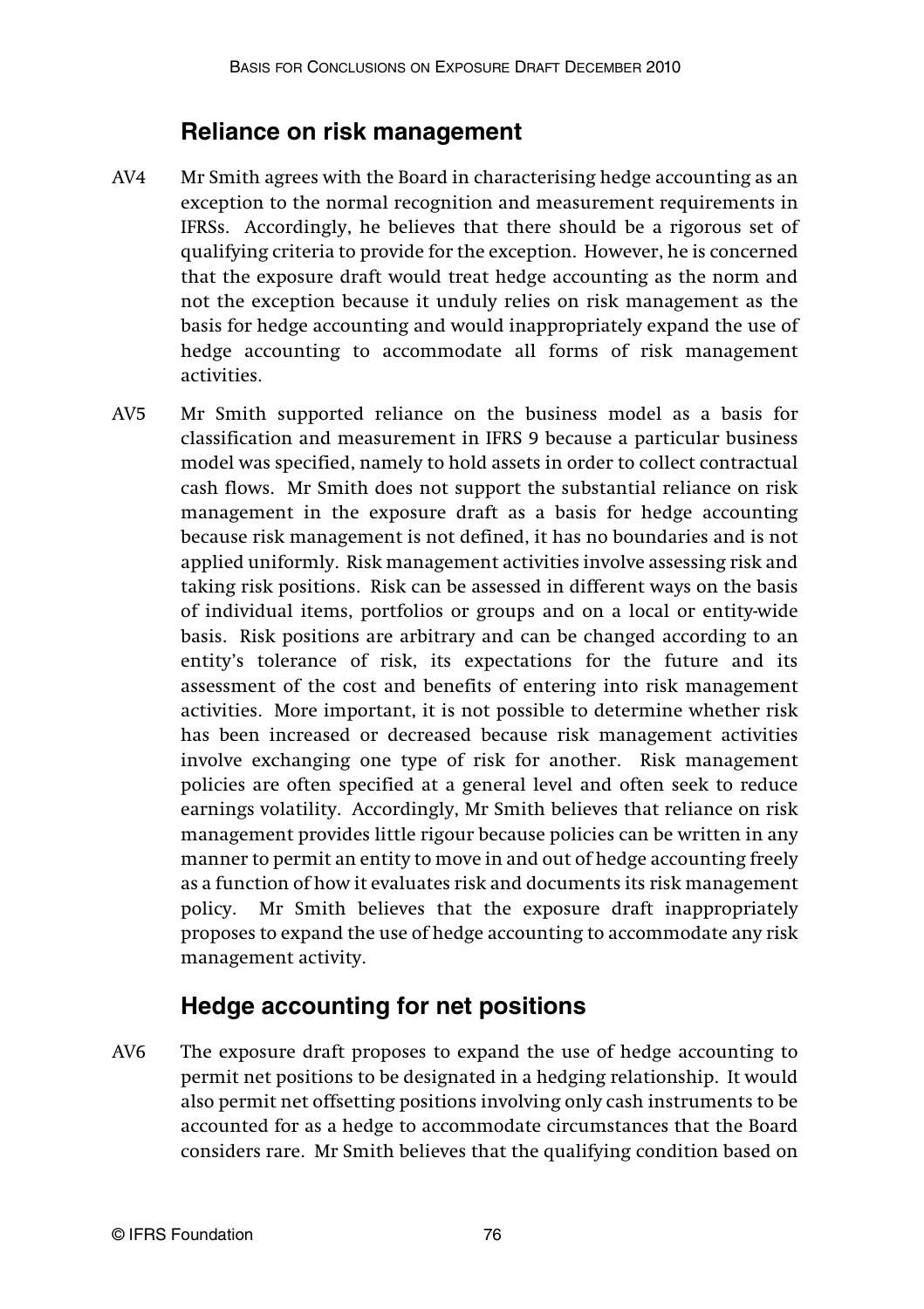## Reliance on risk management

AV4 Mr Smith agrees with the Board in characterising hedge accounting as an exception to the normal recognition and measurement requirements in IFRSs. Accordingly, he believes that there should be a rigorous set of qualifying criteria to provide for the exception. However, he is concerned that the exposure draft would treat hedge accounting as the norm and not the exception because it unduly relies on risk management as the basis for hedge accounting and would inappropriately expand the use of hedge accounting to accommodate all forms of risk management activities.

AV5 Mr Smith supported reliance on the business model as a basis for classification and measurement in IFRS 9 because a particular business model was specified, namely to hold assets in order to collect contractual cash flows. Mr Smith does not support the substantial reliance on risk management in the exposure draft as a basis for hedge accounting because risk management is not defined, it has no boundaries and is not applied uniformly. Risk management activities involve assessing risk and taking risk positions. Risk can be assessed in different ways on the basis of individual items, portfolios or groups and on a local or entity-wide basis. Risk positions are arbitrary and can be changed according to an entity's tolerance of risk, its expectations for the future and its assessment of the cost and benefits of entering into risk management activities. More important, it is not possible to determine whether risk has been increased or decreased because risk management activities involve exchanging one type of risk for another. Risk management policies are often specified at a general level and often seek to reduce earnings volatility. Accordingly, Mr Smith believes that reliance on risk management provides little rigour because policies can be written in any manner to permit an entity to move in and out of hedge accounting freely as a function of how it evaluates risk and documents its risk management policy. Mr Smith believes that the exposure draft inappropriately proposes to expand the use of hedge accounting to accommodate any risk management activity.

## Hedge accounting for net positions

AV6 The exposure draft proposes to expand the use of hedge accounting to permit net positions to be designated in a hedging relationship. It would also permit net offsetting positions involving only cash instruments to be accounted for as a hedge to accommodate circumstances that the Board considers rare. Mr Smith believes that the qualifying condition based on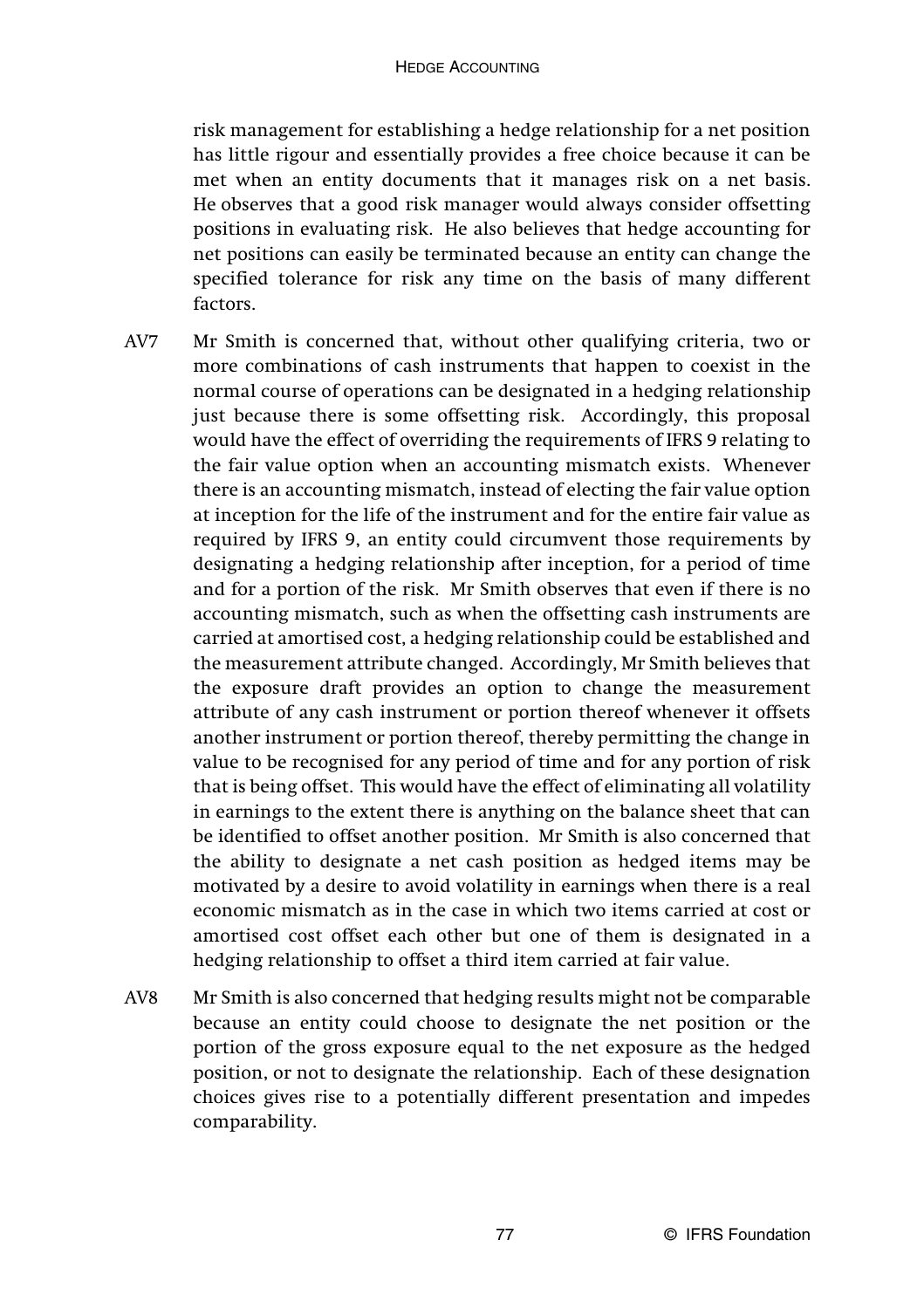risk management for establishing a hedge relationship for a net position has little rigour and essentially provides a free choice because it can be met when an entity documents that it manages risk on a net basis. He observes that a good risk manager would always consider offsetting positions in evaluating risk. He also believes that hedge accounting for net positions can easily be terminated because an entity can change the specified tolerance for risk any time on the basis of many different factors.

AV7 Mr Smith is concerned that, without other qualifying criteria, two or more combinations of cash instruments that happen to coexist in the normal course of operations can be designated in a hedging relationship just because there is some offsetting risk. Accordingly, this proposal would have the effect of overriding the requirements of IFRS 9 relating to the fair value option when an accounting mismatch exists. Whenever there is an accounting mismatch, instead of electing the fair value option at inception for the life of the instrument and for the entire fair value as required by IFRS 9, an entity could circumvent those requirements by designating a hedging relationship after inception, for a period of time and for a portion of the risk. Mr Smith observes that even if there is no accounting mismatch, such as when the offsetting cash instruments are carried at amortised cost, a hedging relationship could be established and the measurement attribute changed. Accordingly, Mr Smith believes that the exposure draft provides an option to change the measurement attribute of any cash instrument or portion thereof whenever it offsets another instrument or portion thereof, thereby permitting the change in value to be recognised for any period of time and for any portion of risk that is being offset. This would have the effect of eliminating all volatility in earnings to the extent there is anything on the balance sheet that can be identified to offset another position. Mr Smith is also concerned that the ability to designate a net cash position as hedged items may be motivated by a desire to avoid volatility in earnings when there is a real economic mismatch as in the case in which two items carried at cost or amortised cost offset each other but one of them is designated in a hedging relationship to offset a third item carried at fair value.

AV8 Mr Smith is also concerned that hedging results might not be comparable because an entity could choose to designate the net position or the portion of the gross exposure equal to the net exposure as the hedged position, or not to designate the relationship. Each of these designation choices gives rise to a potentially different presentation and impedes comparability.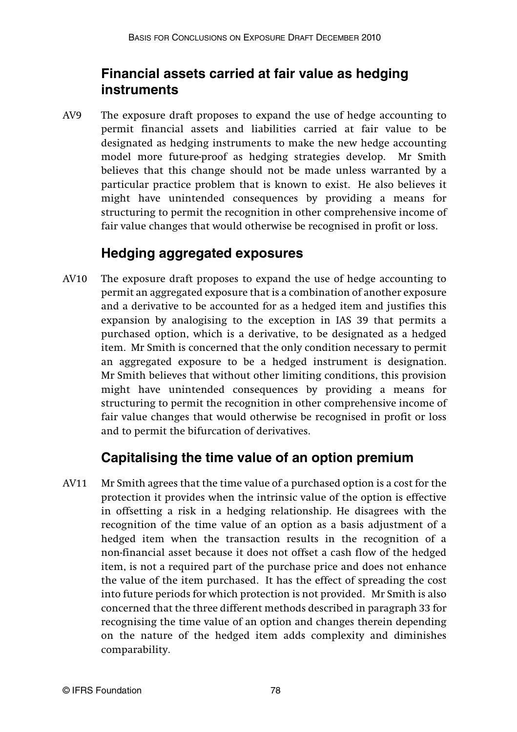## Financial assets carried at fair value as hedging instruments

AV9 The exposure draft proposes to expand the use of hedge accounting to permit financial assets and liabilities carried at fair value to be designated as hedging instruments to make the new hedge accounting model more future-proof as hedging strategies develop. Mr Smith believes that this change should not be made unless warranted by a particular practice problem that is known to exist. He also believes it might have unintended consequences by providing a means for structuring to permit the recognition in other comprehensive income of fair value changes that would otherwise be recognised in profit or loss.

## Hedging aggregated exposures

AV10 The exposure draft proposes to expand the use of hedge accounting to permit an aggregated exposure that is a combination of another exposure and a derivative to be accounted for as a hedged item and justifies this expansion by analogising to the exception in IAS 39 that permits a purchased option, which is a derivative, to be designated as a hedged item. Mr Smith is concerned that the only condition necessary to permit an aggregated exposure to be a hedged instrument is designation. Mr Smith believes that without other limiting conditions, this provision might have unintended consequences by providing a means for structuring to permit the recognition in other comprehensive income of fair value changes that would otherwise be recognised in profit or loss and to permit the bifurcation of derivatives.

## Capitalising the time value of an option premium

AV11 Mr Smith agrees that the time value of a purchased option is a cost for the protection it provides when the intrinsic value of the option is effective in offsetting a risk in a hedging relationship. He disagrees with the recognition of the time value of an option as a basis adjustment of a hedged item when the transaction results in the recognition of a non-financial asset because it does not offset a cash flow of the hedged item, is not a required part of the purchase price and does not enhance the value of the item purchased. It has the effect of spreading the cost into future periods for which protection is not provided. Mr Smith is also concerned that the three different methods described in paragraph 33 for recognising the time value of an option and changes therein depending on the nature of the hedged item adds complexity and diminishes comparability.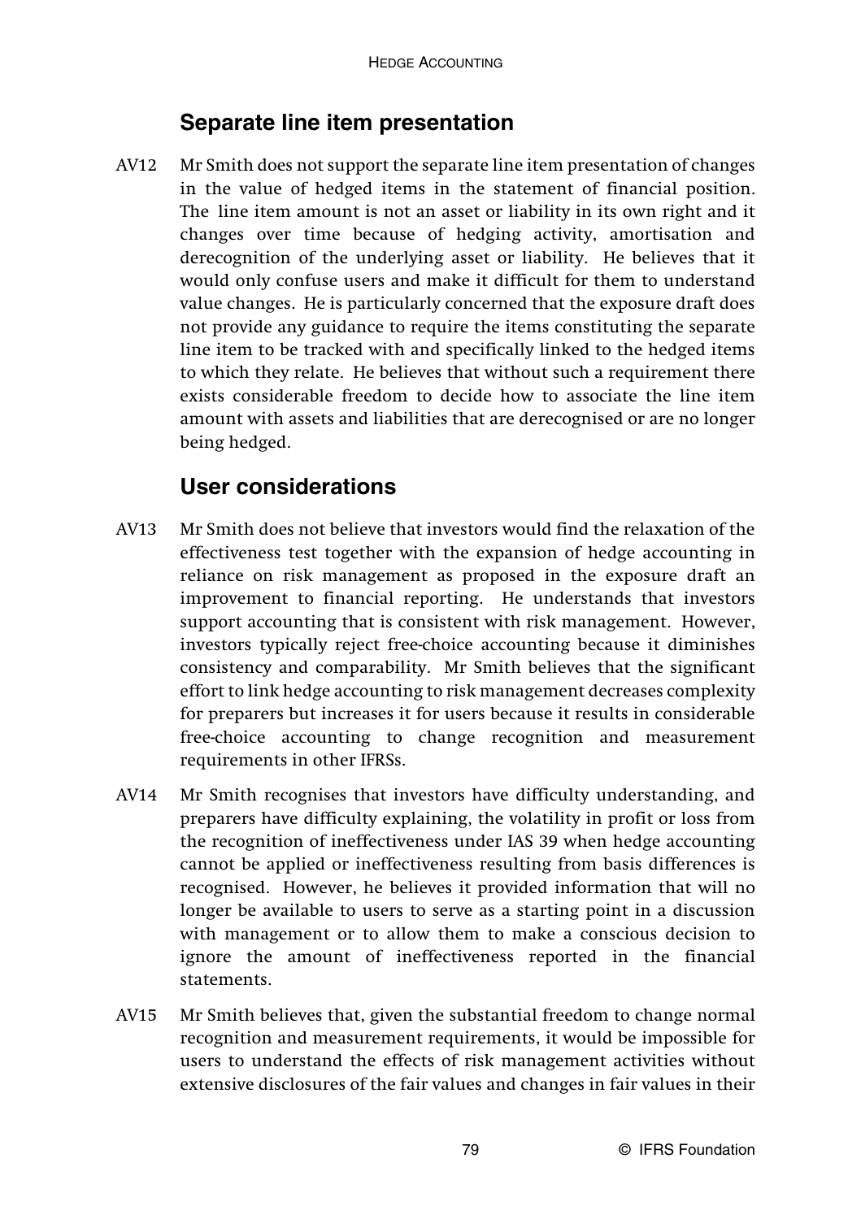## Separate line item presentation

AV12 Mr Smith does not support the separate line item presentation of changes in the value of hedged items in the statement of financial position. The line item amount is not an asset or liability in its own right and it changes over time because of hedging activity, amortisation and derecognition of the underlying asset or liability. He believes that it would only confuse users and make it difficult for them to understand value changes. He is particularly concerned that the exposure draft does not provide any guidance to require the items constituting the separate line item to be tracked with and specifically linked to the hedged items to which they relate. He believes that without such a requirement there exists considerable freedom to decide how to associate the line item amount with assets and liabilities that are derecognised or are no longer being hedged.

## User considerations

AV13 Mr Smith does not believe that investors would find the relaxation of the effectiveness test together with the expansion of hedge accounting in reliance on risk management as proposed in the exposure draft an improvement to financial reporting. He understands that investors support accounting that is consistent with risk management. However, investors typically reject free-choice accounting because it diminishes consistency and comparability. Mr Smith believes that the significant effort to link hedge accounting to risk management decreases complexity for preparers but increases it for users because it results in considerable free-choice accounting to change recognition and measurement requirements in other IFRSs.

AV14 Mr Smith recognises that investors have difficulty understanding, and preparers have difficulty explaining, the volatility in profit or loss from the recognition of ineffectiveness under IAS 39 when hedge accounting cannot be applied or ineffectiveness resulting from basis differences is recognised. However, he believes it provided information that will no longer be available to users to serve as a starting point in a discussion with management or to allow them to make a conscious decision to ignore the amount of ineffectiveness reported in the financial statements.

AV15 Mr Smith believes that, given the substantial freedom to change normal recognition and measurement requirements, it would be impossible for users to understand the effects of risk management activities without extensive disclosures of the fair values and changes in fair values in their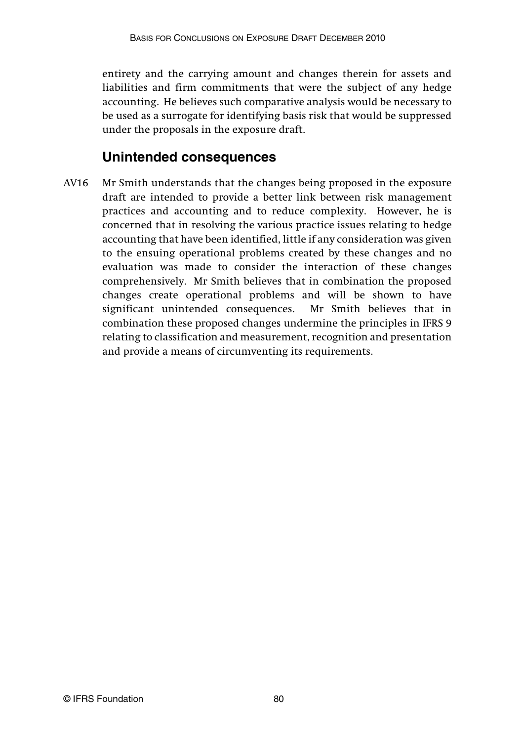entirety and the carrying amount and changes therein for assets and liabilities and firm commitments that were the subject of any hedge accounting. He believes such comparative analysis would be necessary to be used as a surrogate for identifying basis risk that would be suppressed under the proposals in the exposure draft.

## Unintended consequences

AV16 Mr Smith understands that the changes being proposed in the exposure draft are intended to provide a better link between risk management practices and accounting and to reduce complexity. However, he is concerned that in resolving the various practice issues relating to hedge accounting that have been identified, little if any consideration was given to the ensuing operational problems created by these changes and no evaluation was made to consider the interaction of these changes comprehensively. Mr Smith believes that in combination the proposed changes create operational problems and will be shown to have significant unintended consequences. Mr Smith believes that in combination these proposed changes undermine the principles in IFRS 9 relating to classification and measurement, recognition and presentation and provide a means of circumventing its requirements.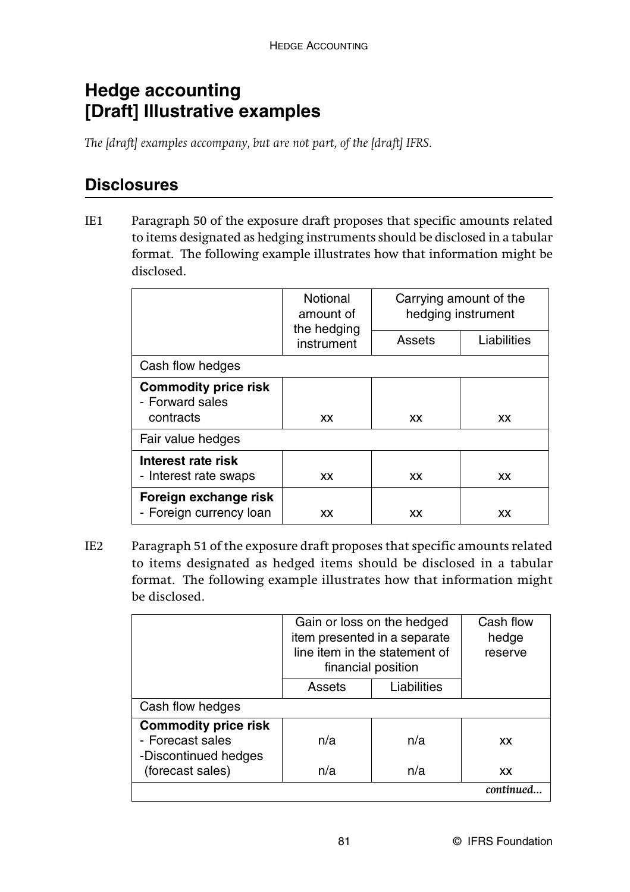# Hedge accounting
# [Draft] Illustrative examples

*The [draft] examples accompany, but are not part, of the [draft] IFRS.*

## Disclosures

IE1 Paragraph 50 of the exposure draft proposes that specific amounts related to items designated as hedging instruments should be disclosed in a tabular format. The following example illustrates how that information might be disclosed.

| | Notional amount of the hedging instrument | Carrying amount of the hedging instrument | |
|---|---|---|---|
| | | Assets | Liabilities |
| Cash flow hedges | | | |
| **Commodity price risk**<br>- Forward sales contracts | xx | xx | xx |
| Fair value hedges | | | |
| **Interest rate risk**<br>- Interest rate swaps | xx | xx | xx |
| **Foreign exchange risk**<br>- Foreign currency loan | xx | xx | xx |

IE2 Paragraph 51 of the exposure draft proposes that specific amounts related to items designated as hedged items should be disclosed in a tabular format. The following example illustrates how that information might be disclosed.

| | Gain or loss on the hedged item presented in a separate line item in the statement of financial position | | Cash flow hedge reserve |
|---|---|---|---|
| | Assets | Liabilities | |
| Cash flow hedges | | | |
| **Commodity price risk**<br>- Forecast sales | n/a | n/a | xx |
| -Discontinued hedges (forecast sales) | n/a | n/a | xx |
| | | | *continued...* |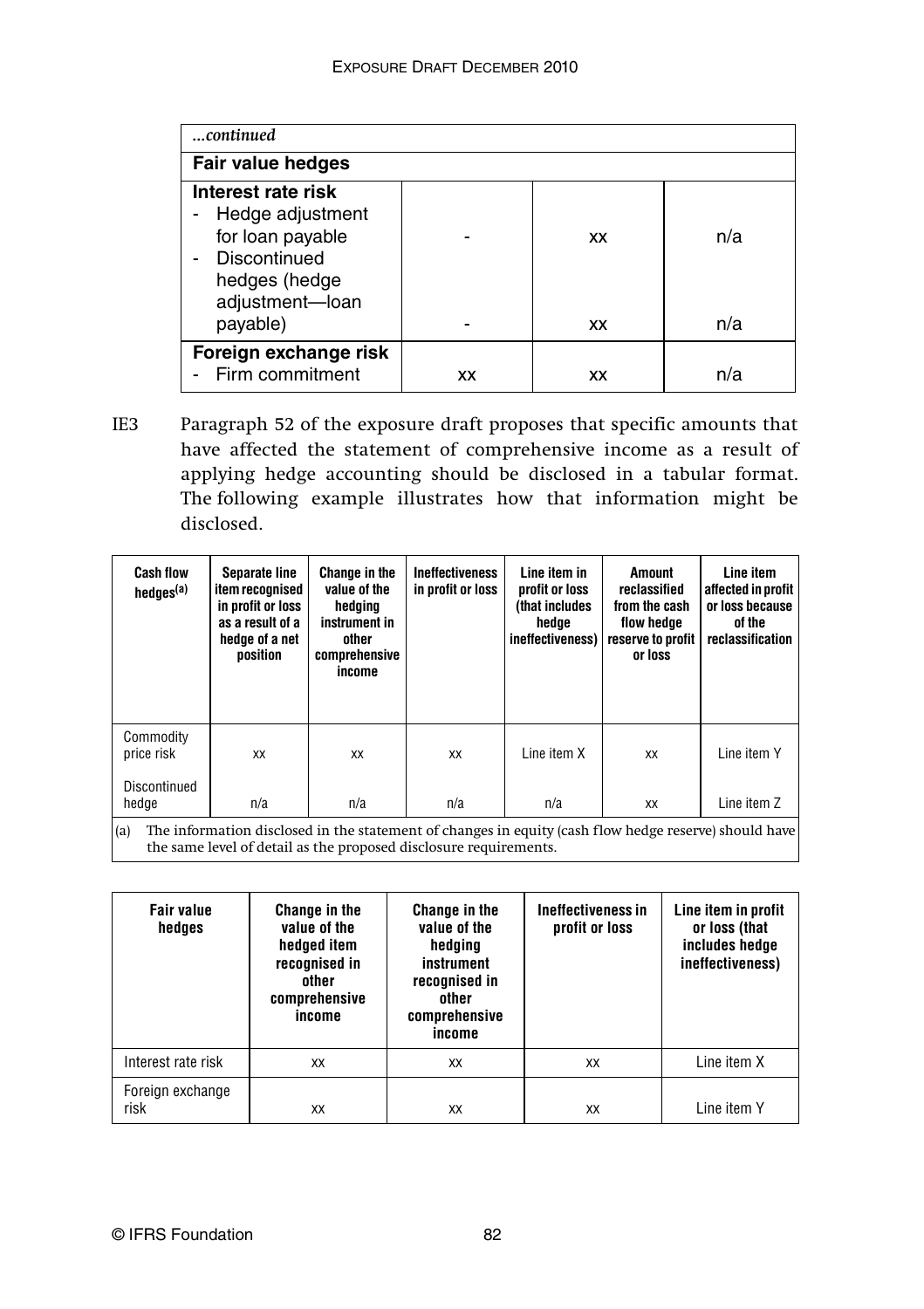| | | | |
|---|---|---|---|
| *...continued* | | | |
| **Fair value hedges** | | | |
| **Interest rate risk** | | | |
| - Hedge adjustment for loan payable | - | xx | n/a |
| - Discontinued hedges (hedge adjustment—loan payable) | - | xx | n/a |
| **Foreign exchange risk** | | | |
| - Firm commitment | xx | xx | n/a |

IE3 Paragraph 52 of the exposure draft proposes that specific amounts that have affected the statement of comprehensive income as a result of applying hedge accounting should be disclosed in a tabular format. The following example illustrates how that information might be disclosed.

| Cash flow hedges[(a)] | Separate line item recognised in profit or loss as a result of a hedge of a net position | Change in the value of the hedging instrument in other comprehensive income | Ineffectiveness in profit or loss | Line item in profit or loss (that includes hedge ineffectiveness) | Amount reclassified from the cash flow hedge reserve to profit or loss | Line item affected in profit or loss because of the reclassification |
|---|---|---|---|---|---|---|
| Commodity price risk | xx | xx | xx | Line item X | xx | Line item Y |
| Discontinued hedge | n/a | n/a | n/a | n/a | xx | Line item Z |

(a) The information disclosed in the statement of changes in equity (cash flow hedge reserve) should have the same level of detail as the proposed disclosure requirements.

| Fair value hedges | Change in the value of the hedged item recognised in other comprehensive income | Change in the value of the hedging instrument recognised in other comprehensive income | Ineffectiveness in profit or loss | Line item in profit or loss (that includes hedge ineffectiveness) |
|---|---|---|---|---|
| Interest rate risk | xx | xx | xx | Line item X |
| Foreign exchange risk | xx | xx | xx | Line item Y |